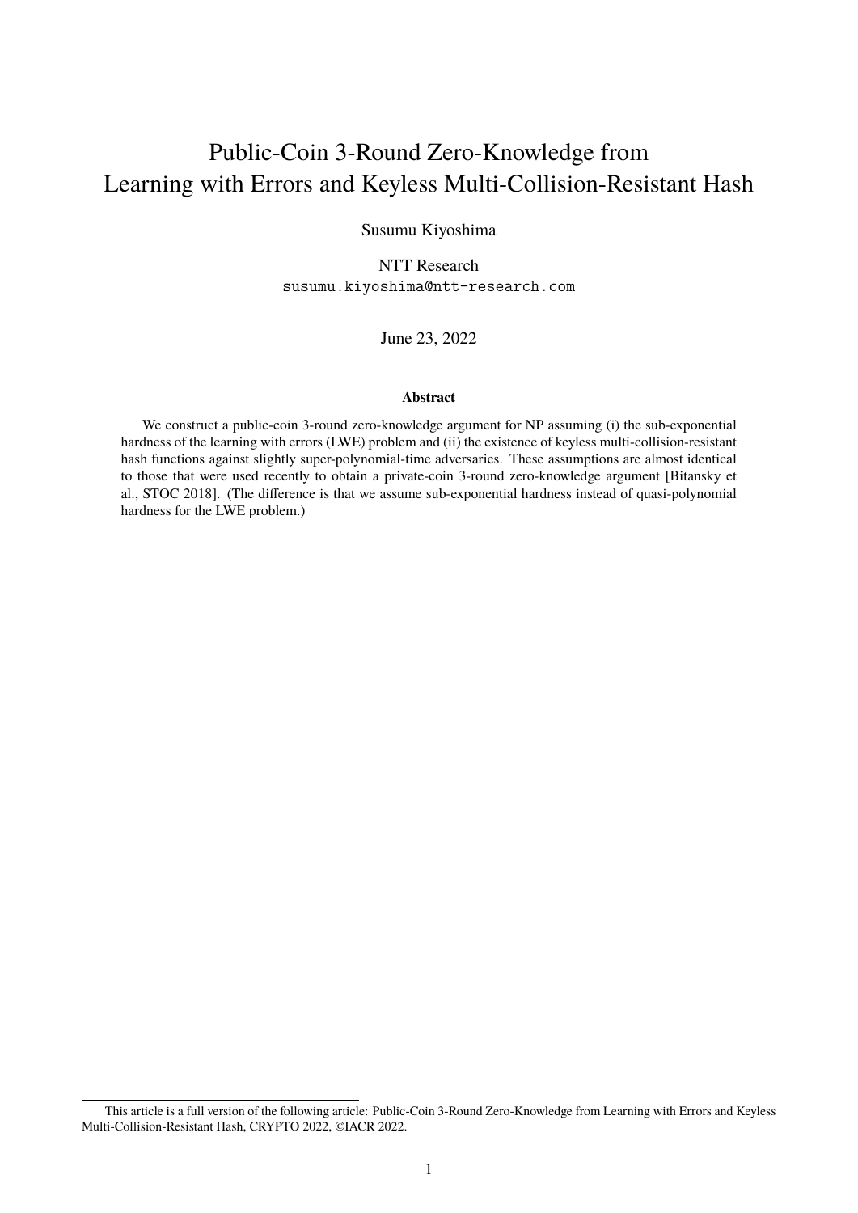# Public-Coin 3-Round Zero-Knowledge from Learning with Errors and Keyless Multi-Collision-Resistant Hash

Susumu Kiyoshima

NTT Research
susumu.kiyoshima@ntt-research.com

June 23, 2022

**Abstract**

We construct a public-coin 3-round zero-knowledge argument for NP assuming (i) the sub-exponential hardness of the learning with errors (LWE) problem and (ii) the existence of keyless multi-collision-resistant hash functions against slightly super-polynomial-time adversaries. These assumptions are almost identical to those that were used recently to obtain a private-coin 3-round zero-knowledge argument [Bitansky et al., STOC 2018]. (The difference is that we assume sub-exponential hardness instead of quasi-polynomial hardness for the LWE problem.)

---

This article is a full version of the following article: Public-Coin 3-Round Zero-Knowledge from Learning with Errors and Keyless Multi-Collision-Resistant Hash, CRYPTO 2022, ©IACR 2022.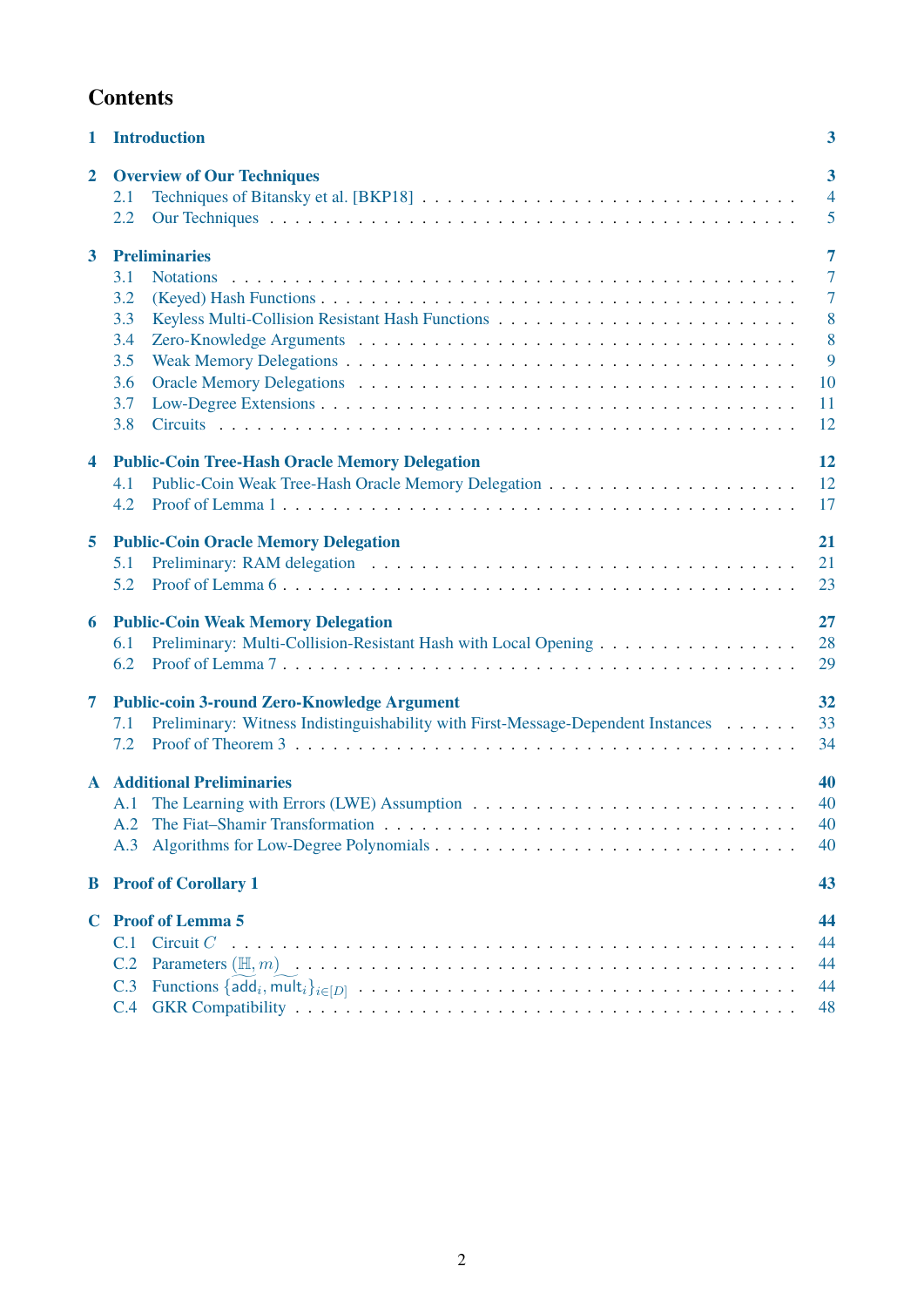# Contents

**1 Introduction** — 3

**2 Overview of Our Techniques** — 3
- 2.1 Techniques of Bitansky et al. [BKP18] — 4
- 2.2 Our Techniques — 5

**3 Preliminaries** — 7
- 3.1 Notations — 7
- 3.2 (Keyed) Hash Functions — 7
- 3.3 Keyless Multi-Collision Resistant Hash Functions — 8
- 3.4 Zero-Knowledge Arguments — 8
- 3.5 Weak Memory Delegations — 9
- 3.6 Oracle Memory Delegations — 10
- 3.7 Low-Degree Extensions — 11
- 3.8 Circuits — 12

**4 Public-Coin Tree-Hash Oracle Memory Delegation** — 12
- 4.1 Public-Coin Weak Tree-Hash Oracle Memory Delegation — 12
- 4.2 Proof of Lemma 1 — 17

**5 Public-Coin Oracle Memory Delegation** — 21
- 5.1 Preliminary: RAM delegation — 21
- 5.2 Proof of Lemma 6 — 23

**6 Public-Coin Weak Memory Delegation** — 27
- 6.1 Preliminary: Multi-Collision-Resistant Hash with Local Opening — 28
- 6.2 Proof of Lemma 7 — 29

**7 Public-coin 3-round Zero-Knowledge Argument** — 32
- 7.1 Preliminary: Witness Indistinguishability with First-Message-Dependent Instances — 33
- 7.2 Proof of Theorem 3 — 34

**A Additional Preliminaries** — 40
- A.1 The Learning with Errors (LWE) Assumption — 40
- A.2 The Fiat–Shamir Transformation — 40
- A.3 Algorithms for Low-Degree Polynomials — 40

**B Proof of Corollary 1** — 43

**C Proof of Lemma 5** — 44
- C.1 Circuit $C$ — 44
- C.2 Parameters $(\widetilde{\mathbb{H}}, \widetilde{m})$ — 44
- C.3 Functions $\{\widetilde{\mathsf{add}}_i, \widetilde{\mathsf{mult}}_i\}_{i \in [D]}$ — 44
- C.4 GKR Compatibility — 48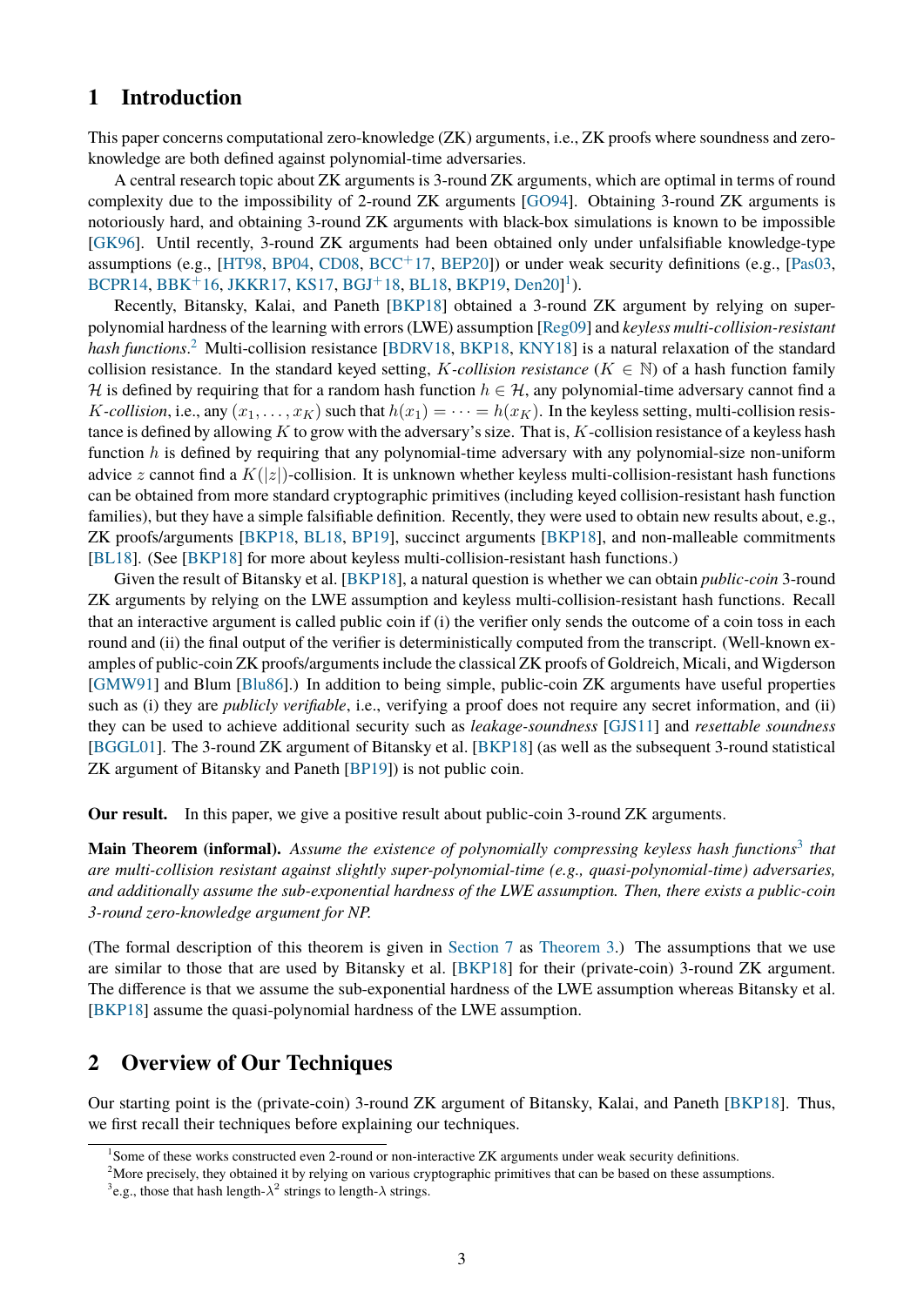## 1 Introduction

This paper concerns computational zero-knowledge (ZK) arguments, i.e., ZK proofs where soundness and zero-knowledge are both defined against polynomial-time adversaries.

A central research topic about ZK arguments is 3-round ZK arguments, which are optimal in terms of round complexity due to the impossibility of 2-round ZK arguments [GO94]. Obtaining 3-round ZK arguments is notoriously hard, and obtaining 3-round ZK arguments with black-box simulations is known to be impossible [GK96]. Until recently, 3-round ZK arguments had been obtained only under unfalsifiable knowledge-type assumptions (e.g., [HT98, BP04, CD08, BCC+17, BEP20]) or under weak security definitions (e.g., [Pas03, BCPR14, BBK+16, JKKR17, KS17, BGJ+18, BL18, BKP19, Den20][1]).

Recently, Bitansky, Kalai, and Paneth [BKP18] obtained a 3-round ZK argument by relying on super-polynomial hardness of the learning with errors (LWE) assumption [Reg09] and *keyless multi-collision-resistant hash functions*.[2] Multi-collision resistance [BDRV18, BKP18, KNY18] is a natural relaxation of the standard collision resistance. In the standard keyed setting, *$K$-collision resistance* ($K \in \mathbb{N}$) of a hash function family $\mathcal{H}$ is defined by requiring that for a random hash function $h \in \mathcal{H}$, any polynomial-time adversary cannot find a *$K$-collision*, i.e., any $(x_1, \ldots, x_K)$ such that $h(x_1) = \cdots = h(x_K)$. In the keyless setting, multi-collision resistance is defined by allowing $K$ to grow with the adversary's size. That is, $K$-collision resistance of a keyless hash function $h$ is defined by requiring that any polynomial-time adversary with any polynomial-size non-uniform advice $z$ cannot find a $K(|z|)$-collision. It is unknown whether keyless multi-collision-resistant hash functions can be obtained from more standard cryptographic primitives (including keyed collision-resistant hash function families), but they have a simple falsifiable definition. Recently, they were used to obtain new results about, e.g., ZK proofs/arguments [BKP18, BL18, BP19], succinct arguments [BKP18], and non-malleable commitments [BL18]. (See [BKP18] for more about keyless multi-collision-resistant hash functions.)

Given the result of Bitansky et al. [BKP18], a natural question is whether we can obtain *public-coin* 3-round ZK arguments by relying on the LWE assumption and keyless multi-collision-resistant hash functions. Recall that an interactive argument is called public coin if (i) the verifier only sends the outcome of a coin toss in each round and (ii) the final output of the verifier is deterministically computed from the transcript. (Well-known examples of public-coin ZK proofs/arguments include the classical ZK proofs of Goldreich, Micali, and Wigderson [GMW91] and Blum [Blu86].) In addition to being simple, public-coin ZK arguments have useful properties such as (i) they are *publicly verifiable*, i.e., verifying a proof does not require any secret information, and (ii) they can be used to achieve additional security such as *leakage-soundness* [GJS11] and *resettable soundness* [BGGL01]. The 3-round ZK argument of Bitansky et al. [BKP18] (as well as the subsequent 3-round statistical ZK argument of Bitansky and Paneth [BP19]) is not public coin.

**Our result.** In this paper, we give a positive result about public-coin 3-round ZK arguments.

**Main Theorem (informal).** *Assume the existence of polynomially compressing keyless hash functions*[3] *that are multi-collision resistant against slightly super-polynomial-time (e.g., quasi-polynomial-time) adversaries, and additionally assume the sub-exponential hardness of the LWE assumption. Then, there exists a public-coin 3-round zero-knowledge argument for NP.*

(The formal description of this theorem is given in Section 7 as Theorem 3.) The assumptions that we use are similar to those that are used by Bitansky et al. [BKP18] for their (private-coin) 3-round ZK argument. The difference is that we assume the sub-exponential hardness of the LWE assumption whereas Bitansky et al. [BKP18] assume the quasi-polynomial hardness of the LWE assumption.

## 2 Overview of Our Techniques

Our starting point is the (private-coin) 3-round ZK argument of Bitansky, Kalai, and Paneth [BKP18]. Thus, we first recall their techniques before explaining our techniques.

---

[1] Some of these works constructed even 2-round or non-interactive ZK arguments under weak security definitions.

[2] More precisely, they obtained it by relying on various cryptographic primitives that can be based on these assumptions.

[3] e.g., those that hash length-$\lambda^2$ strings to length-$\lambda$ strings.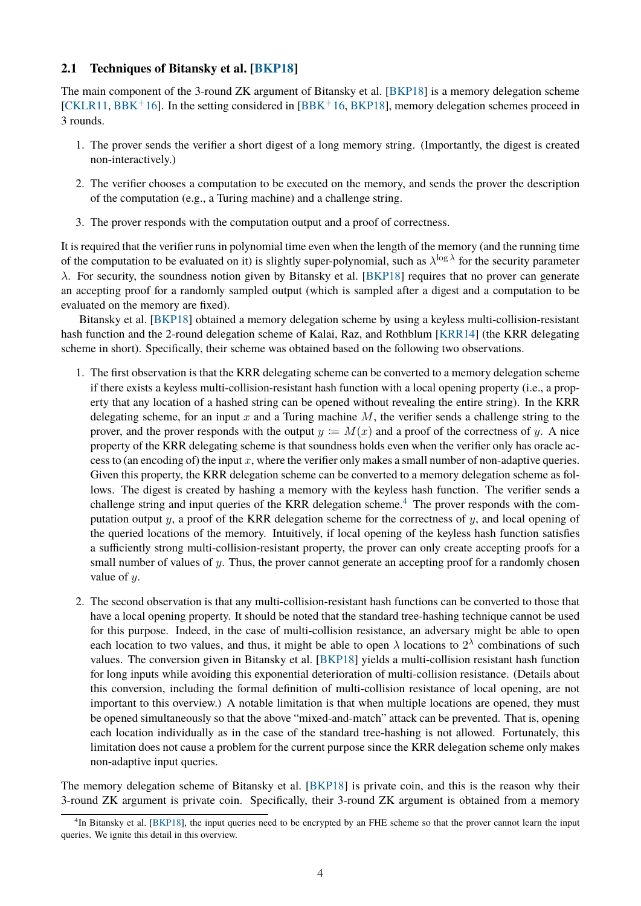### 2.1 Techniques of Bitansky et al. [BKP18]

The main component of the 3-round ZK argument of Bitansky et al. [BKP18] is a memory delegation scheme [CKLR11, BBK+16]. In the setting considered in [BBK+16, BKP18], memory delegation schemes proceed in 3 rounds.

1. The prover sends the verifier a short digest of a long memory string. (Importantly, the digest is created non-interactively.)
2. The verifier chooses a computation to be executed on the memory, and sends the prover the description of the computation (e.g., a Turing machine) and a challenge string.
3. The prover responds with the computation output and a proof of correctness.

It is required that the verifier runs in polynomial time even when the length of the memory (and the running time of the computation to be evaluated on it) is slightly super-polynomial, such as $\lambda^{\log \lambda}$ for the security parameter $\lambda$. For security, the soundness notion given by Bitansky et al. [BKP18] requires that no prover can generate an accepting proof for a randomly sampled output (which is sampled after a digest and a computation to be evaluated on the memory are fixed).

Bitansky et al. [BKP18] obtained a memory delegation scheme by using a keyless multi-collision-resistant hash function and the 2-round delegation scheme of Kalai, Raz, and Rothblum [KRR14] (the KRR delegating scheme in short). Specifically, their scheme was obtained based on the following two observations.

1. The first observation is that the KRR delegating scheme can be converted to a memory delegation scheme if there exists a keyless multi-collision-resistant hash function with a local opening property (i.e., a property that any location of a hashed string can be opened without revealing the entire string). In the KRR delegating scheme, for an input $x$ and a Turing machine $M$, the verifier sends a challenge string to the prover, and the prover responds with the output $y := M(x)$ and a proof of the correctness of $y$. A nice property of the KRR delegating scheme is that soundness holds even when the verifier only has oracle access to (an encoding of) the input $x$, where the verifier only makes a small number of non-adaptive queries. Given this property, the KRR delegation scheme can be converted to a memory delegation scheme as follows. The digest is created by hashing a memory with the keyless hash function. The verifier sends a challenge string and input queries of the KRR delegation scheme.[4] The prover responds with the computation output $y$, a proof of the KRR delegation scheme for the correctness of $y$, and local opening of the queried locations of the memory. Intuitively, if local opening of the keyless hash function satisfies a sufficiently strong multi-collision-resistant property, the prover can only create accepting proofs for a small number of values of $y$. Thus, the prover cannot generate an accepting proof for a randomly chosen value of $y$.

2. The second observation is that any multi-collision-resistant hash functions can be converted to those that have a local opening property. It should be noted that the standard tree-hashing technique cannot be used for this purpose. Indeed, in the case of multi-collision resistance, an adversary might be able to open each location to two values, and thus, it might be able to open $\lambda$ locations to $2^\lambda$ combinations of such values. The conversion given in Bitansky et al. [BKP18] yields a multi-collision resistant hash function for long inputs while avoiding this exponential deterioration of multi-collision resistance. (Details about this conversion, including the formal definition of multi-collision resistance of local opening, are not important to this overview.) A notable limitation is that when multiple locations are opened, they must be opened simultaneously so that the above "mixed-and-match" attack can be prevented. That is, opening each location individually as in the case of the standard tree-hashing is not allowed. Fortunately, this limitation does not cause a problem for the current purpose since the KRR delegation scheme only makes non-adaptive input queries.

The memory delegation scheme of Bitansky et al. [BKP18] is private coin, and this is the reason why their 3-round ZK argument is private coin. Specifically, their 3-round ZK argument is obtained from a memory

[4] In Bitansky et al. [BKP18], the input queries need to be encrypted by an FHE scheme so that the prover cannot learn the input queries. We ignite this detail in this overview.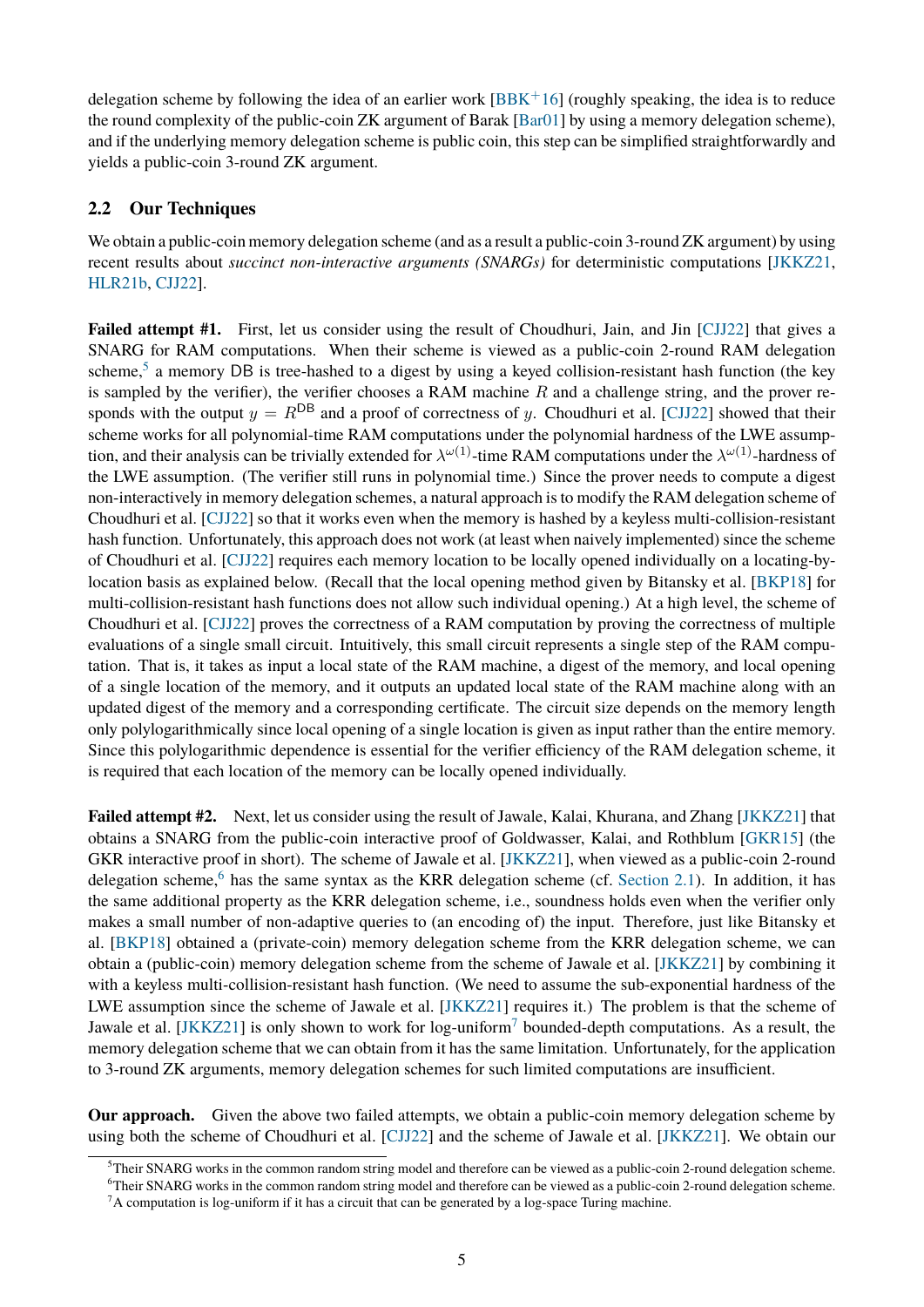delegation scheme by following the idea of an earlier work [BBK+16] (roughly speaking, the idea is to reduce the round complexity of the public-coin ZK argument of Barak [Bar01] by using a memory delegation scheme), and if the underlying memory delegation scheme is public coin, this step can be simplified straightforwardly and yields a public-coin 3-round ZK argument.

## 2.2 Our Techniques

We obtain a public-coin memory delegation scheme (and as a result a public-coin 3-round ZK argument) by using recent results about *succinct non-interactive arguments (SNARGs)* for deterministic computations [JKKZ21, HLR21b, CJJ22].

**Failed attempt #1.** First, let us consider using the result of Choudhuri, Jain, and Jin [CJJ22] that gives a SNARG for RAM computations. When their scheme is viewed as a public-coin 2-round RAM delegation scheme,[5] a memory $\mathsf{DB}$ is tree-hashed to a digest by using a keyed collision-resistant hash function (the key is sampled by the verifier), the verifier chooses a RAM machine $R$ and a challenge string, and the prover responds with the output $y = R^{\mathsf{DB}}$ and a proof of correctness of $y$. Choudhuri et al. [CJJ22] showed that their scheme works for all polynomial-time RAM computations under the polynomial hardness of the LWE assumption, and their analysis can be trivially extended for $\lambda^{\omega(1)}$-time RAM computations under the $\lambda^{\omega(1)}$-hardness of the LWE assumption. (The verifier still runs in polynomial time.) Since the prover needs to compute a digest non-interactively in memory delegation schemes, a natural approach is to modify the RAM delegation scheme of Choudhuri et al. [CJJ22] so that it works even when the memory is hashed by a keyless multi-collision-resistant hash function. Unfortunately, this approach does not work (at least when naively implemented) since the scheme of Choudhuri et al. [CJJ22] requires each memory location to be locally opened individually on a locating-by-location basis as explained below. (Recall that the local opening method given by Bitansky et al. [BKP18] for multi-collision-resistant hash functions does not allow such individual opening.) At a high level, the scheme of Choudhuri et al. [CJJ22] proves the correctness of a RAM computation by proving the correctness of multiple evaluations of a single small circuit. Intuitively, this small circuit represents a single step of the RAM computation. That is, it takes as input a local state of the RAM machine, a digest of the memory, and local opening of a single location of the memory, and it outputs an updated local state of the RAM machine along with an updated digest of the memory and a corresponding certificate. The circuit size depends on the memory length only polylogarithmically since local opening of a single location is given as input rather than the entire memory. Since this polylogarithmic dependence is essential for the verifier efficiency of the RAM delegation scheme, it is required that each location of the memory can be locally opened individually.

**Failed attempt #2.** Next, let us consider using the result of Jawale, Kalai, Khurana, and Zhang [JKKZ21] that obtains a SNARG from the public-coin interactive proof of Goldwasser, Kalai, and Rothblum [GKR15] (the GKR interactive proof in short). The scheme of Jawale et al. [JKKZ21], when viewed as a public-coin 2-round delegation scheme,[6] has the same syntax as the KRR delegation scheme (cf. Section 2.1). In addition, it has the same additional property as the KRR delegation scheme, i.e., soundness holds even when the verifier only makes a small number of non-adaptive queries to (an encoding of) the input. Therefore, just like Bitansky et al. [BKP18] obtained a (private-coin) memory delegation scheme from the KRR delegation scheme, we can obtain a (public-coin) memory delegation scheme from the scheme of Jawale et al. [JKKZ21] by combining it with a keyless multi-collision-resistant hash function. (We need to assume the sub-exponential hardness of the LWE assumption since the scheme of Jawale et al. [JKKZ21] requires it.) The problem is that the scheme of Jawale et al. [JKKZ21] is only shown to work for log-uniform[7] bounded-depth computations. As a result, the memory delegation scheme that we can obtain from it has the same limitation. Unfortunately, for the application to 3-round ZK arguments, memory delegation schemes for such limited computations are insufficient.

**Our approach.** Given the above two failed attempts, we obtain a public-coin memory delegation scheme by using both the scheme of Choudhuri et al. [CJJ22] and the scheme of Jawale et al. [JKKZ21]. We obtain our

---

[5] Their SNARG works in the common random string model and therefore can be viewed as a public-coin 2-round delegation scheme.

[6] Their SNARG works in the common random string model and therefore can be viewed as a public-coin 2-round delegation scheme.

[7] A computation is log-uniform if it has a circuit that can be generated by a log-space Turing machine.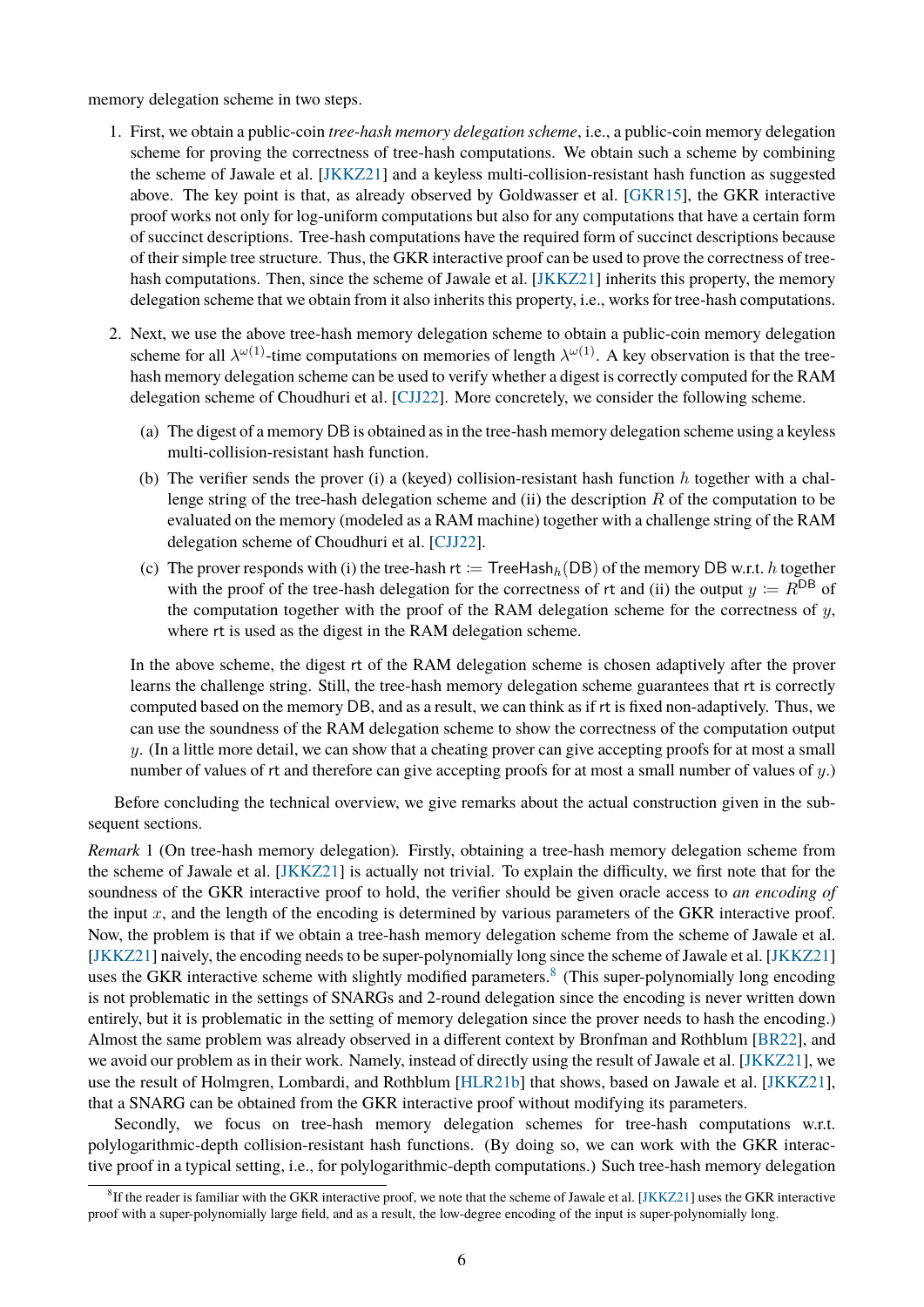memory delegation scheme in two steps.

1. First, we obtain a public-coin *tree-hash memory delegation scheme*, i.e., a public-coin memory delegation scheme for proving the correctness of tree-hash computations. We obtain such a scheme by combining the scheme of Jawale et al. [JKKZ21] and a keyless multi-collision-resistant hash function as suggested above. The key point is that, as already observed by Goldwasser et al. [GKR15], the GKR interactive proof works not only for log-uniform computations but also for any computations that have a certain form of succinct descriptions. Tree-hash computations have the required form of succinct descriptions because of their simple tree structure. Thus, the GKR interactive proof can be used to prove the correctness of tree-hash computations. Then, since the scheme of Jawale et al. [JKKZ21] inherits this property, the memory delegation scheme that we obtain from it also inherits this property, i.e., works for tree-hash computations.

2. Next, we use the above tree-hash memory delegation scheme to obtain a public-coin memory delegation scheme for all $\lambda^{\omega(1)}$-time computations on memories of length $\lambda^{\omega(1)}$. A key observation is that the tree-hash memory delegation scheme can be used to verify whether a digest is correctly computed for the RAM delegation scheme of Choudhuri et al. [CJJ22]. More concretely, we consider the following scheme.

   (a) The digest of a memory DB is obtained as in the tree-hash memory delegation scheme using a keyless multi-collision-resistant hash function.

   (b) The verifier sends the prover (i) a (keyed) collision-resistant hash function $h$ together with a challenge string of the tree-hash delegation scheme and (ii) the description $R$ of the computation to be evaluated on the memory (modeled as a RAM machine) together with a challenge string of the RAM delegation scheme of Choudhuri et al. [CJJ22].

   (c) The prover responds with (i) the tree-hash $\mathsf{rt} := \mathsf{TreeHash}_h(\mathsf{DB})$ of the memory DB w.r.t. $h$ together with the proof of the tree-hash delegation for the correctness of rt and (ii) the output $y := R^{\mathsf{DB}}$ of the computation together with the proof of the RAM delegation scheme for the correctness of $y$, where rt is used as the digest in the RAM delegation scheme.

   In the above scheme, the digest rt of the RAM delegation scheme is chosen adaptively after the prover learns the challenge string. Still, the tree-hash memory delegation scheme guarantees that rt is correctly computed based on the memory DB, and as a result, we can think as if rt is fixed non-adaptively. Thus, we can use the soundness of the RAM delegation scheme to show the correctness of the computation output $y$. (In a little more detail, we can show that a cheating prover can give accepting proofs for at most a small number of values of rt and therefore can give accepting proofs for at most a small number of values of $y$.)

Before concluding the technical overview, we give remarks about the actual construction given in the subsequent sections.

*Remark* 1 (On tree-hash memory delegation). Firstly, obtaining a tree-hash memory delegation scheme from the scheme of Jawale et al. [JKKZ21] is actually not trivial. To explain the difficulty, we first note that for the soundness of the GKR interactive proof to hold, the verifier should be given oracle access to *an encoding of* the input $x$, and the length of the encoding is determined by various parameters of the GKR interactive proof. Now, the problem is that if we obtain a tree-hash memory delegation scheme from the scheme of Jawale et al. [JKKZ21] naively, the encoding needs to be super-polynomially long since the scheme of Jawale et al. [JKKZ21] uses the GKR interactive scheme with slightly modified parameters.[8] (This super-polynomially long encoding is not problematic in the settings of SNARGs and 2-round delegation since the encoding is never written down entirely, but it is problematic in the setting of memory delegation since the prover needs to hash the encoding.) Almost the same problem was already observed in a different context by Bronfman and Rothblum [BR22], and we avoid our problem as in their work. Namely, instead of directly using the result of Jawale et al. [JKKZ21], we use the result of Holmgren, Lombardi, and Rothblum [HLR21b] that shows, based on Jawale et al. [JKKZ21], that a SNARG can be obtained from the GKR interactive proof without modifying its parameters.

Secondly, we focus on tree-hash memory delegation schemes for tree-hash computations w.r.t. polylogarithmic-depth collision-resistant hash functions. (By doing so, we can work with the GKR interactive proof in a typical setting, i.e., for polylogarithmic-depth computations.) Such tree-hash memory delegation

---

[8] If the reader is familiar with the GKR interactive proof, we note that the scheme of Jawale et al. [JKKZ21] uses the GKR interactive proof with a super-polynomially large field, and as a result, the low-degree encoding of the input is super-polynomially long.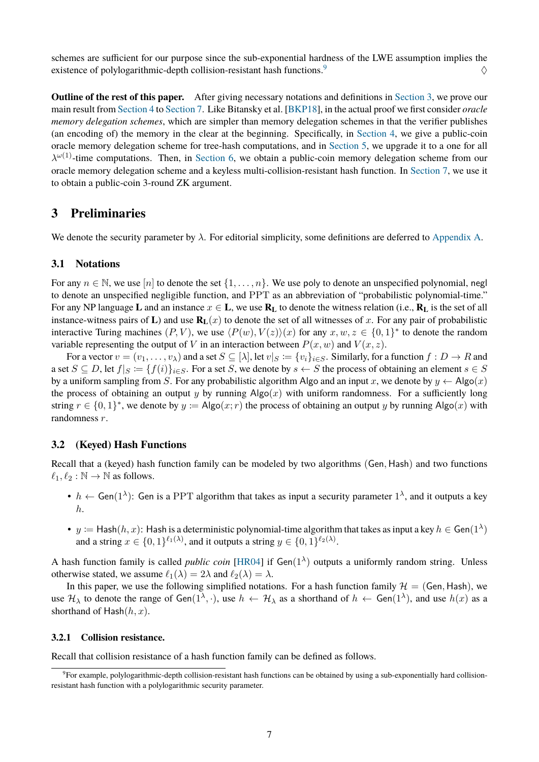schemes are sufficient for our purpose since the sub-exponential hardness of the LWE assumption implies the existence of polylogarithmic-depth collision-resistant hash functions.[9] $\diamondsuit$

**Outline of the rest of this paper.** After giving necessary notations and definitions in Section 3, we prove our main result from Section 4 to Section 7. Like Bitansky et al. [BKP18], in the actual proof we first consider *oracle memory delegation schemes*, which are simpler than memory delegation schemes in that the verifier publishes (an encoding of) the memory in the clear at the beginning. Specifically, in Section 4, we give a public-coin oracle memory delegation scheme for tree-hash computations, and in Section 5, we upgrade it to a one for all $\lambda^{\omega(1)}$-time computations. Then, in Section 6, we obtain a public-coin memory delegation scheme from our oracle memory delegation scheme and a keyless multi-collision-resistant hash function. In Section 7, we use it to obtain a public-coin 3-round ZK argument.

# 3 Preliminaries

We denote the security parameter by $\lambda$. For editorial simplicity, some definitions are deferred to Appendix A.

## 3.1 Notations

For any $n \in \mathbb{N}$, we use $[n]$ to denote the set $\{1, \ldots, n\}$. We use $\mathsf{poly}$ to denote an unspecified polynomial, $\mathsf{negl}$ to denote an unspecified negligible function, and PPT as an abbreviation of "probabilistic polynomial-time." For any NP language $\mathbf{L}$ and an instance $x \in \mathbf{L}$, we use $\mathbf{R_L}$ to denote the witness relation (i.e., $\mathbf{R_L}$ is the set of all instance-witness pairs of $\mathbf{L}$) and use $\mathbf{R_L}(x)$ to denote the set of all witnesses of $x$. For any pair of probabilistic interactive Turing machines $(P, V)$, we use $\langle P(w), V(z)\rangle(x)$ for any $x, w, z \in \{0,1\}^*$ to denote the random variable representing the output of $V$ in an interaction between $P(x, w)$ and $V(x, z)$.

For a vector $v = (v_1, \ldots, v_\lambda)$ and a set $S \subseteq [\lambda]$, let $v|_S := \{v_i\}_{i \in S}$. Similarly, for a function $f : D \to R$ and a set $S \subseteq D$, let $f|_S := \{f(i)\}_{i \in S}$. For a set $S$, we denote by $s \leftarrow S$ the process of obtaining an element $s \in S$ by a uniform sampling from $S$. For any probabilistic algorithm $\mathsf{Algo}$ and an input $x$, we denote by $y \leftarrow \mathsf{Algo}(x)$ the process of obtaining an output $y$ by running $\mathsf{Algo}(x)$ with uniform randomness. For a sufficiently long string $r \in \{0,1\}^*$, we denote by $y := \mathsf{Algo}(x; r)$ the process of obtaining an output $y$ by running $\mathsf{Algo}(x)$ with randomness $r$.

## 3.2 (Keyed) Hash Functions

Recall that a (keyed) hash function family can be modeled by two algorithms $(\mathsf{Gen}, \mathsf{Hash})$ and two functions $\ell_1, \ell_2 : \mathbb{N} \to \mathbb{N}$ as follows.

- $h \leftarrow \mathsf{Gen}(1^\lambda)$: $\mathsf{Gen}$ is a PPT algorithm that takes as input a security parameter $1^\lambda$, and it outputs a key $h$.
- $y := \mathsf{Hash}(h, x)$: $\mathsf{Hash}$ is a deterministic polynomial-time algorithm that takes as input a key $h \in \mathsf{Gen}(1^\lambda)$ and a string $x \in \{0,1\}^{\ell_1(\lambda)}$, and it outputs a string $y \in \{0,1\}^{\ell_2(\lambda)}$.

A hash function family is called *public coin* [HR04] if $\mathsf{Gen}(1^\lambda)$ outputs a uniformly random string. Unless otherwise stated, we assume $\ell_1(\lambda) = 2\lambda$ and $\ell_2(\lambda) = \lambda$.

In this paper, we use the following simplified notations. For a hash function family $\mathcal{H} = (\mathsf{Gen}, \mathsf{Hash})$, we use $\mathcal{H}_\lambda$ to denote the range of $\mathsf{Gen}(1^\lambda, \cdot)$, use $h \leftarrow \mathcal{H}_\lambda$ as a shorthand of $h \leftarrow \mathsf{Gen}(1^\lambda)$, and use $h(x)$ as a shorthand of $\mathsf{Hash}(h, x)$.

### 3.2.1 Collision resistance.

Recall that collision resistance of a hash function family can be defined as follows.

[9] For example, polylogarithmic-depth collision-resistant hash functions can be obtained by using a sub-exponentially hard collision-resistant hash function with a polylogarithmic security parameter.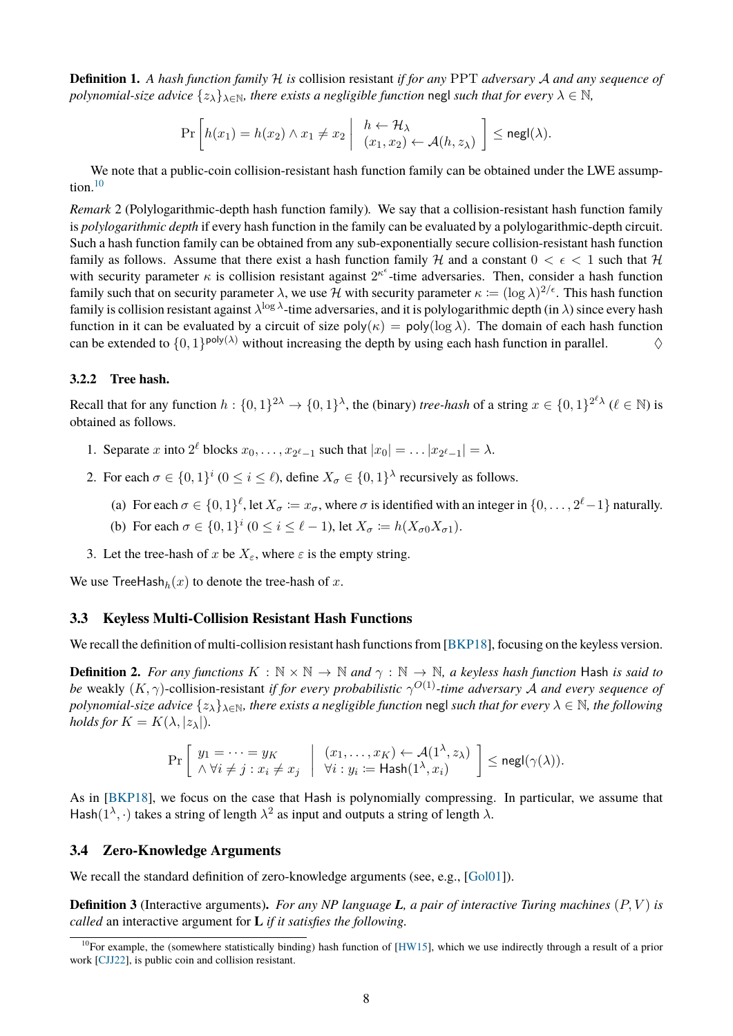**Definition 1.** *A hash function family $\mathcal{H}$ is* collision resistant *if for any* PPT *adversary $\mathcal{A}$ and any sequence of polynomial-size advice $\{z_\lambda\}_{\lambda \in \mathbb{N}}$, there exists a negligible function* negl *such that for every $\lambda \in \mathbb{N}$,*

$$\Pr\left[ h(x_1) = h(x_2) \wedge x_1 \neq x_2 \;\middle|\; \begin{array}{l} h \leftarrow \mathcal{H}_\lambda \\ (x_1, x_2) \leftarrow \mathcal{A}(h, z_\lambda) \end{array} \right] \leq \mathsf{negl}(\lambda).$$

We note that a public-coin collision-resistant hash function family can be obtained under the LWE assumption.[10]

*Remark* 2 (Polylogarithmic-depth hash function family). We say that a collision-resistant hash function family is *polylogarithmic depth* if every hash function in the family can be evaluated by a polylogarithmic-depth circuit. Such a hash function family can be obtained from any sub-exponentially secure collision-resistant hash function family as follows. Assume that there exist a hash function family $\mathcal{H}$ and a constant $0 < \epsilon < 1$ such that $\mathcal{H}$ with security parameter $\kappa$ is collision resistant against $2^{\kappa^\epsilon}$-time adversaries. Then, consider a hash function family such that on security parameter $\lambda$, we use $\mathcal{H}$ with security parameter $\kappa := (\log \lambda)^{2/\epsilon}$. This hash function family is collision resistant against $\lambda^{\log \lambda}$-time adversaries, and it is polylogarithmic depth (in $\lambda$) since every hash function in it can be evaluated by a circuit of size $\mathsf{poly}(\kappa) = \mathsf{poly}(\log \lambda)$. The domain of each hash function can be extended to $\{0,1\}^{\mathsf{poly}(\lambda)}$ without increasing the depth by using each hash function in parallel. $\diamondsuit$

### 3.2.2 Tree hash.

Recall that for any function $h : \{0,1\}^{2\lambda} \to \{0,1\}^\lambda$, the (binary) *tree-hash* of a string $x \in \{0,1\}^{2^\ell \lambda}$ ($\ell \in \mathbb{N}$) is obtained as follows.

1. Separate $x$ into $2^\ell$ blocks $x_0, \ldots, x_{2^\ell - 1}$ such that $|x_0| = \ldots |x_{2^\ell-1}| = \lambda$.
2. For each $\sigma \in \{0,1\}^i$ ($0 \leq i \leq \ell$), define $X_\sigma \in \{0,1\}^\lambda$ recursively as follows.
   (a) For each $\sigma \in \{0,1\}^\ell$, let $X_\sigma := x_\sigma$, where $\sigma$ is identified with an integer in $\{0, \ldots, 2^\ell - 1\}$ naturally.
   (b) For each $\sigma \in \{0,1\}^i$ ($0 \leq i \leq \ell - 1$), let $X_\sigma := h(X_{\sigma 0} X_{\sigma 1})$.
3. Let the tree-hash of $x$ be $X_\varepsilon$, where $\varepsilon$ is the empty string.

We use $\mathsf{TreeHash}_h(x)$ to denote the tree-hash of $x$.

## 3.3 Keyless Multi-Collision Resistant Hash Functions

We recall the definition of multi-collision resistant hash functions from [BKP18], focusing on the keyless version.

**Definition 2.** *For any functions $K : \mathbb{N} \times \mathbb{N} \to \mathbb{N}$ and $\gamma : \mathbb{N} \to \mathbb{N}$, a keyless hash function* Hash *is said to be* weakly $(K, \gamma)$-collision-resistant *if for every probabilistic $\gamma^{O(1)}$-time adversary $\mathcal{A}$ and every sequence of polynomial-size advice $\{z_\lambda\}_{\lambda \in \mathbb{N}}$, there exists a negligible function* negl *such that for every $\lambda \in \mathbb{N}$, the following holds for $K = K(\lambda, |z_\lambda|)$.*

$$\Pr\left[ \begin{array}{l} y_1 = \cdots = y_K \\ \wedge\, \forall i \neq j : x_i \neq x_j \end{array} \;\middle|\; \begin{array}{l} (x_1, \ldots, x_K) \leftarrow \mathcal{A}(1^\lambda, z_\lambda) \\ \forall i : y_i := \mathsf{Hash}(1^\lambda, x_i) \end{array} \right] \leq \mathsf{negl}(\gamma(\lambda)).$$

As in [BKP18], we focus on the case that Hash is polynomially compressing. In particular, we assume that $\mathsf{Hash}(1^\lambda, \cdot)$ takes a string of length $\lambda^2$ as input and outputs a string of length $\lambda$.

## 3.4 Zero-Knowledge Arguments

We recall the standard definition of zero-knowledge arguments (see, e.g., [Gol01]).

**Definition 3** (Interactive arguments). *For any NP language $\mathbf{L}$, a pair of interactive Turing machines $(P, V)$ is called* an interactive argument for $\mathbf{L}$ *if it satisfies the following.*

[10] For example, the (somewhere statistically binding) hash function of [HW15], which we use indirectly through a result of a prior work [CJJ22], is public coin and collision resistant.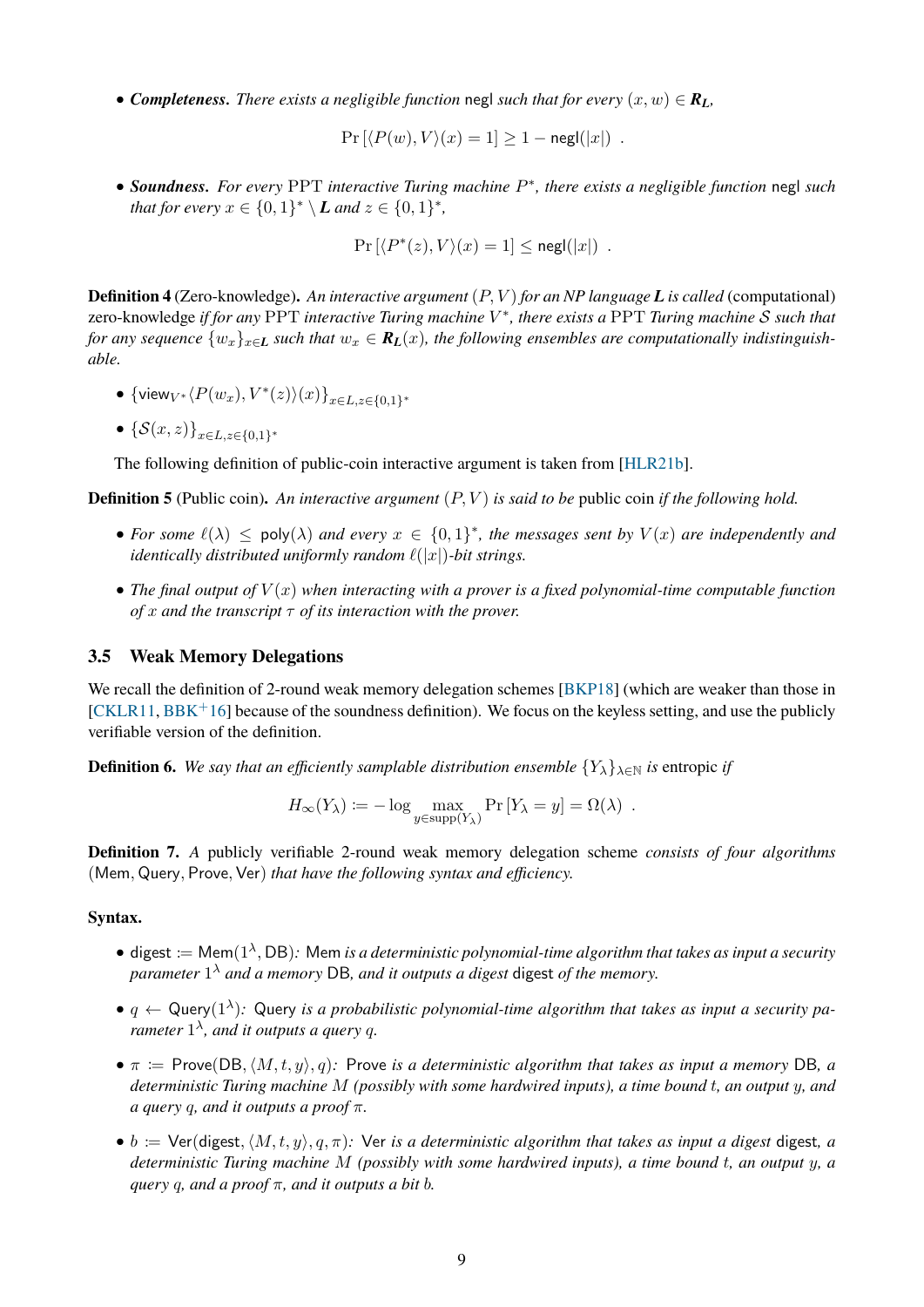- ***Completeness.*** *There exists a negligible function* $\mathsf{negl}$ *such that for every* $(x, w) \in \boldsymbol{R_L}$*,*

$$\Pr\left[\langle P(w), V\rangle(x) = 1\right] \geq 1 - \mathsf{negl}(|x|) \enspace .$$

- ***Soundness.*** *For every* PPT *interactive Turing machine* $P^*$*, there exists a negligible function* $\mathsf{negl}$ *such that for every* $x \in \{0,1\}^* \setminus \boldsymbol{L}$ *and* $z \in \{0,1\}^*$*,*

$$\Pr\left[\langle P^*(z), V\rangle(x) = 1\right] \leq \mathsf{negl}(|x|) \enspace .$$

**Definition 4** (Zero-knowledge)**.** *An interactive argument* $(P, V)$ *for an NP language* $\boldsymbol{L}$ *is called* (computational) zero-knowledge *if for any* PPT *interactive Turing machine* $V^*$*, there exists a* PPT *Turing machine* $\mathcal{S}$ *such that for any sequence* $\{w_x\}_{x \in \boldsymbol{L}}$ *such that* $w_x \in \boldsymbol{R_L}(x)$*, the following ensembles are computationally indistinguishable.*

- $\{\mathsf{view}_{V^*}\langle P(w_x), V^*(z)\rangle(x)\}_{x \in L, z \in \{0,1\}^*}$
- $\{\mathcal{S}(x, z)\}_{x \in L, z \in \{0,1\}^*}$

The following definition of public-coin interactive argument is taken from [HLR21b].

**Definition 5** (Public coin)**.** *An interactive argument* $(P, V)$ *is said to be* public coin *if the following hold.*

- *For some* $\ell(\lambda) \leq \mathsf{poly}(\lambda)$ *and every* $x \in \{0,1\}^*$*, the messages sent by* $V(x)$ *are independently and identically distributed uniformly random* $\ell(|x|)$*-bit strings.*
- *The final output of* $V(x)$ *when interacting with a prover is a fixed polynomial-time computable function of* $x$ *and the transcript* $\tau$ *of its interaction with the prover.*

### 3.5 Weak Memory Delegations

We recall the definition of 2-round weak memory delegation schemes [BKP18] (which are weaker than those in [CKLR11, BBK+16] because of the soundness definition). We focus on the keyless setting, and use the publicly verifiable version of the definition.

**Definition 6.** *We say that an efficiently samplable distribution ensemble* $\{Y_\lambda\}_{\lambda \in \mathbb{N}}$ *is* entropic *if*

$$H_\infty(Y_\lambda) \coloneqq -\log \max_{y \in \mathrm{supp}(Y_\lambda)} \Pr\left[Y_\lambda = y\right] = \Omega(\lambda) \enspace .$$

**Definition 7.** *A* publicly verifiable 2-round weak memory delegation scheme *consists of four algorithms* $(\mathsf{Mem}, \mathsf{Query}, \mathsf{Prove}, \mathsf{Ver})$ *that have the following syntax and efficiency.*

**Syntax.**

- $\mathsf{digest} \coloneqq \mathsf{Mem}(1^\lambda, \mathsf{DB})$*:* $\mathsf{Mem}$ *is a deterministic polynomial-time algorithm that takes as input a security parameter* $1^\lambda$ *and a memory* $\mathsf{DB}$*, and it outputs a digest* $\mathsf{digest}$ *of the memory.*
- $q \leftarrow \mathsf{Query}(1^\lambda)$*:* $\mathsf{Query}$ *is a probabilistic polynomial-time algorithm that takes as input a security parameter* $1^\lambda$*, and it outputs a query* $q$*.*
- $\pi \coloneqq \mathsf{Prove}(\mathsf{DB}, \langle M, t, y\rangle, q)$*:* $\mathsf{Prove}$ *is a deterministic algorithm that takes as input a memory* $\mathsf{DB}$*, a deterministic Turing machine* $M$ *(possibly with some hardwired inputs), a time bound* $t$*, an output* $y$*, and a query* $q$*, and it outputs a proof* $\pi$*.*
- $b \coloneqq \mathsf{Ver}(\mathsf{digest}, \langle M, t, y\rangle, q, \pi)$*:* $\mathsf{Ver}$ *is a deterministic algorithm that takes as input a digest* $\mathsf{digest}$*, a deterministic Turing machine* $M$ *(possibly with some hardwired inputs), a time bound* $t$*, an output* $y$*, a query* $q$*, and a proof* $\pi$*, and it outputs a bit* $b$*.*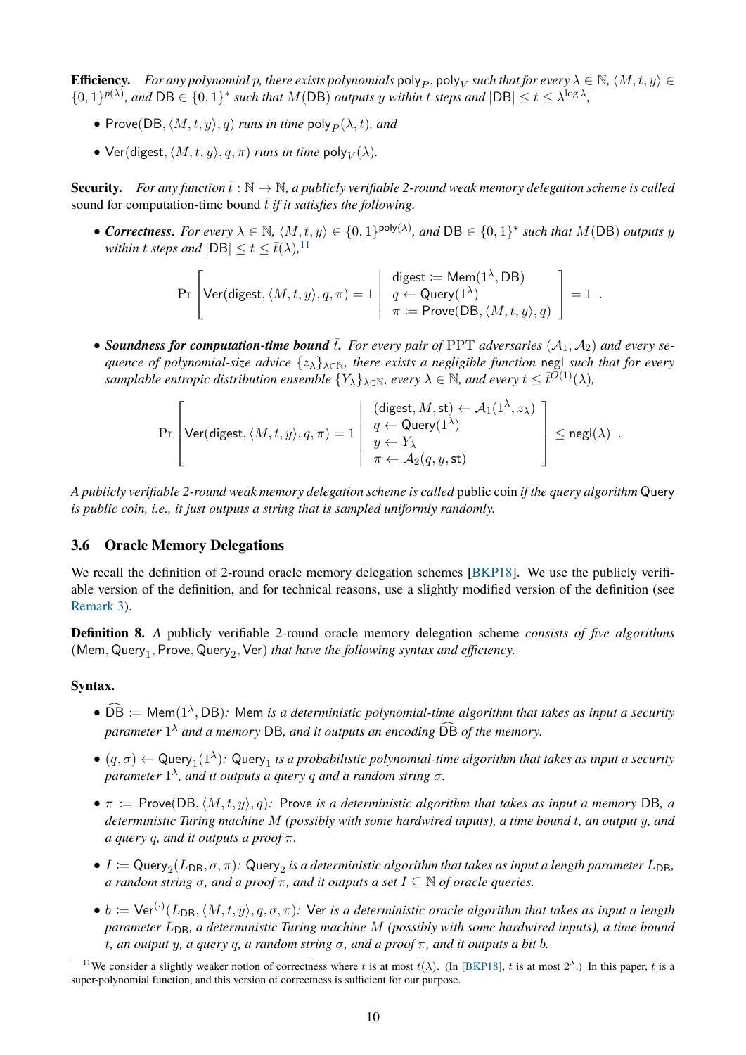**Efficiency.** *For any polynomial $p$, there exists polynomials $\mathsf{poly}_P$, $\mathsf{poly}_V$ such that for every $\lambda \in \mathbb{N}$, $\langle M, t, y\rangle \in \{0,1\}^{p(\lambda)}$, and $\mathsf{DB} \in \{0,1\}^*$ such that $M(\mathsf{DB})$ outputs $y$ within $t$ steps and $|\mathsf{DB}| \le t \le \lambda^{\log \lambda}$,*

- *$\mathsf{Prove}(\mathsf{DB}, \langle M, t, y\rangle, q)$ runs in time $\mathsf{poly}_P(\lambda, t)$, and*
- *$\mathsf{Ver}(\mathsf{digest}, \langle M, t, y\rangle, q, \pi)$ runs in time $\mathsf{poly}_V(\lambda)$.*

**Security.** *For any function $\bar{t} : \mathbb{N} \to \mathbb{N}$, a publicly verifiable 2-round weak memory delegation scheme is called* sound for computation-time bound $\bar{t}$ *if it satisfies the following.*

- ***Correctness.*** *For every $\lambda \in \mathbb{N}$, $\langle M, t, y\rangle \in \{0,1\}^{\mathsf{poly}(\lambda)}$, and $\mathsf{DB} \in \{0,1\}^*$ such that $M(\mathsf{DB})$ outputs $y$ within $t$ steps and $|\mathsf{DB}| \le t \le \bar{t}(\lambda)$,*[11]

$$\Pr\left[\mathsf{Ver}(\mathsf{digest}, \langle M, t, y\rangle, q, \pi) = 1 \;\middle|\; \begin{array}{l} \mathsf{digest} := \mathsf{Mem}(1^\lambda, \mathsf{DB}) \\ q \leftarrow \mathsf{Query}(1^\lambda) \\ \pi := \mathsf{Prove}(\mathsf{DB}, \langle M, t, y\rangle, q) \end{array}\right] = 1 \enspace .$$

- ***Soundness for computation-time bound $\bar{t}$.*** *For every pair of PPT adversaries $(\mathcal{A}_1, \mathcal{A}_2)$ and every sequence of polynomial-size advice $\{z_\lambda\}_{\lambda\in\mathbb{N}}$, there exists a negligible function $\mathsf{negl}$ such that for every samplable entropic distribution ensemble $\{Y_\lambda\}_{\lambda\in\mathbb{N}}$, every $\lambda \in \mathbb{N}$, and every $t \le \bar{t}^{O(1)}(\lambda)$,*

$$\Pr\left[\mathsf{Ver}(\mathsf{digest}, \langle M, t, y\rangle, q, \pi) = 1 \;\middle|\; \begin{array}{l} (\mathsf{digest}, M, \mathsf{st}) \leftarrow \mathcal{A}_1(1^\lambda, z_\lambda) \\ q \leftarrow \mathsf{Query}(1^\lambda) \\ y \leftarrow Y_\lambda \\ \pi \leftarrow \mathcal{A}_2(q, y, \mathsf{st}) \end{array}\right] \le \mathsf{negl}(\lambda) \enspace .$$

*A publicly verifiable 2-round weak memory delegation scheme is called* public coin *if the query algorithm* $\mathsf{Query}$ *is public coin, i.e., it just outputs a string that is sampled uniformly randomly.*

### 3.6 Oracle Memory Delegations

We recall the definition of 2-round oracle memory delegation schemes [BKP18]. We use the publicly verifiable version of the definition, and for technical reasons, use a slightly modified version of the definition (see Remark 3).

**Definition 8.** *A* publicly verifiable 2-round oracle memory delegation scheme *consists of five algorithms $(\mathsf{Mem}, \mathsf{Query}_1, \mathsf{Prove}, \mathsf{Query}_2, \mathsf{Ver})$ that have the following syntax and efficiency.*

**Syntax.**

- *$\widehat{\mathsf{DB}} := \mathsf{Mem}(1^\lambda, \mathsf{DB})$: $\mathsf{Mem}$ is a deterministic polynomial-time algorithm that takes as input a security parameter $1^\lambda$ and a memory $\mathsf{DB}$, and it outputs an encoding $\widehat{\mathsf{DB}}$ of the memory.*
- *$(q, \sigma) \leftarrow \mathsf{Query}_1(1^\lambda)$: $\mathsf{Query}_1$ is a probabilistic polynomial-time algorithm that takes as input a security parameter $1^\lambda$, and it outputs a query $q$ and a random string $\sigma$.*
- *$\pi := \mathsf{Prove}(\mathsf{DB}, \langle M, t, y\rangle, q)$: $\mathsf{Prove}$ is a deterministic algorithm that takes as input a memory $\mathsf{DB}$, a deterministic Turing machine $M$ (possibly with some hardwired inputs), a time bound $t$, an output $y$, and a query $q$, and it outputs a proof $\pi$.*
- *$I := \mathsf{Query}_2(L_{\mathsf{DB}}, \sigma, \pi)$: $\mathsf{Query}_2$ is a deterministic algorithm that takes as input a length parameter $L_{\mathsf{DB}}$, a random string $\sigma$, and a proof $\pi$, and it outputs a set $I \subseteq \mathbb{N}$ of oracle queries.*
- *$b := \mathsf{Ver}^{(\cdot)}(L_{\mathsf{DB}}, \langle M, t, y\rangle, q, \sigma, \pi)$: $\mathsf{Ver}$ is a deterministic oracle algorithm that takes as input a length parameter $L_{\mathsf{DB}}$, a deterministic Turing machine $M$ (possibly with some hardwired inputs), a time bound $t$, an output $y$, a query $q$, a random string $\sigma$, and a proof $\pi$, and it outputs a bit $b$.*

[11] We consider a slightly weaker notion of correctness where $t$ is at most $\bar{t}(\lambda)$. (In [BKP18], $t$ is at most $2^\lambda$.) In this paper, $\bar{t}$ is a super-polynomial function, and this version of correctness is sufficient for our purpose.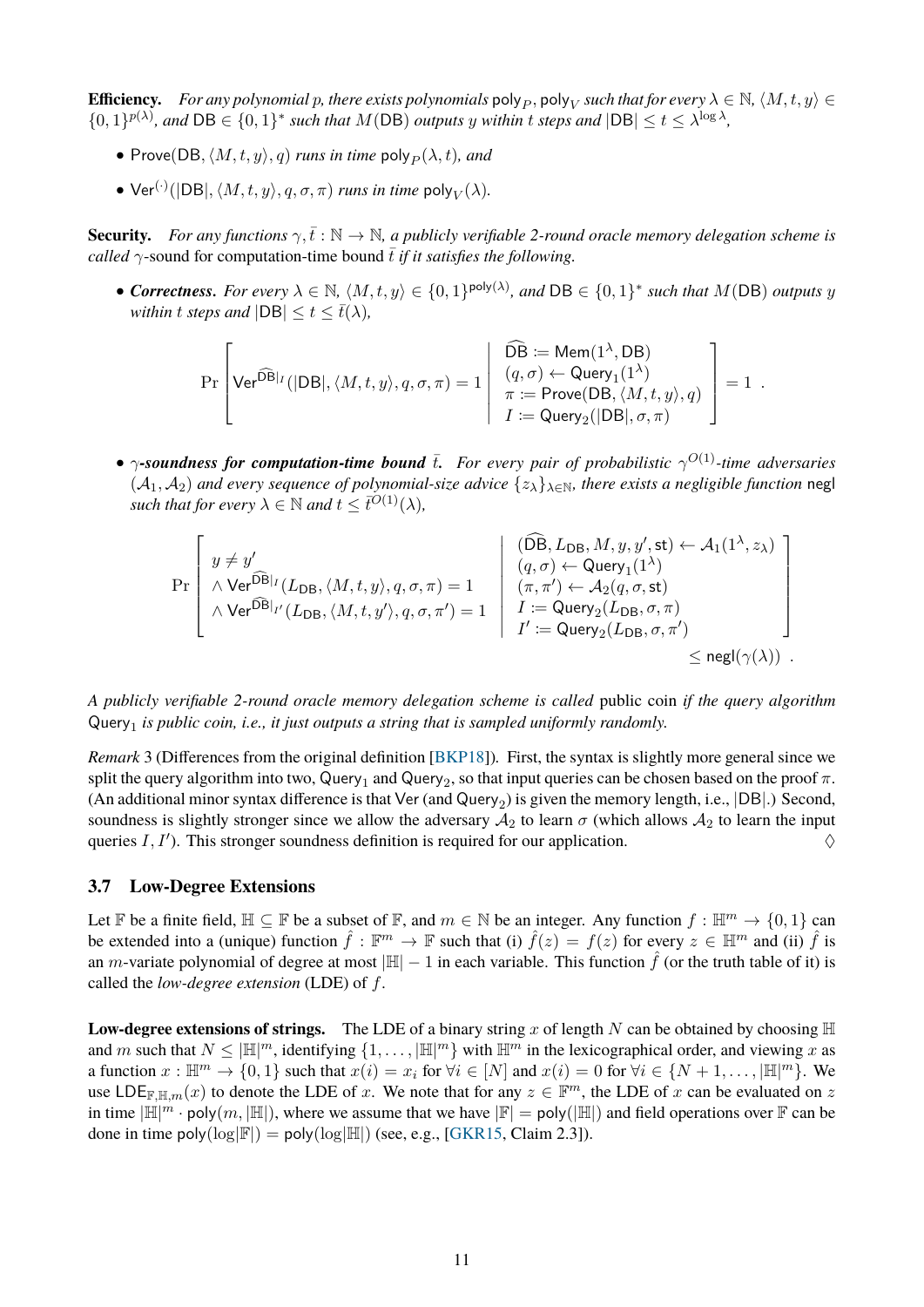**Efficiency.** *For any polynomial $p$, there exists polynomials $\mathsf{poly}_P$, $\mathsf{poly}_V$ such that for every $\lambda \in \mathbb{N}$, $\langle M, t, y \rangle \in \{0,1\}^{p(\lambda)}$, and $\mathsf{DB} \in \{0,1\}^*$ such that $M(\mathsf{DB})$ outputs $y$ within $t$ steps and $|\mathsf{DB}| \le t \le \lambda^{\log \lambda}$,*

- *$\mathsf{Prove}(\mathsf{DB}, \langle M, t, y \rangle, q)$ runs in time $\mathsf{poly}_P(\lambda, t)$, and*
- *$\mathsf{Ver}^{(\cdot)}(|\mathsf{DB}|, \langle M, t, y \rangle, q, \sigma, \pi)$ runs in time $\mathsf{poly}_V(\lambda)$.*

**Security.** *For any functions $\gamma, \bar{t} : \mathbb{N} \to \mathbb{N}$, a publicly verifiable 2-round oracle memory delegation scheme is called* $\gamma$-sound for computation-time bound $\bar{t}$ *if it satisfies the following.*

- ***Correctness.*** *For every $\lambda \in \mathbb{N}$, $\langle M, t, y \rangle \in \{0,1\}^{\mathsf{poly}(\lambda)}$, and $\mathsf{DB} \in \{0,1\}^*$ such that $M(\mathsf{DB})$ outputs $y$ within $t$ steps and $|\mathsf{DB}| \le t \le \bar{t}(\lambda)$,*

$$\Pr\left[ \mathsf{Ver}^{\widehat{\mathsf{DB}}|_I}(|\mathsf{DB}|, \langle M, t, y \rangle, q, \sigma, \pi) = 1 \;\middle|\; \begin{array}{l} \widehat{\mathsf{DB}} := \mathsf{Mem}(1^\lambda, \mathsf{DB}) \\ (q, \sigma) \leftarrow \mathsf{Query}_1(1^\lambda) \\ \pi := \mathsf{Prove}(\mathsf{DB}, \langle M, t, y \rangle, q) \\ I := \mathsf{Query}_2(|\mathsf{DB}|, \sigma, \pi) \end{array} \right] = 1 \ .$$

- ***$\gamma$-soundness for computation-time bound $\bar{t}$.*** *For every pair of probabilistic $\gamma^{O(1)}$-time adversaries $(\mathcal{A}_1, \mathcal{A}_2)$ and every sequence of polynomial-size advice $\{z_\lambda\}_{\lambda \in \mathbb{N}}$, there exists a negligible function $\mathsf{negl}$ such that for every $\lambda \in \mathbb{N}$ and $t \le \bar{t}^{O(1)}(\lambda)$,*

$$\Pr\left[ \begin{array}{l} y \neq y' \\ \wedge\, \mathsf{Ver}^{\widehat{\mathsf{DB}}|_I}(L_{\mathsf{DB}}, \langle M, t, y \rangle, q, \sigma, \pi) = 1 \\ \wedge\, \mathsf{Ver}^{\widehat{\mathsf{DB}}|_{I'}}(L_{\mathsf{DB}}, \langle M, t, y' \rangle, q, \sigma, \pi') = 1 \end{array} \;\middle|\; \begin{array}{l} (\widehat{\mathsf{DB}}, L_{\mathsf{DB}}, M, y, y', \mathsf{st}) \leftarrow \mathcal{A}_1(1^\lambda, z_\lambda) \\ (q, \sigma) \leftarrow \mathsf{Query}_1(1^\lambda) \\ (\pi, \pi') \leftarrow \mathcal{A}_2(q, \sigma, \mathsf{st}) \\ I := \mathsf{Query}_2(L_{\mathsf{DB}}, \sigma, \pi) \\ I' := \mathsf{Query}_2(L_{\mathsf{DB}}, \sigma, \pi') \end{array} \right] \le \mathsf{negl}(\gamma(\lambda)) \ .$$

*A publicly verifiable 2-round oracle memory delegation scheme is called* public coin *if the query algorithm $\mathsf{Query}_1$ is public coin, i.e., it just outputs a string that is sampled uniformly randomly.*

*Remark* 3 (Differences from the original definition [BKP18]). First, the syntax is slightly more general since we split the query algorithm into two, $\mathsf{Query}_1$ and $\mathsf{Query}_2$, so that input queries can be chosen based on the proof $\pi$. (An additional minor syntax difference is that $\mathsf{Ver}$ (and $\mathsf{Query}_2$) is given the memory length, i.e., $|\mathsf{DB}|$.) Second, soundness is slightly stronger since we allow the adversary $\mathcal{A}_2$ to learn $\sigma$ (which allows $\mathcal{A}_2$ to learn the input queries $I, I'$). This stronger soundness definition is required for our application. $\diamondsuit$

### 3.7 Low-Degree Extensions

Let $\mathbb{F}$ be a finite field, $\mathbb{H} \subseteq \mathbb{F}$ be a subset of $\mathbb{F}$, and $m \in \mathbb{N}$ be an integer. Any function $f : \mathbb{H}^m \to \{0,1\}$ can be extended into a (unique) function $\hat{f} : \mathbb{F}^m \to \mathbb{F}$ such that (i) $\hat{f}(z) = f(z)$ for every $z \in \mathbb{H}^m$ and (ii) $\hat{f}$ is an $m$-variate polynomial of degree at most $|\mathbb{H}| - 1$ in each variable. This function $\hat{f}$ (or the truth table of it) is called the *low-degree extension* (LDE) of $f$.

**Low-degree extensions of strings.** The LDE of a binary string $x$ of length $N$ can be obtained by choosing $\mathbb{H}$ and $m$ such that $N \le |\mathbb{H}|^m$, identifying $\{1, \ldots, |\mathbb{H}|^m\}$ with $\mathbb{H}^m$ in the lexicographical order, and viewing $x$ as a function $x : \mathbb{H}^m \to \{0,1\}$ such that $x(i) = x_i$ for $\forall i \in [N]$ and $x(i) = 0$ for $\forall i \in \{N+1, \ldots, |\mathbb{H}|^m\}$. We use $\mathsf{LDE}_{\mathbb{F},\mathbb{H},m}(x)$ to denote the LDE of $x$. We note that for any $z \in \mathbb{F}^m$, the LDE of $x$ can be evaluated on $z$ in time $|\mathbb{H}|^m \cdot \mathsf{poly}(m, |\mathbb{H}|)$, where we assume that we have $|\mathbb{F}| = \mathsf{poly}(|\mathbb{H}|)$ and field operations over $\mathbb{F}$ can be done in time $\mathsf{poly}(\log|\mathbb{F}|) = \mathsf{poly}(\log|\mathbb{H}|)$ (see, e.g., [GKR15, Claim 2.3]).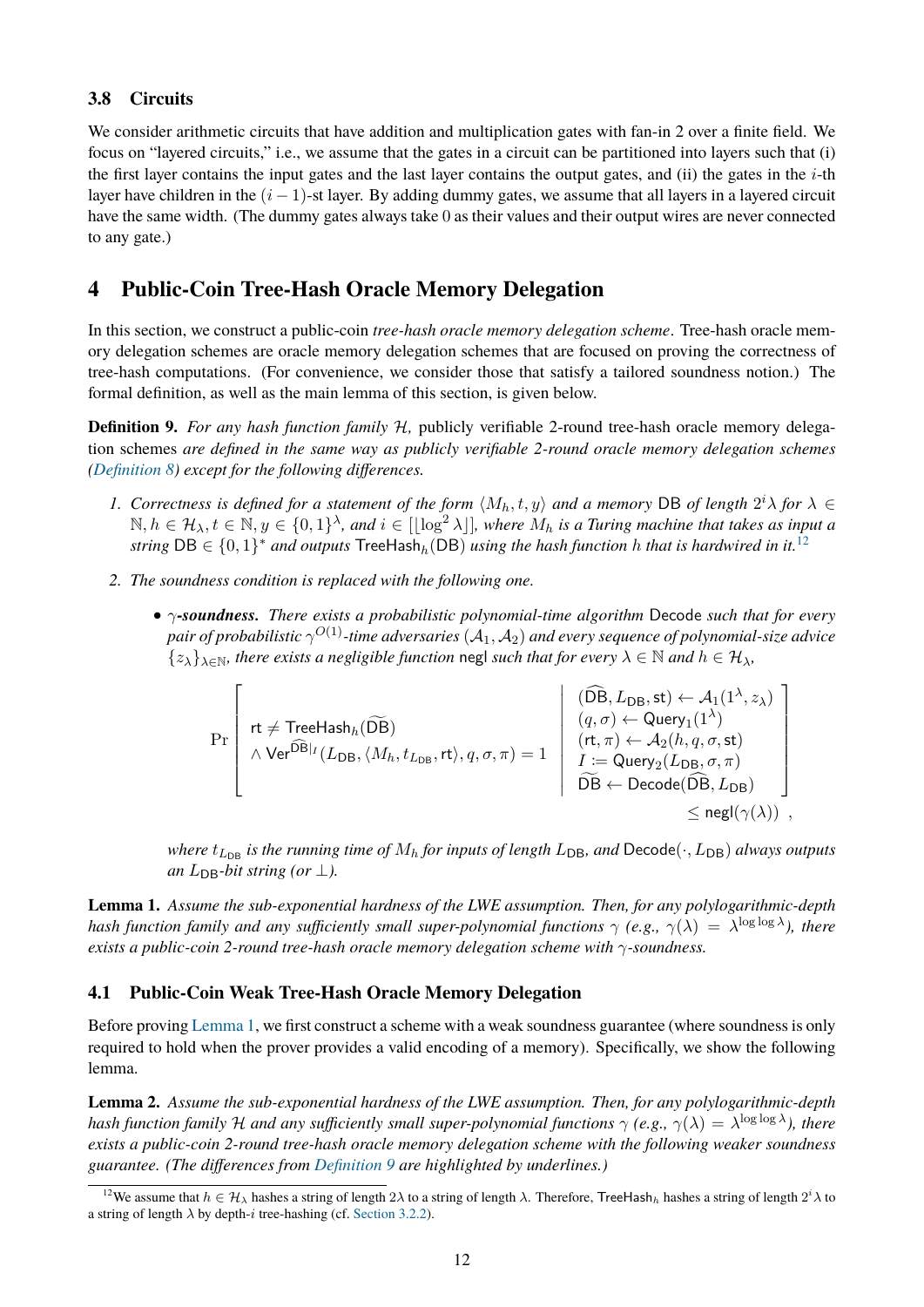### 3.8 Circuits

We consider arithmetic circuits that have addition and multiplication gates with fan-in 2 over a finite field. We focus on "layered circuits," i.e., we assume that the gates in a circuit can be partitioned into layers such that (i) the first layer contains the input gates and the last layer contains the output gates, and (ii) the gates in the $i$-th layer have children in the $(i-1)$-st layer. By adding dummy gates, we assume that all layers in a layered circuit have the same width. (The dummy gates always take 0 as their values and their output wires are never connected to any gate.)

## 4 Public-Coin Tree-Hash Oracle Memory Delegation

In this section, we construct a public-coin *tree-hash oracle memory delegation scheme*. Tree-hash oracle memory delegation schemes are oracle memory delegation schemes that are focused on proving the correctness of tree-hash computations. (For convenience, we consider those that satisfy a tailored soundness notion.) The formal definition, as well as the main lemma of this section, is given below.

**Definition 9.** *For any hash function family $\mathcal{H}$, publicly verifiable 2-round tree-hash oracle memory delegation schemes are defined in the same way as publicly verifiable 2-round oracle memory delegation schemes (Definition 8) except for the following differences.*

1. *Correctness is defined for a statement of the form $\langle M_h, t, y\rangle$ and a memory $\mathsf{DB}$ of length $2^i\lambda$ for $\lambda \in \mathbb{N}, h \in \mathcal{H}_\lambda, t \in \mathbb{N}, y \in \{0,1\}^\lambda$, and $i \in [\lfloor \log^2 \lambda \rfloor]$, where $M_h$ is a Turing machine that takes as input a string $\mathsf{DB} \in \{0,1\}^*$ and outputs $\mathsf{TreeHash}_h(\mathsf{DB})$ using the hash function $h$ that is hardwired in it.*[12]
2. *The soundness condition is replaced with the following one.*
   - **$\gamma$-soundness.** *There exists a probabilistic polynomial-time algorithm $\mathsf{Decode}$ such that for every pair of probabilistic $\gamma^{O(1)}$-time adversaries $(\mathcal{A}_1, \mathcal{A}_2)$ and every sequence of polynomial-size advice $\{z_\lambda\}_{\lambda\in\mathbb{N}}$, there exists a negligible function $\mathsf{negl}$ such that for every $\lambda \in \mathbb{N}$ and $h \in \mathcal{H}_\lambda$,*

$$
\Pr\left[\begin{array}{l} \mathsf{rt} \neq \mathsf{TreeHash}_h(\widetilde{\mathsf{DB}}) \\ \wedge\ \mathsf{Ver}^{\widehat{\mathsf{DB}}|_I}(L_{\mathsf{DB}}, \langle M_h, t_{L_{\mathsf{DB}}}, \mathsf{rt}\rangle, q, \sigma, \pi) = 1 \end{array}\ \middle|\ \begin{array}{l} (\widehat{\mathsf{DB}}, L_{\mathsf{DB}}, \mathsf{st}) \leftarrow \mathcal{A}_1(1^\lambda, z_\lambda) \\ (q, \sigma) \leftarrow \mathsf{Query}_1(1^\lambda) \\ (\mathsf{rt}, \pi) \leftarrow \mathcal{A}_2(h, q, \sigma, \mathsf{st}) \\ I := \mathsf{Query}_2(L_{\mathsf{DB}}, \sigma, \pi) \\ \widetilde{\mathsf{DB}} \leftarrow \mathsf{Decode}(\widehat{\mathsf{DB}}, L_{\mathsf{DB}}) \end{array}\right] \leq \mathsf{negl}(\gamma(\lambda)) \ ,
$$

   *where $t_{L_{\mathsf{DB}}}$ is the running time of $M_h$ for inputs of length $L_{\mathsf{DB}}$, and $\mathsf{Decode}(\cdot, L_{\mathsf{DB}})$ always outputs an $L_{\mathsf{DB}}$-bit string (or $\perp$).*

**Lemma 1.** *Assume the sub-exponential hardness of the LWE assumption. Then, for any polylogarithmic-depth hash function family and any sufficiently small super-polynomial functions $\gamma$ (e.g., $\gamma(\lambda) = \lambda^{\log\log\lambda}$), there exists a public-coin 2-round tree-hash oracle memory delegation scheme with $\gamma$-soundness.*

### 4.1 Public-Coin Weak Tree-Hash Oracle Memory Delegation

Before proving Lemma 1, we first construct a scheme with a weak soundness guarantee (where soundness is only required to hold when the prover provides a valid encoding of a memory). Specifically, we show the following lemma.

**Lemma 2.** *Assume the sub-exponential hardness of the LWE assumption. Then, for any polylogarithmic-depth hash function family $\mathcal{H}$ and any sufficiently small super-polynomial functions $\gamma$ (e.g., $\gamma(\lambda) = \lambda^{\log\log\lambda}$), there exists a public-coin 2-round tree-hash oracle memory delegation scheme with the following weaker soundness guarantee. (The differences from Definition 9 are highlighted by underlines.)*

[12] We assume that $h \in \mathcal{H}_\lambda$ hashes a string of length $2\lambda$ to a string of length $\lambda$. Therefore, $\mathsf{TreeHash}_h$ hashes a string of length $2^i\lambda$ to a string of length $\lambda$ by depth-$i$ tree-hashing (cf. Section 3.2.2).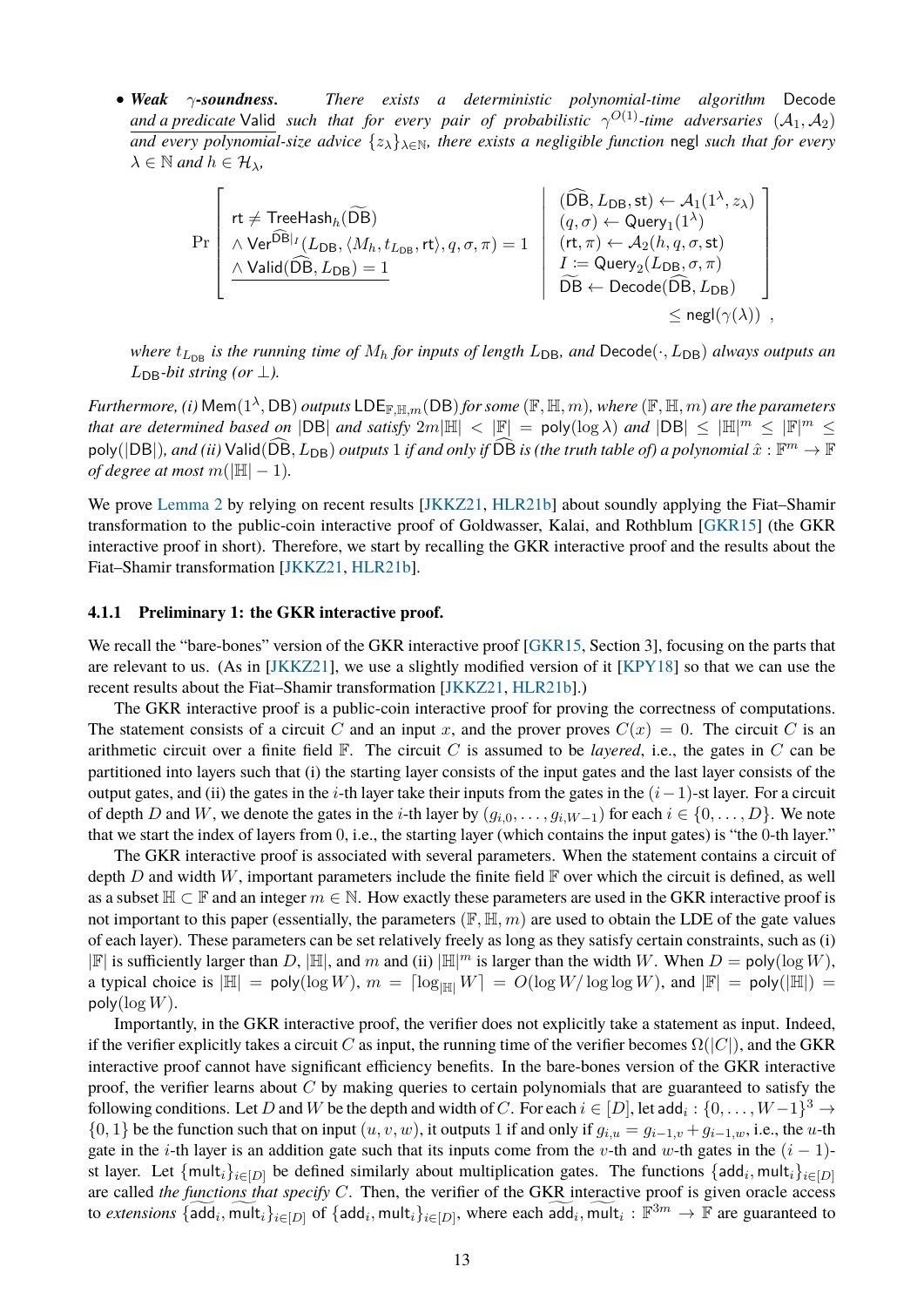- ***Weak $\gamma$-soundness.*** *There exists a deterministic polynomial-time algorithm* Decode *<u>and a predicate</u>* <u>Valid</u> *such that for every pair of probabilistic $\gamma^{O(1)}$-time adversaries $(\mathcal{A}_1, \mathcal{A}_2)$ and every polynomial-size advice $\{z_\lambda\}_{\lambda \in \mathbb{N}}$, there exists a negligible function* negl *such that for every $\lambda \in \mathbb{N}$ and $h \in \mathcal{H}_\lambda$,*

$$\Pr\left[\begin{array}{l} \mathsf{rt} \neq \mathsf{TreeHash}_h(\widetilde{\mathsf{DB}}) \\ \wedge\, \mathsf{Ver}^{\widetilde{\mathsf{DB}}|_I}(L_{\mathsf{DB}}, \langle M_h, t_{L_{\mathsf{DB}}}, \mathsf{rt}\rangle, q, \sigma, \pi) = 1 \\ \underline{\wedge\, \mathsf{Valid}(\widehat{\mathsf{DB}}, L_{\mathsf{DB}}) = 1} \end{array} \;\middle|\; \begin{array}{l} (\widehat{\mathsf{DB}}, L_{\mathsf{DB}}, \mathsf{st}) \leftarrow \mathcal{A}_1(1^\lambda, z_\lambda) \\ (q, \sigma) \leftarrow \mathsf{Query}_1(1^\lambda) \\ (\mathsf{rt}, \pi) \leftarrow \mathcal{A}_2(h, q, \sigma, \mathsf{st}) \\ I := \mathsf{Query}_2(L_{\mathsf{DB}}, \sigma, \pi) \\ \widetilde{\mathsf{DB}} \leftarrow \mathsf{Decode}(\widehat{\mathsf{DB}}, L_{\mathsf{DB}}) \end{array}\right] \leq \mathsf{negl}(\gamma(\lambda)) \ ,$$

*where $t_{L_{\mathsf{DB}}}$ is the running time of $M_h$ for inputs of length $L_{\mathsf{DB}}$, and $\mathsf{Decode}(\cdot, L_{\mathsf{DB}})$ always outputs an $L_{\mathsf{DB}}$-bit string (or $\perp$).*

*Furthermore, (i) $\mathsf{Mem}(1^\lambda, \mathsf{DB})$ outputs $\mathsf{LDE}_{\mathbb{F},\mathbb{H},m}(\mathsf{DB})$ for some $(\mathbb{F}, \mathbb{H}, m)$, where $(\mathbb{F}, \mathbb{H}, m)$ are the parameters that are determined based on $|\mathsf{DB}|$ and satisfy $2m|\mathbb{H}| < |\mathbb{F}| = \mathrm{poly}(\log \lambda)$ and $|\mathsf{DB}| \leq |\mathbb{H}|^m \leq |\mathbb{F}|^m \leq \mathrm{poly}(|\mathsf{DB}|)$, and (ii) $\mathsf{Valid}(\widehat{\mathsf{DB}}, L_{\mathsf{DB}})$ outputs 1 if and only if $\widehat{\mathsf{DB}}$ is (the truth table of) a polynomial $\hat{x} : \mathbb{F}^m \to \mathbb{F}$ of degree at most $m(|\mathbb{H}| - 1)$.*

We prove Lemma 2 by relying on recent results [JKKZ21, HLR21b] about soundly applying the Fiat–Shamir transformation to the public-coin interactive proof of Goldwasser, Kalai, and Rothblum [GKR15] (the GKR interactive proof in short). Therefore, we start by recalling the GKR interactive proof and the results about the Fiat–Shamir transformation [JKKZ21, HLR21b].

#### 4.1.1 Preliminary 1: the GKR interactive proof.

We recall the "bare-bones" version of the GKR interactive proof [GKR15, Section 3], focusing on the parts that are relevant to us. (As in [JKKZ21], we use a slightly modified version of it [KPY18] so that we can use the recent results about the Fiat–Shamir transformation [JKKZ21, HLR21b].)

The GKR interactive proof is a public-coin interactive proof for proving the correctness of computations. The statement consists of a circuit $C$ and an input $x$, and the prover proves $C(x) = 0$. The circuit $C$ is an arithmetic circuit over a finite field $\mathbb{F}$. The circuit $C$ is assumed to be *layered*, i.e., the gates in $C$ can be partitioned into layers such that (i) the starting layer consists of the input gates and the last layer consists of the output gates, and (ii) the gates in the $i$-th layer take their inputs from the gates in the $(i-1)$-st layer. For a circuit of depth $D$ and $W$, we denote the gates in the $i$-th layer by $(g_{i,0}, \ldots, g_{i,W-1})$ for each $i \in \{0, \ldots, D\}$. We note that we start the index of layers from 0, i.e., the starting layer (which contains the input gates) is "the 0-th layer."

The GKR interactive proof is associated with several parameters. When the statement contains a circuit of depth $D$ and width $W$, important parameters include the finite field $\mathbb{F}$ over which the circuit is defined, as well as a subset $\mathbb{H} \subset \mathbb{F}$ and an integer $m \in \mathbb{N}$. How exactly these parameters are used in the GKR interactive proof is not important to this paper (essentially, the parameters $(\mathbb{F}, \mathbb{H}, m)$ are used to obtain the LDE of the gate values of each layer). These parameters can be set relatively freely as long as they satisfy certain constraints, such as (i) $|\mathbb{F}|$ is sufficiently larger than $D$, $|\mathbb{H}|$, and $m$ and (ii) $|\mathbb{H}|^m$ is larger than the width $W$. When $D = \mathrm{poly}(\log W)$, a typical choice is $|\mathbb{H}| = \mathrm{poly}(\log W)$, $m = \lceil \log_{|\mathbb{H}|} W \rceil = O(\log W / \log\log W)$, and $|\mathbb{F}| = \mathrm{poly}(|\mathbb{H}|) = \mathrm{poly}(\log W)$.

Importantly, in the GKR interactive proof, the verifier does not explicitly take a statement as input. Indeed, if the verifier explicitly takes a circuit $C$ as input, the running time of the verifier becomes $\Omega(|C|)$, and the GKR interactive proof cannot have significant efficiency benefits. In the bare-bones version of the GKR interactive proof, the verifier learns about $C$ by making queries to certain polynomials that are guaranteed to satisfy the following conditions. Let $D$ and $W$ be the depth and width of $C$. For each $i \in [D]$, let $\mathsf{add}_i : \{0, \ldots, W-1\}^3 \to \{0, 1\}$ be the function such that on input $(u, v, w)$, it outputs 1 if and only if $g_{i,u} = g_{i-1,v} + g_{i-1,w}$, i.e., the $u$-th gate in the $i$-th layer is an addition gate such that its inputs come from the $v$-th and $w$-th gates in the $(i-1)$-st layer. Let $\{\mathsf{mult}_i\}_{i \in [D]}$ be defined similarly about multiplication gates. The functions $\{\mathsf{add}_i, \mathsf{mult}_i\}_{i \in [D]}$ are called *the functions that specify* $C$. Then, the verifier of the GKR interactive proof is given oracle access to *extensions* $\{\widetilde{\mathsf{add}}_i, \widetilde{\mathsf{mult}}_i\}_{i \in [D]}$ of $\{\mathsf{add}_i, \mathsf{mult}_i\}_{i \in [D]}$, where each $\widetilde{\mathsf{add}}_i, \widetilde{\mathsf{mult}}_i : \mathbb{F}^{3m} \to \mathbb{F}$ are guaranteed to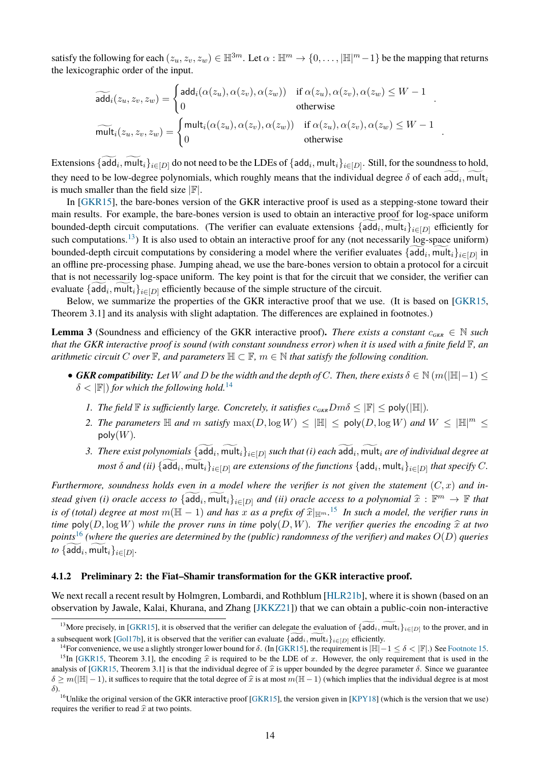satisfy the following for each $(z_u, z_v, z_w) \in \mathbb{H}^{3m}$. Let $\alpha : \mathbb{H}^m \to \{0, \ldots, |\mathbb{H}|^m - 1\}$ be the mapping that returns the lexicographic order of the input.

$$\widetilde{\mathsf{add}}_i(z_u, z_v, z_w) = \begin{cases} \mathsf{add}_i(\alpha(z_u), \alpha(z_v), \alpha(z_w)) & \text{if } \alpha(z_u), \alpha(z_v), \alpha(z_w) \le W - 1 \\ 0 & \text{otherwise} \end{cases} .$$

$$\widetilde{\mathsf{mult}}_i(z_u, z_v, z_w) = \begin{cases} \mathsf{mult}_i(\alpha(z_u), \alpha(z_v), \alpha(z_w)) & \text{if } \alpha(z_u), \alpha(z_v), \alpha(z_w) \le W - 1 \\ 0 & \text{otherwise} \end{cases} .$$

Extensions $\{\widetilde{\mathsf{add}}_i, \widetilde{\mathsf{mult}}_i\}_{i \in [D]}$ do not need to be the LDEs of $\{\mathsf{add}_i, \mathsf{mult}_i\}_{i \in [D]}$. Still, for the soundness to hold, they need to be low-degree polynomials, which roughly means that the individual degree $\delta$ of each $\widetilde{\mathsf{add}}_i, \widetilde{\mathsf{mult}}_i$ is much smaller than the field size $|\mathbb{F}|$.

In [GKR15], the bare-bones version of the GKR interactive proof is used as a stepping-stone toward their main results. For example, the bare-bones version is used to obtain an interactive proof for log-space uniform bounded-depth circuit computations. (The verifier can evaluate extensions $\{\widetilde{\mathsf{add}}_i, \widetilde{\mathsf{mult}}_i\}_{i \in [D]}$ efficiently for such computations.[13]) It is also used to obtain an interactive proof for any (not necessarily log-space uniform) bounded-depth circuit computations by considering a model where the verifier evaluates $\{\widetilde{\mathsf{add}}_i, \widetilde{\mathsf{mult}}_i\}_{i \in [D]}$ in an offline pre-processing phase. Jumping ahead, we use the bare-bones version to obtain a protocol for a circuit that is not necessarily log-space uniform. The key point is that for the circuit that we consider, the verifier can evaluate $\{\widetilde{\mathsf{add}}_i, \widetilde{\mathsf{mult}}_i\}_{i \in [D]}$ efficiently because of the simple structure of the circuit.

Below, we summarize the properties of the GKR interactive proof that we use. (It is based on [GKR15, Theorem 3.1] and its analysis with slight adaptation. The differences are explained in footnotes.)

**Lemma 3** (Soundness and efficiency of the GKR interactive proof)**.** *There exists a constant $c_{\scriptscriptstyle GKR} \in \mathbb{N}$ such that the GKR interactive proof is sound (with constant soundness error) when it is used with a finite field $\mathbb{F}$, an arithmetic circuit $C$ over $\mathbb{F}$, and parameters $\mathbb{H} \subset \mathbb{F}$, $m \in \mathbb{N}$ that satisfy the following condition.*

- ***GKR compatibility:*** *Let $W$ and $D$ be the width and the depth of $C$. Then, there exists $\delta \in \mathbb{N}$ ($m(|\mathbb{H}|-1) \le \delta < |\mathbb{F}|$) for which the following hold.*[14]
  1. *The field $\mathbb{F}$ is sufficiently large. Concretely, it satisfies $c_{\scriptscriptstyle GKR} D m \delta \le |\mathbb{F}| \le \mathsf{poly}(|\mathbb{H}|)$.*
  2. *The parameters $\mathbb{H}$ and $m$ satisfy $\max(D, \log W) \le |\mathbb{H}| \le \mathsf{poly}(D, \log W)$ and $W \le |\mathbb{H}|^m \le \mathsf{poly}(W)$.*
  3. *There exist polynomials $\{\widetilde{\mathsf{add}}_i, \widetilde{\mathsf{mult}}_i\}_{i \in [D]}$ such that (i) each $\widetilde{\mathsf{add}}_i, \widetilde{\mathsf{mult}}_i$ are of individual degree at most $\delta$ and (ii) $\{\widetilde{\mathsf{add}}_i, \widetilde{\mathsf{mult}}_i\}_{i \in [D]}$ are extensions of the functions $\{\mathsf{add}_i, \mathsf{mult}_i\}_{i \in [D]}$ that specify $C$.*

*Furthermore, soundness holds even in a model where the verifier is not given the statement $(C, x)$ and instead given (i) oracle access to $\{\widetilde{\mathsf{add}}_i, \widetilde{\mathsf{mult}}_i\}_{i \in [D]}$ and (ii) oracle access to a polynomial $\widehat{x} : \mathbb{F}^m \to \mathbb{F}$ that is of (total) degree at most $m(\mathbb{H} - 1)$ and has $x$ as a prefix of $\widehat{x}|_{\mathbb{H}^m}$.*[15] *In such a model, the verifier runs in time $\mathsf{poly}(D, \log W)$ while the prover runs in time $\mathsf{poly}(D, W)$. The verifier queries the encoding $\widehat{x}$ at two points*[16] *(where the queries are determined by the (public) randomness of the verifier) and makes $O(D)$ queries to $\{\widetilde{\mathsf{add}}_i, \widetilde{\mathsf{mult}}_i\}_{i \in [D]}$.*

### 4.1.2 Preliminary 2: the Fiat–Shamir transformation for the GKR interactive proof.

We next recall a recent result by Holmgren, Lombardi, and Rothblum [HLR21b], where it is shown (based on an observation by Jawale, Kalai, Khurana, and Zhang [JKKZ21]) that we can obtain a public-coin non-interactive

---

[13] More precisely, in [GKR15], it is observed that the verifier can delegate the evaluation of $\{\widetilde{\mathsf{add}}_i, \widetilde{\mathsf{mult}}_i\}_{i \in [D]}$ to the prover, and in a subsequent work [Gol17b], it is observed that the verifier can evaluate $\{\widetilde{\mathsf{add}}_i, \widetilde{\mathsf{mult}}_i\}_{i \in [D]}$ efficiently.

[14] For convenience, we use a slightly stronger lower bound for $\delta$. (In [GKR15], the requirement is $|\mathbb{H}| - 1 \le \delta < |\mathbb{F}|$.) See Footnote 15.

[15] In [GKR15, Theorem 3.1], the encoding $\widehat{x}$ is required to be the LDE of $x$. However, the only requirement that is used in the analysis of [GKR15, Theorem 3.1] is that the individual degree of $\widehat{x}$ is upper bounded by the degree parameter $\delta$. Since we guarantee $\delta \ge m(|\mathbb{H}| - 1)$, it suffices to require that the total degree of $\widehat{x}$ is at most $m(\mathbb{H} - 1)$ (which implies that the individual degree is at most $\delta$).

[16] Unlike the original version of the GKR interactive proof [GKR15], the version given in [KPY18] (which is the version that we use) requires the verifier to read $\widehat{x}$ at two points.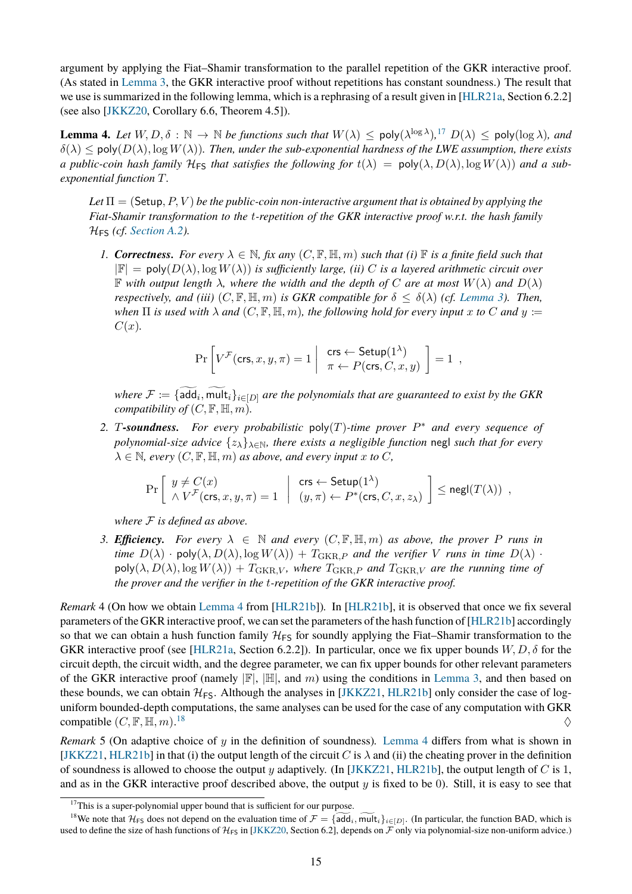argument by applying the Fiat–Shamir transformation to the parallel repetition of the GKR interactive proof. (As stated in Lemma 3, the GKR interactive proof without repetitions has constant soundness.) The result that we use is summarized in the following lemma, which is a rephrasing of a result given in [HLR21a, Section 6.2.2] (see also [JKKZ20, Corollary 6.6, Theorem 4.5]).

**Lemma 4.** *Let $W, D, \delta : \mathbb{N} \to \mathbb{N}$ be functions such that $W(\lambda) \leq \mathsf{poly}(\lambda^{\log \lambda})$,*[17] *$D(\lambda) \leq \mathsf{poly}(\log \lambda)$, and $\delta(\lambda) \leq \mathsf{poly}(D(\lambda), \log W(\lambda))$. Then, under the sub-exponential hardness of the LWE assumption, there exists a public-coin hash family $\mathcal{H}_{\mathsf{FS}}$ that satisfies the following for $t(\lambda) = \mathsf{poly}(\lambda, D(\lambda), \log W(\lambda))$ and a sub-exponential function $T$.*

> *Let $\Pi = (\mathsf{Setup}, P, V)$ be the public-coin non-interactive argument that is obtained by applying the Fiat-Shamir transformation to the $t$-repetition of the GKR interactive proof w.r.t. the hash family $\mathcal{H}_{\mathsf{FS}}$ (cf. Section A.2).*
>
> 1. ***Correctness.*** *For every $\lambda \in \mathbb{N}$, fix any $(C, \mathbb{F}, \mathbb{H}, m)$ such that (i) $\mathbb{F}$ is a finite field such that $|\mathbb{F}| = \mathsf{poly}(D(\lambda), \log W(\lambda))$ is sufficiently large, (ii) $C$ is a layered arithmetic circuit over $\mathbb{F}$ with output length $\lambda$, where the width and the depth of $C$ are at most $W(\lambda)$ and $D(\lambda)$ respectively, and (iii) $(C, \mathbb{F}, \mathbb{H}, m)$ is GKR compatible for $\delta \leq \delta(\lambda)$ (cf. Lemma 3). Then, when $\Pi$ is used with $\lambda$ and $(C, \mathbb{F}, \mathbb{H}, m)$, the following hold for every input $x$ to $C$ and $y := C(x)$.*
>
> $$\Pr\left[ V^{\mathcal{F}}(\mathsf{crs}, x, y, \pi) = 1 \;\middle|\; \begin{array}{l} \mathsf{crs} \leftarrow \mathsf{Setup}(1^\lambda) \\ \pi \leftarrow P(\mathsf{crs}, C, x, y) \end{array} \right] = 1 \enspace ,$$
>
> *where $\mathcal{F} := \{\widetilde{\mathsf{add}}_i, \widetilde{\mathsf{mult}}_i\}_{i \in [D]}$ are the polynomials that are guaranteed to exist by the GKR compatibility of $(C, \mathbb{F}, \mathbb{H}, m)$.*
>
> 2. ***$T$-soundness.*** *For every probabilistic $\mathsf{poly}(T)$-time prover $P^*$ and every sequence of polynomial-size advice $\{z_\lambda\}_{\lambda \in \mathbb{N}}$, there exists a negligible function $\mathsf{negl}$ such that for every $\lambda \in \mathbb{N}$, every $(C, \mathbb{F}, \mathbb{H}, m)$ as above, and every input $x$ to $C$,*
>
> $$\Pr\left[ \begin{array}{l} y \neq C(x) \\ \wedge\, V^{\mathcal{F}}(\mathsf{crs}, x, y, \pi) = 1 \end{array} \;\middle|\; \begin{array}{l} \mathsf{crs} \leftarrow \mathsf{Setup}(1^\lambda) \\ (y, \pi) \leftarrow P^*(\mathsf{crs}, C, x, z_\lambda) \end{array} \right] \leq \mathsf{negl}(T(\lambda)) \enspace ,$$
>
> *where $\mathcal{F}$ is defined as above.*
>
> 3. ***Efficiency.*** *For every $\lambda \in \mathbb{N}$ and every $(C, \mathbb{F}, \mathbb{H}, m)$ as above, the prover $P$ runs in time $D(\lambda) \cdot \mathsf{poly}(\lambda, D(\lambda), \log W(\lambda)) + T_{\mathrm{GKR},P}$ and the verifier $V$ runs in time $D(\lambda) \cdot \mathsf{poly}(\lambda, D(\lambda), \log W(\lambda)) + T_{\mathrm{GKR},V}$, where $T_{\mathrm{GKR},P}$ and $T_{\mathrm{GKR},V}$ are the running time of the prover and the verifier in the $t$-repetition of the GKR interactive proof.*

*Remark* 4 (On how we obtain Lemma 4 from [HLR21b]). In [HLR21b], it is observed that once we fix several parameters of the GKR interactive proof, we can set the parameters of the hash function of [HLR21b] accordingly so that we can obtain a hush function family $\mathcal{H}_{\mathsf{FS}}$ for soundly applying the Fiat–Shamir transformation to the GKR interactive proof (see [HLR21a, Section 6.2.2]). In particular, once we fix upper bounds $W, D, \delta$ for the circuit depth, the circuit width, and the degree parameter, we can fix upper bounds for other relevant parameters of the GKR interactive proof (namely $|\mathbb{F}|$, $|\mathbb{H}|$, and $m$) using the conditions in Lemma 3, and then based on these bounds, we can obtain $\mathcal{H}_{\mathsf{FS}}$. Although the analyses in [JKKZ21, HLR21b] only consider the case of log-uniform bounded-depth computations, the same analyses can be used for the case of any computation with GKR compatible $(C, \mathbb{F}, \mathbb{H}, m)$.[18] ♢

*Remark* 5 (On adaptive choice of $y$ in the definition of soundness). Lemma 4 differs from what is shown in [JKKZ21, HLR21b] in that (i) the output length of the circuit $C$ is $\lambda$ and (ii) the cheating prover in the definition of soundness is allowed to choose the output $y$ adaptively. (In [JKKZ21, HLR21b], the output length of $C$ is 1, and as in the GKR interactive proof described above, the output $y$ is fixed to be 0). Still, it is easy to see that

---

[17] This is a super-polynomial upper bound that is sufficient for our purpose.

[18] We note that $\mathcal{H}_{\mathsf{FS}}$ does not depend on the evaluation time of $\mathcal{F} = \{\widetilde{\mathsf{add}}_i, \widetilde{\mathsf{mult}}_i\}_{i \in [D]}$. (In particular, the function $\mathsf{BAD}$, which is used to define the size of hash functions of $\mathcal{H}_{\mathsf{FS}}$ in [JKKZ20, Section 6.2], depends on $\mathcal{F}$ only via polynomial-size non-uniform advice.)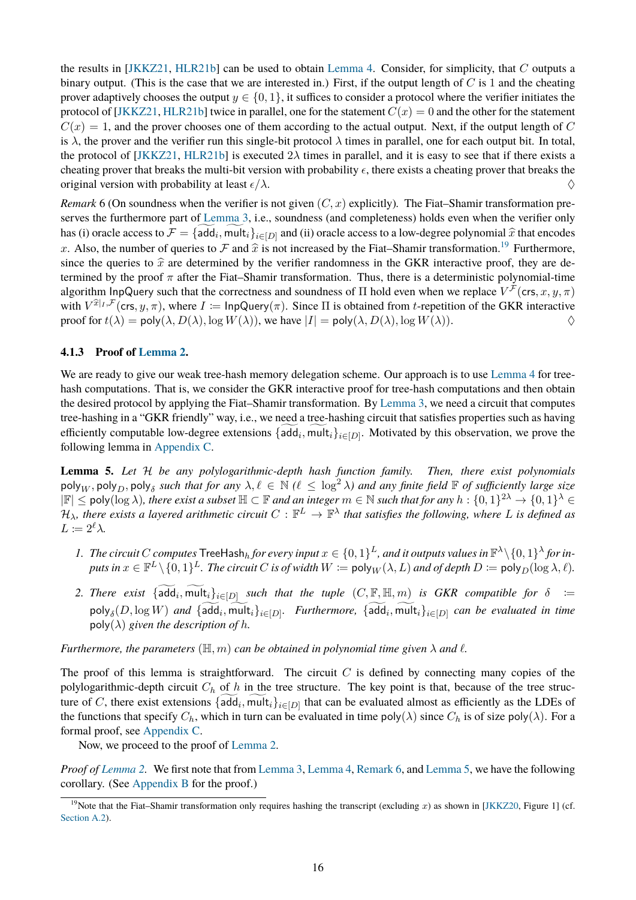the results in [JKKZ21, HLR21b] can be used to obtain Lemma 4. Consider, for simplicity, that $C$ outputs a binary output. (This is the case that we are interested in.) First, if the output length of $C$ is 1 and the cheating prover adaptively chooses the output $y \in \{0,1\}$, it suffices to consider a protocol where the verifier initiates the protocol of [JKKZ21, HLR21b] twice in parallel, one for the statement $C(x) = 0$ and the other for the statement $C(x) = 1$, and the prover chooses one of them according to the actual output. Next, if the output length of $C$ is $\lambda$, the prover and the verifier run this single-bit protocol $\lambda$ times in parallel, one for each output bit. In total, the protocol of [JKKZ21, HLR21b] is executed $2\lambda$ times in parallel, and it is easy to see that if there exists a cheating prover that breaks the multi-bit version with probability $\epsilon$, there exists a cheating prover that breaks the original version with probability at least $\epsilon/\lambda$. $\Diamond$

*Remark* 6 (On soundness when the verifier is not given $(C, x)$ explicitly). The Fiat–Shamir transformation preserves the furthermore part of Lemma 3, i.e., soundness (and completeness) holds even when the verifier only has (i) oracle access to $\mathcal{F} = \{\widetilde{\mathsf{add}}_i, \widetilde{\mathsf{mult}}_i\}_{i\in[D]}$ and (ii) oracle access to a low-degree polynomial $\widehat{x}$ that encodes $x$. Also, the number of queries to $\mathcal{F}$ and $\widehat{x}$ is not increased by the Fiat–Shamir transformation.[19] Furthermore, since the queries to $\widehat{x}$ are determined by the verifier randomness in the GKR interactive proof, they are determined by the proof $\pi$ after the Fiat–Shamir transformation. Thus, there is a deterministic polynomial-time algorithm $\mathsf{InpQuery}$ such that the correctness and soundness of $\Pi$ hold even when we replace $V^{\mathcal{F}}(\mathsf{crs}, x, y, \pi)$ with $V^{\widehat{x}|_I, \mathcal{F}}(\mathsf{crs}, y, \pi)$, where $I := \mathsf{InpQuery}(\pi)$. Since $\Pi$ is obtained from $t$-repetition of the GKR interactive proof for $t(\lambda) = \mathsf{poly}(\lambda, D(\lambda), \log W(\lambda))$, we have $|I| = \mathsf{poly}(\lambda, D(\lambda), \log W(\lambda))$. $\Diamond$

### 4.1.3 Proof of Lemma 2.

We are ready to give our weak tree-hash memory delegation scheme. Our approach is to use Lemma 4 for tree-hash computations. That is, we consider the GKR interactive proof for tree-hash computations and then obtain the desired protocol by applying the Fiat–Shamir transformation. By Lemma 3, we need a circuit that computes tree-hashing in a "GKR friendly" way, i.e., we need a tree-hashing circuit that satisfies properties such as having efficiently computable low-degree extensions $\{\widetilde{\mathsf{add}}_i, \widetilde{\mathsf{mult}}_i\}_{i\in[D]}$. Motivated by this observation, we prove the following lemma in Appendix C.

**Lemma 5.** *Let $\mathcal{H}$ be any polylogarithmic-depth hash function family. Then, there exist polynomials $\mathsf{poly}_W, \mathsf{poly}_D, \mathsf{poly}_\delta$ such that for any $\lambda, \ell \in \mathbb{N}$ ($\ell \le \log^2 \lambda$) and any finite field $\mathbb{F}$ of sufficiently large size $|\mathbb{F}| \le \mathsf{poly}(\log \lambda)$, there exist a subset $\mathbb{H} \subset \mathbb{F}$ and an integer $m \in \mathbb{N}$ such that for any $h : \{0,1\}^{2\lambda} \to \{0,1\}^{\lambda} \in \mathcal{H}_\lambda$, there exists a layered arithmetic circuit $C : \mathbb{F}^L \to \mathbb{F}^\lambda$ that satisfies the following, where $L$ is defined as $L := 2^\ell \lambda$.*

1. *The circuit $C$ computes $\mathsf{TreeHash}_h$ for every input $x \in \{0,1\}^L$, and it outputs values in $\mathbb{F}^\lambda \setminus \{0,1\}^\lambda$ for inputs in $x \in \mathbb{F}^L \setminus \{0,1\}^L$. The circuit $C$ is of width $W := \mathsf{poly}_W(\lambda, L)$ and of depth $D := \mathsf{poly}_D(\log \lambda, \ell)$.*
2. *There exist $\{\widetilde{\mathsf{add}}_i, \widetilde{\mathsf{mult}}_i\}_{i\in[D]}$ such that the tuple $(C, \mathbb{F}, \mathbb{H}, m)$ is GKR compatible for $\delta := \mathsf{poly}_\delta(D, \log W)$ and $\{\widetilde{\mathsf{add}}_i, \widetilde{\mathsf{mult}}_i\}_{i\in[D]}$. Furthermore, $\{\widetilde{\mathsf{add}}_i, \widetilde{\mathsf{mult}}_i\}_{i\in[D]}$ can be evaluated in time $\mathsf{poly}(\lambda)$ given the description of $h$.*

*Furthermore, the parameters $(\mathbb{H}, m)$ can be obtained in polynomial time given $\lambda$ and $\ell$.*

The proof of this lemma is straightforward. The circuit $C$ is defined by connecting many copies of the polylogarithmic-depth circuit $C_h$ of $h$ in the tree structure. The key point is that, because of the tree structure of $C$, there exist extensions $\{\widetilde{\mathsf{add}}_i, \widetilde{\mathsf{mult}}_i\}_{i\in[D]}$ that can be evaluated almost as efficiently as the LDEs of the functions that specify $C_h$, which in turn can be evaluated in time $\mathsf{poly}(\lambda)$ since $C_h$ is of size $\mathsf{poly}(\lambda)$. For a formal proof, see Appendix C.

Now, we proceed to the proof of Lemma 2.

*Proof of Lemma 2.* We first note that from Lemma 3, Lemma 4, Remark 6, and Lemma 5, we have the following corollary. (See Appendix B for the proof.)

[19] Note that the Fiat–Shamir transformation only requires hashing the transcript (excluding $x$) as shown in [JKKZ20, Figure 1] (cf. Section A.2).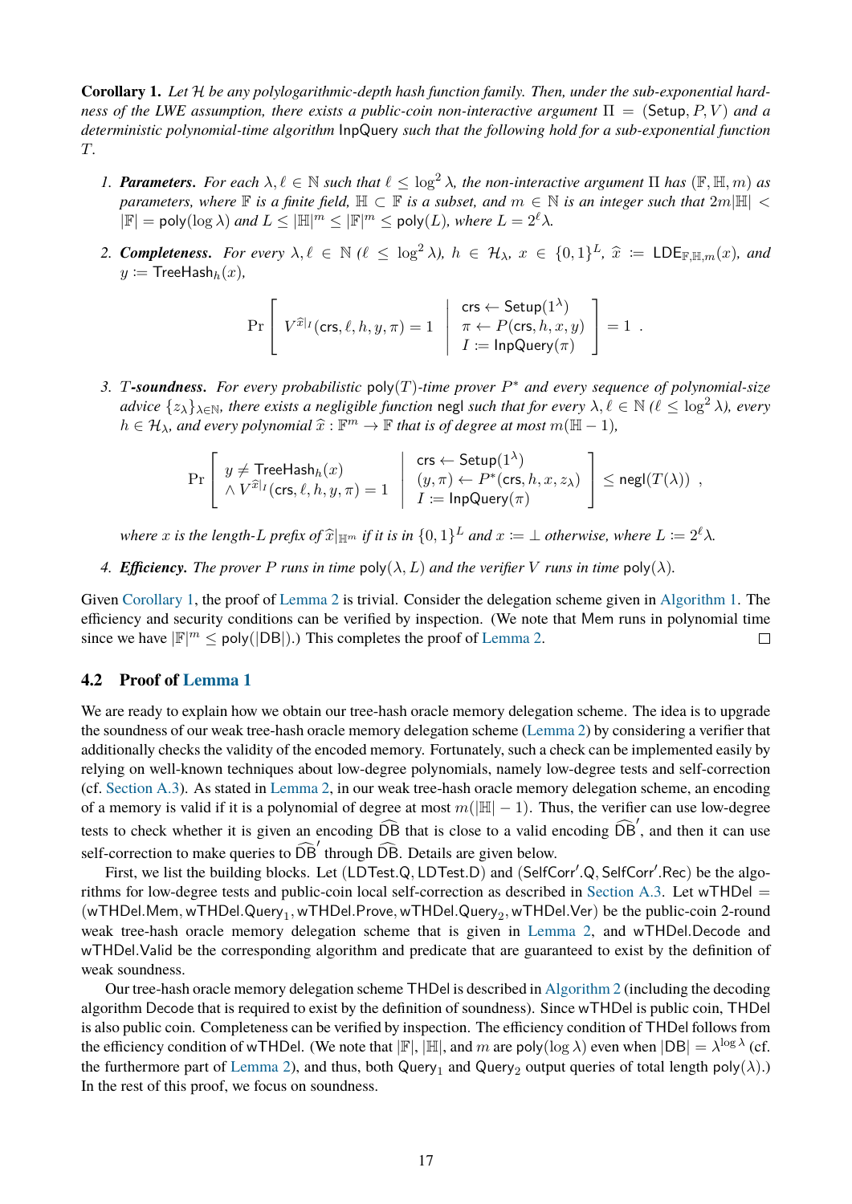**Corollary 1.** *Let $\mathcal{H}$ be any polylogarithmic-depth hash function family. Then, under the sub-exponential hardness of the LWE assumption, there exists a public-coin non-interactive argument $\Pi = (\mathsf{Setup}, P, V)$ and a deterministic polynomial-time algorithm* $\mathsf{InpQuery}$ *such that the following hold for a sub-exponential function $T$.*

1. ***Parameters.*** *For each $\lambda, \ell \in \mathbb{N}$ such that $\ell \leq \log^2 \lambda$, the non-interactive argument $\Pi$ has $(\mathbb{F}, \mathbb{H}, m)$ as parameters, where $\mathbb{F}$ is a finite field, $\mathbb{H} \subset \mathbb{F}$ is a subset, and $m \in \mathbb{N}$ is an integer such that $2m|\mathbb{H}| < |\mathbb{F}| = \mathsf{poly}(\log \lambda)$ and $L \leq |\mathbb{H}|^m \leq |\mathbb{F}|^m \leq \mathsf{poly}(L)$, where $L = 2^\ell \lambda$.*

2. ***Completeness.*** *For every $\lambda, \ell \in \mathbb{N}$ ($\ell \leq \log^2 \lambda$), $h \in \mathcal{H}_\lambda$, $x \in \{0,1\}^L$, $\widehat{x} := \mathsf{LDE}_{\mathbb{F},\mathbb{H},m}(x)$, and $y := \mathsf{TreeHash}_h(x)$,*

$$\Pr\left[ V^{\widehat{x}|_I}(\mathsf{crs}, \ell, h, y, \pi) = 1 \;\middle|\; \begin{array}{l} \mathsf{crs} \leftarrow \mathsf{Setup}(1^\lambda) \\ \pi \leftarrow P(\mathsf{crs}, h, x, y) \\ I := \mathsf{InpQuery}(\pi) \end{array} \right] = 1 \enspace .$$

3. ***$T$-soundness.*** *For every probabilistic $\mathsf{poly}(T)$-time prover $P^*$ and every sequence of polynomial-size advice $\{z_\lambda\}_{\lambda \in \mathbb{N}}$, there exists a negligible function $\mathsf{negl}$ such that for every $\lambda, \ell \in \mathbb{N}$ ($\ell \leq \log^2 \lambda$), every $h \in \mathcal{H}_\lambda$, and every polynomial $\widehat{x} : \mathbb{F}^m \to \mathbb{F}$ that is of degree at most $m(\mathbb{H} - 1)$,*

$$\Pr\left[ \begin{array}{l} y \neq \mathsf{TreeHash}_h(x) \\ \wedge\, V^{\widehat{x}|_I}(\mathsf{crs}, \ell, h, y, \pi) = 1 \end{array} \;\middle|\; \begin{array}{l} \mathsf{crs} \leftarrow \mathsf{Setup}(1^\lambda) \\ (y, \pi) \leftarrow P^*(\mathsf{crs}, h, x, z_\lambda) \\ I := \mathsf{InpQuery}(\pi) \end{array} \right] \leq \mathsf{negl}(T(\lambda)) \enspace ,$$

*where $x$ is the length-$L$ prefix of $\widehat{x}|_{\mathbb{H}^m}$ if it is in $\{0,1\}^L$ and $x := \bot$ otherwise, where $L := 2^\ell \lambda$.*

4. ***Efficiency.*** *The prover $P$ runs in time $\mathsf{poly}(\lambda, L)$ and the verifier $V$ runs in time $\mathsf{poly}(\lambda)$.*

Given Corollary 1, the proof of Lemma 2 is trivial. Consider the delegation scheme given in Algorithm 1. The efficiency and security conditions can be verified by inspection. (We note that $\mathsf{Mem}$ runs in polynomial time since we have $|\mathbb{F}|^m \leq \mathsf{poly}(|\mathsf{DB}|)$.) This completes the proof of Lemma 2. □

### 4.2 Proof of Lemma 1

We are ready to explain how we obtain our tree-hash oracle memory delegation scheme. The idea is to upgrade the soundness of our weak tree-hash oracle memory delegation scheme (Lemma 2) by considering a verifier that additionally checks the validity of the encoded memory. Fortunately, such a check can be implemented easily by relying on well-known techniques about low-degree polynomials, namely low-degree tests and self-correction (cf. Section A.3). As stated in Lemma 2, in our weak tree-hash oracle memory delegation scheme, an encoding of a memory is valid if it is a polynomial of degree at most $m(|\mathbb{H}| - 1)$. Thus, the verifier can use low-degree tests to check whether it is given an encoding $\widehat{\mathsf{DB}}$ that is close to a valid encoding $\widehat{\mathsf{DB}}'$, and then it can use self-correction to make queries to $\widehat{\mathsf{DB}}'$ through $\widehat{\mathsf{DB}}$. Details are given below.

First, we list the building blocks. Let $(\mathsf{LDTest.Q}, \mathsf{LDTest.D})$ and $(\mathsf{SelfCorr'.Q}, \mathsf{SelfCorr'.Rec})$ be the algorithms for low-degree tests and public-coin local self-correction as described in Section A.3. Let $\mathsf{wTHDel} = (\mathsf{wTHDel.Mem}, \mathsf{wTHDel.Query}_1, \mathsf{wTHDel.Prove}, \mathsf{wTHDel.Query}_2, \mathsf{wTHDel.Ver})$ be the public-coin 2-round weak tree-hash oracle memory delegation scheme that is given in Lemma 2, and $\mathsf{wTHDel.Decode}$ and $\mathsf{wTHDel.Valid}$ be the corresponding algorithm and predicate that are guaranteed to exist by the definition of weak soundness.

Our tree-hash oracle memory delegation scheme $\mathsf{THDel}$ is described in Algorithm 2 (including the decoding algorithm $\mathsf{Decode}$ that is required to exist by the definition of soundness). Since $\mathsf{wTHDel}$ is public coin, $\mathsf{THDel}$ is also public coin. Completeness can be verified by inspection. The efficiency condition of $\mathsf{THDel}$ follows from the efficiency condition of $\mathsf{wTHDel}$. (We note that $|\mathbb{F}|$, $|\mathbb{H}|$, and $m$ are $\mathsf{poly}(\log \lambda)$ even when $|\mathsf{DB}| = \lambda^{\log \lambda}$ (cf. the furthermore part of Lemma 2), and thus, both $\mathsf{Query}_1$ and $\mathsf{Query}_2$ output queries of total length $\mathsf{poly}(\lambda)$.) In the rest of this proof, we focus on soundness.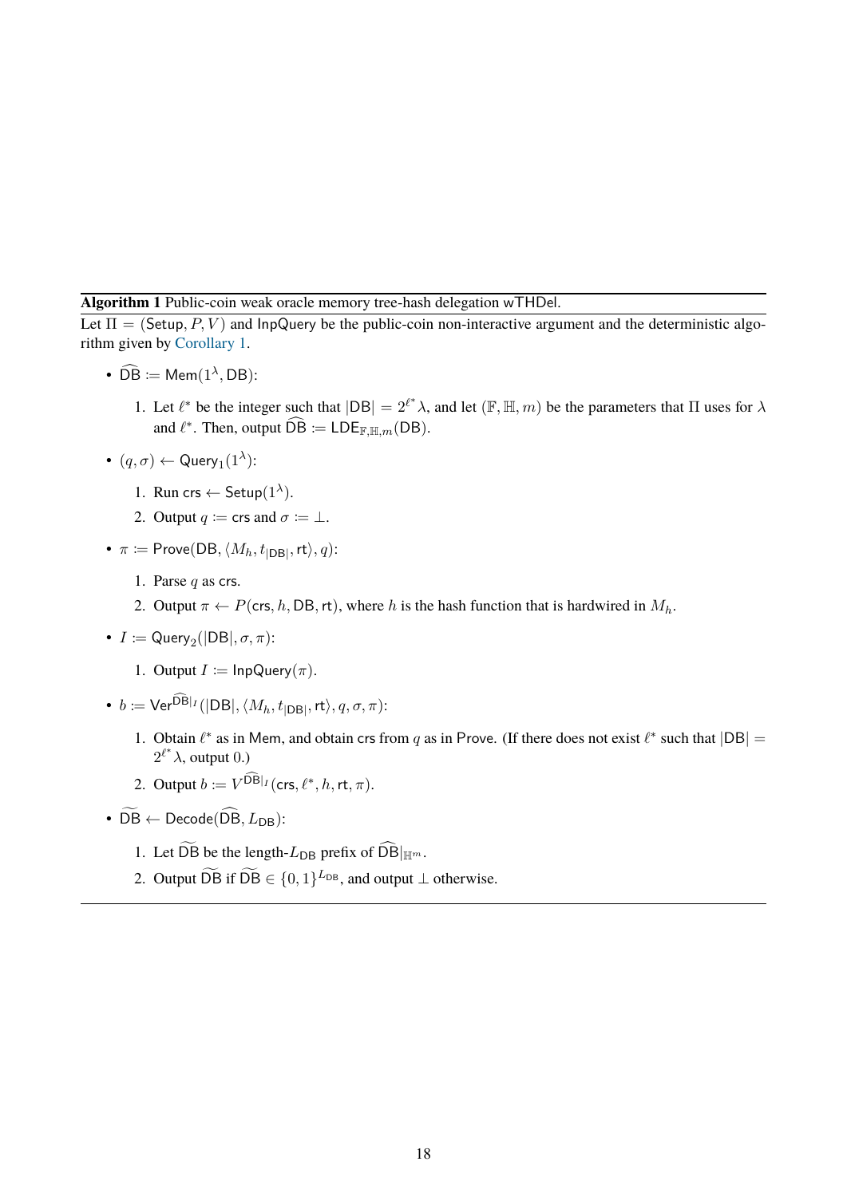**Algorithm 1** Public-coin weak oracle memory tree-hash delegation $\mathsf{wTHDel}$.

Let $\Pi = (\mathsf{Setup}, P, V)$ and $\mathsf{InpQuery}$ be the public-coin non-interactive argument and the deterministic algorithm given by Corollary 1.

- $\widehat{\mathsf{DB}} \coloneqq \mathsf{Mem}(1^\lambda, \mathsf{DB})$:
  1. Let $\ell^*$ be the integer such that $|\mathsf{DB}| = 2^{\ell^*}\lambda$, and let $(\mathbb{F}, \mathbb{H}, m)$ be the parameters that $\Pi$ uses for $\lambda$ and $\ell^*$. Then, output $\widehat{\mathsf{DB}} \coloneqq \mathsf{LDE}_{\mathbb{F},\mathbb{H},m}(\mathsf{DB})$.
- $(q, \sigma) \leftarrow \mathsf{Query}_1(1^\lambda)$:
  1. Run $\mathsf{crs} \leftarrow \mathsf{Setup}(1^\lambda)$.
  2. Output $q \coloneqq \mathsf{crs}$ and $\sigma \coloneqq \bot$.
- $\pi \coloneqq \mathsf{Prove}(\mathsf{DB}, \langle M_h, t_{|\mathsf{DB}|}, \mathsf{rt}\rangle, q)$:
  1. Parse $q$ as $\mathsf{crs}$.
  2. Output $\pi \leftarrow P(\mathsf{crs}, h, \mathsf{DB}, \mathsf{rt})$, where $h$ is the hash function that is hardwired in $M_h$.
- $I \coloneqq \mathsf{Query}_2(|\mathsf{DB}|, \sigma, \pi)$:
  1. Output $I \coloneqq \mathsf{InpQuery}(\pi)$.
- $b \coloneqq \mathsf{Ver}^{\widehat{\mathsf{DB}}|_I}(|\mathsf{DB}|, \langle M_h, t_{|\mathsf{DB}|}, \mathsf{rt}\rangle, q, \sigma, \pi)$:
  1. Obtain $\ell^*$ as in $\mathsf{Mem}$, and obtain $\mathsf{crs}$ from $q$ as in $\mathsf{Prove}$. (If there does not exist $\ell^*$ such that $|\mathsf{DB}| = 2^{\ell^*}\lambda$, output $0$.)
  2. Output $b \coloneqq V^{\widehat{\mathsf{DB}}|_I}(\mathsf{crs}, \ell^*, h, \mathsf{rt}, \pi)$.
- $\widetilde{\mathsf{DB}} \leftarrow \mathsf{Decode}(\widehat{\mathsf{DB}}, L_{\mathsf{DB}})$:
  1. Let $\widetilde{\mathsf{DB}}$ be the length-$L_{\mathsf{DB}}$ prefix of $\widehat{\mathsf{DB}}|_{\mathbb{H}^m}$.
  2. Output $\widetilde{\mathsf{DB}}$ if $\widetilde{\mathsf{DB}} \in \{0,1\}^{L_{\mathsf{DB}}}$, and output $\bot$ otherwise.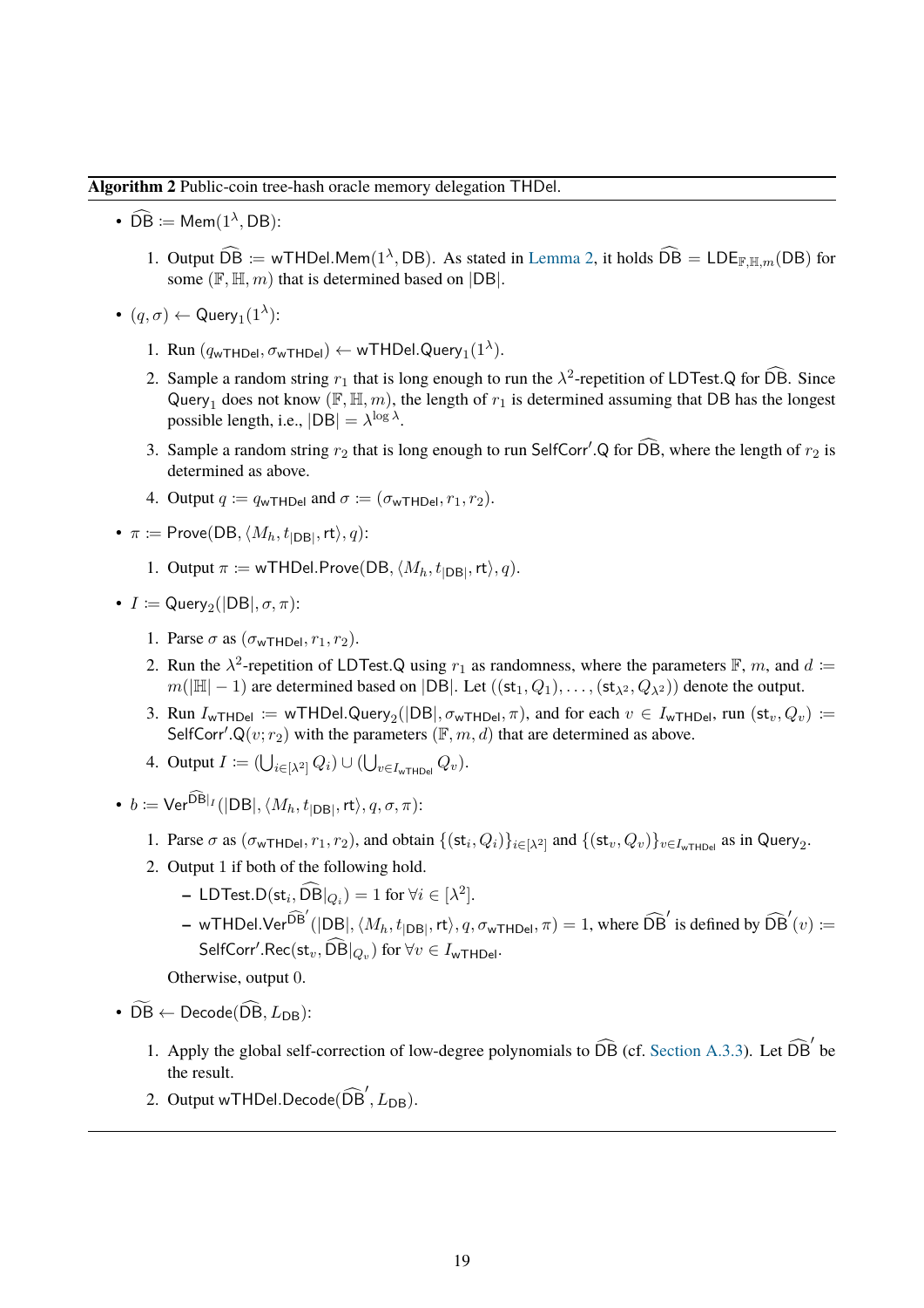**Algorithm 2** Public-coin tree-hash oracle memory delegation $\mathsf{THDel}$.

- $\widehat{\mathsf{DB}} := \mathsf{Mem}(1^\lambda, \mathsf{DB})$:

  1. Output $\widehat{\mathsf{DB}} := \mathsf{wTHDel.Mem}(1^\lambda, \mathsf{DB})$. As stated in Lemma 2, it holds $\widehat{\mathsf{DB}} = \mathsf{LDE}_{\mathbb{F},\mathbb{H},m}(\mathsf{DB})$ for some $(\mathbb{F}, \mathbb{H}, m)$ that is determined based on $|\mathsf{DB}|$.

- $(q, \sigma) \leftarrow \mathsf{Query}_1(1^\lambda)$:

  1. Run $(q_{\mathsf{wTHDel}}, \sigma_{\mathsf{wTHDel}}) \leftarrow \mathsf{wTHDel.Query}_1(1^\lambda)$.
  2. Sample a random string $r_1$ that is long enough to run the $\lambda^2$-repetition of $\mathsf{LDTest.Q}$ for $\widehat{\mathsf{DB}}$. Since $\mathsf{Query}_1$ does not know $(\mathbb{F}, \mathbb{H}, m)$, the length of $r_1$ is determined assuming that $\mathsf{DB}$ has the longest possible length, i.e., $|\mathsf{DB}| = \lambda^{\log \lambda}$.
  3. Sample a random string $r_2$ that is long enough to run $\mathsf{SelfCorr'.Q}$ for $\widehat{\mathsf{DB}}$, where the length of $r_2$ is determined as above.
  4. Output $q := q_{\mathsf{wTHDel}}$ and $\sigma := (\sigma_{\mathsf{wTHDel}}, r_1, r_2)$.

- $\pi := \mathsf{Prove}(\mathsf{DB}, \langle M_h, t_{|\mathsf{DB}|}, \mathsf{rt} \rangle, q)$:

  1. Output $\pi := \mathsf{wTHDel.Prove}(\mathsf{DB}, \langle M_h, t_{|\mathsf{DB}|}, \mathsf{rt} \rangle, q)$.

- $I := \mathsf{Query}_2(|\mathsf{DB}|, \sigma, \pi)$:

  1. Parse $\sigma$ as $(\sigma_{\mathsf{wTHDel}}, r_1, r_2)$.
  2. Run the $\lambda^2$-repetition of $\mathsf{LDTest.Q}$ using $r_1$ as randomness, where the parameters $\mathbb{F}$, $m$, and $d := m(|\mathbb{H}| - 1)$ are determined based on $|\mathsf{DB}|$. Let $((\mathsf{st}_1, Q_1), \ldots, (\mathsf{st}_{\lambda^2}, Q_{\lambda^2}))$ denote the output.
  3. Run $I_{\mathsf{wTHDel}} := \mathsf{wTHDel.Query}_2(|\mathsf{DB}|, \sigma_{\mathsf{wTHDel}}, \pi)$, and for each $v \in I_{\mathsf{wTHDel}}$, run $(\mathsf{st}_v, Q_v) := \mathsf{SelfCorr'.Q}(v; r_2)$ with the parameters $(\mathbb{F}, m, d)$ that are determined as above.
  4. Output $I := (\bigcup_{i \in [\lambda^2]} Q_i) \cup (\bigcup_{v \in I_{\mathsf{wTHDel}}} Q_v)$.

- $b := \mathsf{Ver}^{\widehat{\mathsf{DB}}|_I}(|\mathsf{DB}|, \langle M_h, t_{|\mathsf{DB}|}, \mathsf{rt} \rangle, q, \sigma, \pi)$:

  1. Parse $\sigma$ as $(\sigma_{\mathsf{wTHDel}}, r_1, r_2)$, and obtain $\{(\mathsf{st}_i, Q_i)\}_{i \in [\lambda^2]}$ and $\{(\mathsf{st}_v, Q_v)\}_{v \in I_{\mathsf{wTHDel}}}$ as in $\mathsf{Query}_2$.
  2. Output 1 if both of the following hold.
     - $\mathsf{LDTest.D}(\mathsf{st}_i, \widehat{\mathsf{DB}}|_{Q_i}) = 1$ for $\forall i \in [\lambda^2]$.
     - $\mathsf{wTHDel.Ver}^{\widehat{\mathsf{DB}}'}(|\mathsf{DB}|, \langle M_h, t_{|\mathsf{DB}|}, \mathsf{rt} \rangle, q, \sigma_{\mathsf{wTHDel}}, \pi) = 1$, where $\widehat{\mathsf{DB}}'$ is defined by $\widehat{\mathsf{DB}}'(v) := \mathsf{SelfCorr'.Rec}(\mathsf{st}_v, \widehat{\mathsf{DB}}|_{Q_v})$ for $\forall v \in I_{\mathsf{wTHDel}}$.

     Otherwise, output 0.

- $\widetilde{\mathsf{DB}} \leftarrow \mathsf{Decode}(\widehat{\mathsf{DB}}, L_{\mathsf{DB}})$:

  1. Apply the global self-correction of low-degree polynomials to $\widehat{\mathsf{DB}}$ (cf. Section A.3.3). Let $\widehat{\mathsf{DB}}'$ be the result.
  2. Output $\mathsf{wTHDel.Decode}(\widehat{\mathsf{DB}}', L_{\mathsf{DB}})$.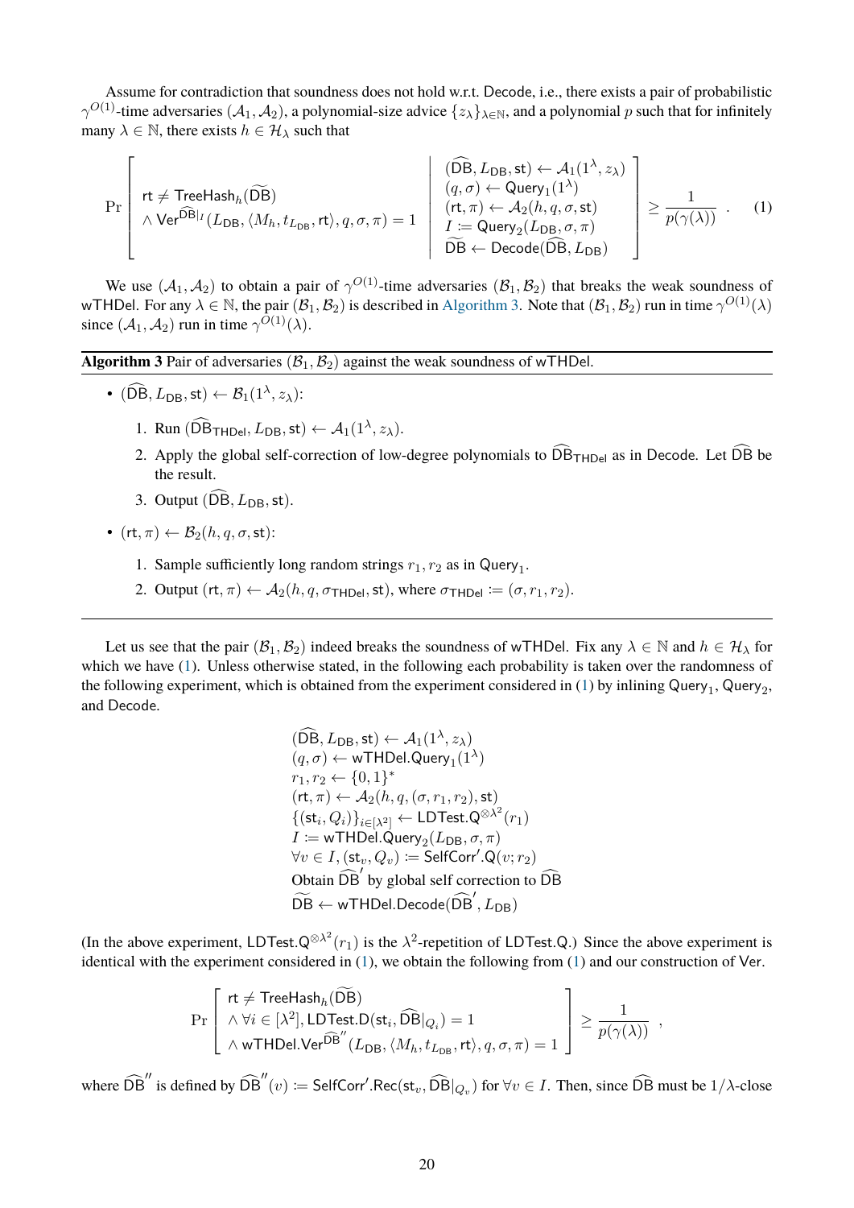Assume for contradiction that soundness does not hold w.r.t. Decode, i.e., there exists a pair of probabilistic $\gamma^{O(1)}$-time adversaries $(\mathcal{A}_1, \mathcal{A}_2)$, a polynomial-size advice $\{z_\lambda\}_{\lambda \in \mathbb{N}}$, and a polynomial $p$ such that for infinitely many $\lambda \in \mathbb{N}$, there exists $h \in \mathcal{H}_\lambda$ such that

$$\Pr\left[\begin{array}{l} \mathsf{rt} \neq \mathsf{TreeHash}_h(\widetilde{\mathsf{DB}}) \\ \wedge\, \mathsf{Ver}^{\widehat{\mathsf{DB}}|_I}(L_{\mathsf{DB}}, \langle M_h, t_{L_{\mathsf{DB}}}, \mathsf{rt}\rangle, q, \sigma, \pi) = 1 \end{array} \;\middle|\; \begin{array}{l} (\widehat{\mathsf{DB}}, L_{\mathsf{DB}}, \mathsf{st}) \leftarrow \mathcal{A}_1(1^\lambda, z_\lambda) \\ (q, \sigma) \leftarrow \mathsf{Query}_1(1^\lambda) \\ (\mathsf{rt}, \pi) \leftarrow \mathcal{A}_2(h, q, \sigma, \mathsf{st}) \\ I := \mathsf{Query}_2(L_{\mathsf{DB}}, \sigma, \pi) \\ \widetilde{\mathsf{DB}} \leftarrow \mathsf{Decode}(\widehat{\mathsf{DB}}, L_{\mathsf{DB}}) \end{array}\right] \geq \frac{1}{p(\gamma(\lambda))} \ . \tag{1}$$

We use $(\mathcal{A}_1, \mathcal{A}_2)$ to obtain a pair of $\gamma^{O(1)}$-time adversaries $(\mathcal{B}_1, \mathcal{B}_2)$ that breaks the weak soundness of wTHDel. For any $\lambda \in \mathbb{N}$, the pair $(\mathcal{B}_1, \mathcal{B}_2)$ is described in Algorithm 3. Note that $(\mathcal{B}_1, \mathcal{B}_2)$ run in time $\gamma^{O(1)}(\lambda)$ since $(\mathcal{A}_1, \mathcal{A}_2)$ run in time $\gamma^{O(1)}(\lambda)$.

---

**Algorithm 3** Pair of adversaries $(\mathcal{B}_1, \mathcal{B}_2)$ against the weak soundness of wTHDel.

---

- $(\widehat{\mathsf{DB}}, L_{\mathsf{DB}}, \mathsf{st}) \leftarrow \mathcal{B}_1(1^\lambda, z_\lambda)$:
  1. Run $(\widehat{\mathsf{DB}}_{\mathsf{THDel}}, L_{\mathsf{DB}}, \mathsf{st}) \leftarrow \mathcal{A}_1(1^\lambda, z_\lambda)$.
  2. Apply the global self-correction of low-degree polynomials to $\widehat{\mathsf{DB}}_{\mathsf{THDel}}$ as in Decode. Let $\widehat{\mathsf{DB}}$ be the result.
  3. Output $(\widehat{\mathsf{DB}}, L_{\mathsf{DB}}, \mathsf{st})$.
- $(\mathsf{rt}, \pi) \leftarrow \mathcal{B}_2(h, q, \sigma, \mathsf{st})$:
  1. Sample sufficiently long random strings $r_1, r_2$ as in $\mathsf{Query}_1$.
  2. Output $(\mathsf{rt}, \pi) \leftarrow \mathcal{A}_2(h, q, \sigma_{\mathsf{THDel}}, \mathsf{st})$, where $\sigma_{\mathsf{THDel}} := (\sigma, r_1, r_2)$.

---

Let us see that the pair $(\mathcal{B}_1, \mathcal{B}_2)$ indeed breaks the soundness of wTHDel. Fix any $\lambda \in \mathbb{N}$ and $h \in \mathcal{H}_\lambda$ for which we have (1). Unless otherwise stated, in the following each probability is taken over the randomness of the following experiment, which is obtained from the experiment considered in (1) by inlining $\mathsf{Query}_1$, $\mathsf{Query}_2$, and Decode.

$$\begin{array}{l}
(\widehat{\mathsf{DB}}, L_{\mathsf{DB}}, \mathsf{st}) \leftarrow \mathcal{A}_1(1^\lambda, z_\lambda) \\
(q, \sigma) \leftarrow \mathsf{wTHDel.Query}_1(1^\lambda) \\
r_1, r_2 \leftarrow \{0,1\}^* \\
(\mathsf{rt}, \pi) \leftarrow \mathcal{A}_2(h, q, (\sigma, r_1, r_2), \mathsf{st}) \\
\{(\mathsf{st}_i, Q_i)\}_{i \in [\lambda^2]} \leftarrow \mathsf{LDTest.Q}^{\otimes \lambda^2}(r_1) \\
I := \mathsf{wTHDel.Query}_2(L_{\mathsf{DB}}, \sigma, \pi) \\
\forall v \in I, (\mathsf{st}_v, Q_v) := \mathsf{SelfCorr}'.\mathsf{Q}(v; r_2) \\
\text{Obtain } \widehat{\mathsf{DB}}' \text{ by global self correction to } \widehat{\mathsf{DB}} \\
\widetilde{\mathsf{DB}} \leftarrow \mathsf{wTHDel.Decode}(\widehat{\mathsf{DB}}', L_{\mathsf{DB}})
\end{array}$$

(In the above experiment, $\mathsf{LDTest.Q}^{\otimes \lambda^2}(r_1)$ is the $\lambda^2$-repetition of LDTest.Q.) Since the above experiment is identical with the experiment considered in (1), we obtain the following from (1) and our construction of Ver.

$$\Pr\left[\begin{array}{l} \mathsf{rt} \neq \mathsf{TreeHash}_h(\widetilde{\mathsf{DB}}) \\ \wedge\, \forall i \in [\lambda^2], \mathsf{LDTest.D}(\mathsf{st}_i, \widehat{\mathsf{DB}}|_{Q_i}) = 1 \\ \wedge\, \mathsf{wTHDel.Ver}^{\widehat{\mathsf{DB}}''}(L_{\mathsf{DB}}, \langle M_h, t_{L_{\mathsf{DB}}}, \mathsf{rt}\rangle, q, \sigma, \pi) = 1 \end{array}\right] \geq \frac{1}{p(\gamma(\lambda))} \ ,$$

where $\widehat{\mathsf{DB}}''$ is defined by $\widehat{\mathsf{DB}}''(v) := \mathsf{SelfCorr}'.\mathsf{Rec}(\mathsf{st}_v, \widehat{\mathsf{DB}}|_{Q_v})$ for $\forall v \in I$. Then, since $\widehat{\mathsf{DB}}$ must be $1/\lambda$-close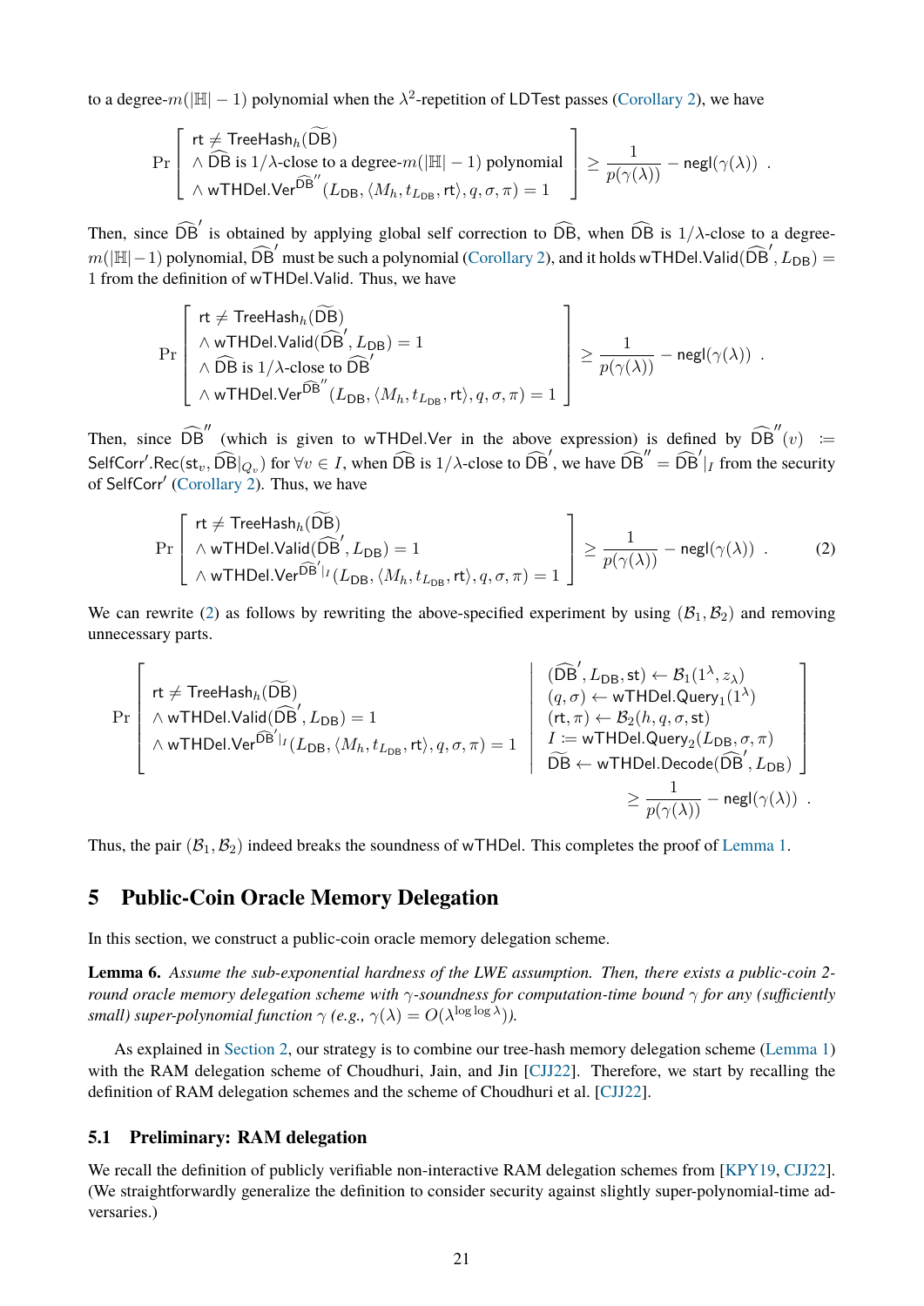to a degree-$m(|\mathbb{H}|-1)$ polynomial when the $\lambda^2$-repetition of $\mathsf{LDTest}$ passes (Corollary 2), we have

$$\Pr\left[\begin{array}{l} \mathsf{rt} \neq \mathsf{TreeHash}_h(\widetilde{\mathsf{DB}}) \\ \wedge\ \widehat{\mathsf{DB}} \text{ is } 1/\lambda\text{-close to a degree-}m(|\mathbb{H}|-1) \text{ polynomial} \\ \wedge\ \mathsf{wTHDel.Ver}^{\widehat{\mathsf{DB}}''}(L_{\mathsf{DB}}, \langle M_h, t_{L_{\mathsf{DB}}}, \mathsf{rt}\rangle, q, \sigma, \pi) = 1 \end{array}\right] \geq \frac{1}{p(\gamma(\lambda))} - \mathsf{negl}(\gamma(\lambda)) \ .$$

Then, since $\widehat{\mathsf{DB}}'$ is obtained by applying global self correction to $\widehat{\mathsf{DB}}$, when $\widehat{\mathsf{DB}}$ is $1/\lambda$-close to a degree-$m(|\mathbb{H}|-1)$ polynomial, $\widehat{\mathsf{DB}}'$ must be such a polynomial (Corollary 2), and it holds $\mathsf{wTHDel.Valid}(\widehat{\mathsf{DB}}', L_{\mathsf{DB}}) = 1$ from the definition of $\mathsf{wTHDel.Valid}$. Thus, we have

$$\Pr\left[\begin{array}{l} \mathsf{rt} \neq \mathsf{TreeHash}_h(\widetilde{\mathsf{DB}}) \\ \wedge\ \mathsf{wTHDel.Valid}(\widehat{\mathsf{DB}}', L_{\mathsf{DB}}) = 1 \\ \wedge\ \widehat{\mathsf{DB}} \text{ is } 1/\lambda\text{-close to } \widehat{\mathsf{DB}}' \\ \wedge\ \mathsf{wTHDel.Ver}^{\widehat{\mathsf{DB}}''}(L_{\mathsf{DB}}, \langle M_h, t_{L_{\mathsf{DB}}}, \mathsf{rt}\rangle, q, \sigma, \pi) = 1 \end{array}\right] \geq \frac{1}{p(\gamma(\lambda))} - \mathsf{negl}(\gamma(\lambda)) \ .$$

Then, since $\widehat{\mathsf{DB}}''$ (which is given to $\mathsf{wTHDel.Ver}$ in the above expression) is defined by $\widehat{\mathsf{DB}}''(v) := \mathsf{SelfCorr}'.\mathsf{Rec}(\mathsf{st}_v, \widehat{\mathsf{DB}}|_{Q_v})$ for $\forall v \in I$, when $\widehat{\mathsf{DB}}$ is $1/\lambda$-close to $\widehat{\mathsf{DB}}'$, we have $\widehat{\mathsf{DB}}'' = \widehat{\mathsf{DB}}'|_I$ from the security of $\mathsf{SelfCorr}'$ (Corollary 2). Thus, we have

$$\Pr\left[\begin{array}{l} \mathsf{rt} \neq \mathsf{TreeHash}_h(\widetilde{\mathsf{DB}}) \\ \wedge\ \mathsf{wTHDel.Valid}(\widehat{\mathsf{DB}}', L_{\mathsf{DB}}) = 1 \\ \wedge\ \mathsf{wTHDel.Ver}^{\widehat{\mathsf{DB}}'|_I}(L_{\mathsf{DB}}, \langle M_h, t_{L_{\mathsf{DB}}}, \mathsf{rt}\rangle, q, \sigma, \pi) = 1 \end{array}\right] \geq \frac{1}{p(\gamma(\lambda))} - \mathsf{negl}(\gamma(\lambda)) \ . \tag{2}$$

We can rewrite (2) as follows by rewriting the above-specified experiment by using $(\mathcal{B}_1, \mathcal{B}_2)$ and removing unnecessary parts.

$$\Pr\left[\begin{array}{l} \mathsf{rt} \neq \mathsf{TreeHash}_h(\widetilde{\mathsf{DB}}) \\ \wedge\ \mathsf{wTHDel.Valid}(\widehat{\mathsf{DB}}', L_{\mathsf{DB}}) = 1 \\ \wedge\ \mathsf{wTHDel.Ver}^{\widehat{\mathsf{DB}}'|_I}(L_{\mathsf{DB}}, \langle M_h, t_{L_{\mathsf{DB}}}, \mathsf{rt}\rangle, q, \sigma, \pi) = 1 \end{array} \middle| \begin{array}{l} (\widehat{\mathsf{DB}}', L_{\mathsf{DB}}, \mathsf{st}) \leftarrow \mathcal{B}_1(1^\lambda, z_\lambda) \\ (q, \sigma) \leftarrow \mathsf{wTHDel.Query}_1(1^\lambda) \\ (\mathsf{rt}, \pi) \leftarrow \mathcal{B}_2(h, q, \sigma, \mathsf{st}) \\ I := \mathsf{wTHDel.Query}_2(L_{\mathsf{DB}}, \sigma, \pi) \\ \widetilde{\mathsf{DB}} \leftarrow \mathsf{wTHDel.Decode}(\widehat{\mathsf{DB}}', L_{\mathsf{DB}}) \end{array}\right] \geq \frac{1}{p(\gamma(\lambda))} - \mathsf{negl}(\gamma(\lambda)) \ .$$

Thus, the pair $(\mathcal{B}_1, \mathcal{B}_2)$ indeed breaks the soundness of $\mathsf{wTHDel}$. This completes the proof of Lemma 1.

## 5 Public-Coin Oracle Memory Delegation

In this section, we construct a public-coin oracle memory delegation scheme.

**Lemma 6.** *Assume the sub-exponential hardness of the LWE assumption. Then, there exists a public-coin 2-round oracle memory delegation scheme with $\gamma$-soundness for computation-time bound $\gamma$ for any (sufficiently small) super-polynomial function $\gamma$ (e.g., $\gamma(\lambda) = O(\lambda^{\log\log\lambda})$).*

As explained in Section 2, our strategy is to combine our tree-hash memory delegation scheme (Lemma 1) with the RAM delegation scheme of Choudhuri, Jain, and Jin [CJJ22]. Therefore, we start by recalling the definition of RAM delegation schemes and the scheme of Choudhuri et al. [CJJ22].

### 5.1 Preliminary: RAM delegation

We recall the definition of publicly verifiable non-interactive RAM delegation schemes from [KPY19, CJJ22]. (We straightforwardly generalize the definition to consider security against slightly super-polynomial-time adversaries.)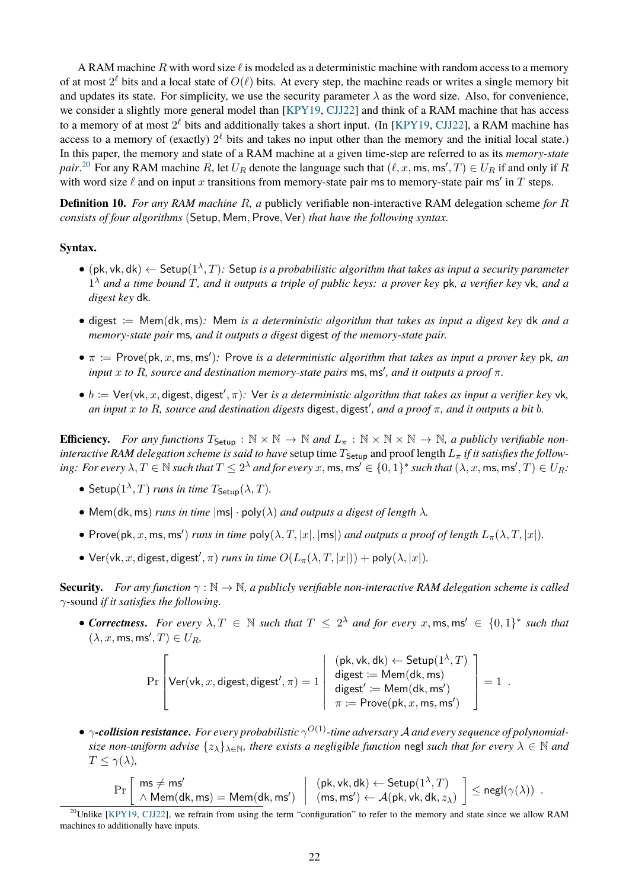A RAM machine $R$ with word size $\ell$ is modeled as a deterministic machine with random access to a memory of at most $2^\ell$ bits and a local state of $O(\ell)$ bits. At every step, the machine reads or writes a single memory bit and updates its state. For simplicity, we use the security parameter $\lambda$ as the word size. Also, for convenience, we consider a slightly more general model than [KPY19, CJJ22] and think of a RAM machine that has access to a memory of at most $2^\ell$ bits and additionally takes a short input. (In [KPY19, CJJ22], a RAM machine has access to a memory of (exactly) $2^\ell$ bits and takes no input other than the memory and the initial local state.) In this paper, the memory and state of a RAM machine at a given time-step are referred to as its *memory-state pair*.[20] For any RAM machine $R$, let $U_R$ denote the language such that $(\ell, x, \mathsf{ms}, \mathsf{ms}', T) \in U_R$ if and only if $R$ with word size $\ell$ and on input $x$ transitions from memory-state pair $\mathsf{ms}$ to memory-state pair $\mathsf{ms}'$ in $T$ steps.

**Definition 10.** *For any RAM machine $R$, a* publicly verifiable non-interactive RAM delegation scheme *for $R$ consists of four algorithms* $(\mathsf{Setup}, \mathsf{Mem}, \mathsf{Prove}, \mathsf{Ver})$ *that have the following syntax.*

**Syntax.**

- $(\mathsf{pk}, \mathsf{vk}, \mathsf{dk}) \leftarrow \mathsf{Setup}(1^\lambda, T)$*: $\mathsf{Setup}$ is a probabilistic algorithm that takes as input a security parameter $1^\lambda$ and a time bound $T$, and it outputs a triple of public keys: a prover key $\mathsf{pk}$, a verifier key $\mathsf{vk}$, and a digest key $\mathsf{dk}$.*
- $\mathsf{digest} \coloneqq \mathsf{Mem}(\mathsf{dk}, \mathsf{ms})$*: $\mathsf{Mem}$ is a deterministic algorithm that takes as input a digest key $\mathsf{dk}$ and a memory-state pair $\mathsf{ms}$, and it outputs a digest $\mathsf{digest}$ of the memory-state pair.*
- $\pi \coloneqq \mathsf{Prove}(\mathsf{pk}, x, \mathsf{ms}, \mathsf{ms}')$*: $\mathsf{Prove}$ is a deterministic algorithm that takes as input a prover key $\mathsf{pk}$, an input $x$ to $R$, source and destination memory-state pairs $\mathsf{ms}, \mathsf{ms}'$, and it outputs a proof $\pi$.*
- $b \coloneqq \mathsf{Ver}(\mathsf{vk}, x, \mathsf{digest}, \mathsf{digest}', \pi)$*: $\mathsf{Ver}$ is a deterministic algorithm that takes as input a verifier key $\mathsf{vk}$, an input $x$ to $R$, source and destination digests $\mathsf{digest}, \mathsf{digest}'$, and a proof $\pi$, and it outputs a bit $b$.*

**Efficiency.** *For any functions $T_{\mathsf{Setup}} : \mathbb{N} \times \mathbb{N} \to \mathbb{N}$ and $L_\pi : \mathbb{N} \times \mathbb{N} \times \mathbb{N} \to \mathbb{N}$, a publicly verifiable non-interactive RAM delegation scheme is said to have* setup time $T_{\mathsf{Setup}}$ and proof length $L_\pi$ *if it satisfies the following: For every $\lambda, T \in \mathbb{N}$ such that $T \le 2^\lambda$ and for every $x, \mathsf{ms}, \mathsf{ms}' \in \{0,1\}^*$ such that $(\lambda, x, \mathsf{ms}, \mathsf{ms}', T) \in U_R$:*

- $\mathsf{Setup}(1^\lambda, T)$ *runs in time $T_{\mathsf{Setup}}(\lambda, T)$.*
- $\mathsf{Mem}(\mathsf{dk}, \mathsf{ms})$ *runs in time $|\mathsf{ms}| \cdot \mathsf{poly}(\lambda)$ and outputs a digest of length $\lambda$.*
- $\mathsf{Prove}(\mathsf{pk}, x, \mathsf{ms}, \mathsf{ms}')$ *runs in time $\mathsf{poly}(\lambda, T, |x|, |\mathsf{ms}|)$ and outputs a proof of length $L_\pi(\lambda, T, |x|)$.*
- $\mathsf{Ver}(\mathsf{vk}, x, \mathsf{digest}, \mathsf{digest}', \pi)$ *runs in time $O(L_\pi(\lambda, T, |x|)) + \mathsf{poly}(\lambda, |x|)$.*

**Security.** *For any function $\gamma : \mathbb{N} \to \mathbb{N}$, a publicly verifiable non-interactive RAM delegation scheme is called* $\gamma$-sound *if it satisfies the following.*

- ***Correctness.*** *For every $\lambda, T \in \mathbb{N}$ such that $T \le 2^\lambda$ and for every $x, \mathsf{ms}, \mathsf{ms}' \in \{0,1\}^*$ such that $(\lambda, x, \mathsf{ms}, \mathsf{ms}', T) \in U_R$,*

$$\Pr\left[ \mathsf{Ver}(\mathsf{vk}, x, \mathsf{digest}, \mathsf{digest}', \pi) = 1 \;\middle|\; \begin{array}{l} (\mathsf{pk}, \mathsf{vk}, \mathsf{dk}) \leftarrow \mathsf{Setup}(1^\lambda, T) \\ \mathsf{digest} \coloneqq \mathsf{Mem}(\mathsf{dk}, \mathsf{ms}) \\ \mathsf{digest}' \coloneqq \mathsf{Mem}(\mathsf{dk}, \mathsf{ms}') \\ \pi \coloneqq \mathsf{Prove}(\mathsf{pk}, x, \mathsf{ms}, \mathsf{ms}') \end{array} \right] = 1 \ .$$

- ***$\gamma$-collision resistance.*** *For every probabilistic $\gamma^{O(1)}$-time adversary $\mathcal{A}$ and every sequence of polynomial-size non-uniform advise $\{z_\lambda\}_{\lambda \in \mathbb{N}}$, there exists a negligible function $\mathsf{negl}$ such that for every $\lambda \in \mathbb{N}$ and $T \le \gamma(\lambda)$,*

$$\Pr\left[ \begin{array}{l} \mathsf{ms} \neq \mathsf{ms}' \\ \wedge\, \mathsf{Mem}(\mathsf{dk}, \mathsf{ms}) = \mathsf{Mem}(\mathsf{dk}, \mathsf{ms}') \end{array} \;\middle|\; \begin{array}{l} (\mathsf{pk}, \mathsf{vk}, \mathsf{dk}) \leftarrow \mathsf{Setup}(1^\lambda, T) \\ (\mathsf{ms}, \mathsf{ms}') \leftarrow \mathcal{A}(\mathsf{pk}, \mathsf{vk}, \mathsf{dk}, z_\lambda) \end{array} \right] \le \mathsf{negl}(\gamma(\lambda)) \ .$$

[20] Unlike [KPY19, CJJ22], we refrain from using the term "configuration" to refer to the memory and state since we allow RAM machines to additionally have inputs.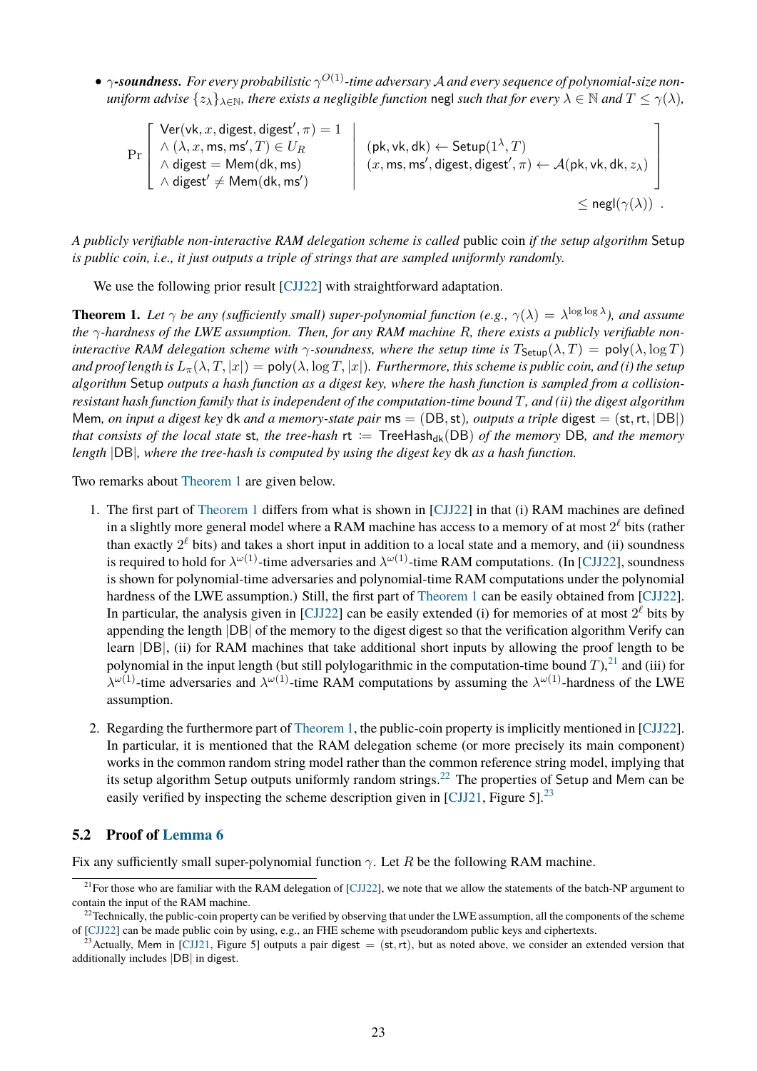- $\gamma$-**soundness.** *For every probabilistic $\gamma^{O(1)}$-time adversary $\mathcal{A}$ and every sequence of polynomial-size non-uniform advise $\{z_\lambda\}_{\lambda\in\mathbb{N}}$, there exists a negligible function* negl *such that for every $\lambda \in \mathbb{N}$ and $T \le \gamma(\lambda)$,*

$$\Pr\left[\begin{array}{l} \mathsf{Ver}(\mathsf{vk}, x, \mathsf{digest}, \mathsf{digest}', \pi) = 1 \\ \wedge\, (\lambda, x, \mathsf{ms}, \mathsf{ms}', T) \in U_R \\ \wedge\, \mathsf{digest} = \mathsf{Mem}(\mathsf{dk}, \mathsf{ms}) \\ \wedge\, \mathsf{digest}' \neq \mathsf{Mem}(\mathsf{dk}, \mathsf{ms}') \end{array} \middle| \begin{array}{l} (\mathsf{pk}, \mathsf{vk}, \mathsf{dk}) \leftarrow \mathsf{Setup}(1^\lambda, T) \\ (x, \mathsf{ms}, \mathsf{ms}', \mathsf{digest}, \mathsf{digest}', \pi) \leftarrow \mathcal{A}(\mathsf{pk}, \mathsf{vk}, \mathsf{dk}, z_\lambda) \end{array}\right] \le \mathsf{negl}(\gamma(\lambda)) \enspace .$$

*A publicly verifiable non-interactive RAM delegation scheme is called* public coin *if the setup algorithm* Setup *is public coin, i.e., it just outputs a triple of strings that are sampled uniformly randomly.*

We use the following prior result [CJJ22] with straightforward adaptation.

**Theorem 1.** *Let $\gamma$ be any (sufficiently small) super-polynomial function (e.g., $\gamma(\lambda) = \lambda^{\log\log\lambda}$), and assume the $\gamma$-hardness of the LWE assumption. Then, for any RAM machine $R$, there exists a publicly verifiable non-interactive RAM delegation scheme with $\gamma$-soundness, where the setup time is $T_{\mathsf{Setup}}(\lambda, T) = \mathsf{poly}(\lambda, \log T)$ and proof length is $L_\pi(\lambda, T, |x|) = \mathsf{poly}(\lambda, \log T, |x|)$. Furthermore, this scheme is public coin, and (i) the setup algorithm* Setup *outputs a hash function as a digest key, where the hash function is sampled from a collision-resistant hash function family that is independent of the computation-time bound $T$, and (ii) the digest algorithm* Mem*, on input a digest key* dk *and a memory-state pair* $\mathsf{ms} = (\mathsf{DB}, \mathsf{st})$*, outputs a triple* $\mathsf{digest} = (\mathsf{st}, \mathsf{rt}, |\mathsf{DB}|)$ *that consists of the local state* st*, the tree-hash* $\mathsf{rt} := \mathsf{TreeHash}_{\mathsf{dk}}(\mathsf{DB})$ *of the memory* DB*, and the memory length* $|\mathsf{DB}|$*, where the tree-hash is computed by using the digest key* dk *as a hash function.*

Two remarks about Theorem 1 are given below.

1. The first part of Theorem 1 differs from what is shown in [CJJ22] in that (i) RAM machines are defined in a slightly more general model where a RAM machine has access to a memory of at most $2^\ell$ bits (rather than exactly $2^\ell$ bits) and takes a short input in addition to a local state and a memory, and (ii) soundness is required to hold for $\lambda^{\omega(1)}$-time adversaries and $\lambda^{\omega(1)}$-time RAM computations. (In [CJJ22], soundness is shown for polynomial-time adversaries and polynomial-time RAM computations under the polynomial hardness of the LWE assumption.) Still, the first part of Theorem 1 can be easily obtained from [CJJ22]. In particular, the analysis given in [CJJ22] can be easily extended (i) for memories of at most $2^\ell$ bits by appending the length $|\mathsf{DB}|$ of the memory to the digest digest so that the verification algorithm Verify can learn $|\mathsf{DB}|$, (ii) for RAM machines that take additional short inputs by allowing the proof length to be polynomial in the input length (but still polylogarithmic in the computation-time bound $T$),[21] and (iii) for $\lambda^{\omega(1)}$-time adversaries and $\lambda^{\omega(1)}$-time RAM computations by assuming the $\lambda^{\omega(1)}$-hardness of the LWE assumption.

2. Regarding the furthermore part of Theorem 1, the public-coin property is implicitly mentioned in [CJJ22]. In particular, it is mentioned that the RAM delegation scheme (or more precisely its main component) works in the common random string model rather than the common reference string model, implying that its setup algorithm Setup outputs uniformly random strings.[22] The properties of Setup and Mem can be easily verified by inspecting the scheme description given in [CJJ21, Figure 5].[23]

## 5.2 Proof of Lemma 6

Fix any sufficiently small super-polynomial function $\gamma$. Let $R$ be the following RAM machine.

---

[21] For those who are familiar with the RAM delegation of [CJJ22], we note that we allow the statements of the batch-NP argument to contain the input of the RAM machine.

[22] Technically, the public-coin property can be verified by observing that under the LWE assumption, all the components of the scheme of [CJJ22] can be made public coin by using, e.g., an FHE scheme with pseudorandom public keys and ciphertexts.

[23] Actually, Mem in [CJJ21, Figure 5] outputs a pair $\mathsf{digest} = (\mathsf{st}, \mathsf{rt})$, but as noted above, we consider an extended version that additionally includes $|\mathsf{DB}|$ in digest.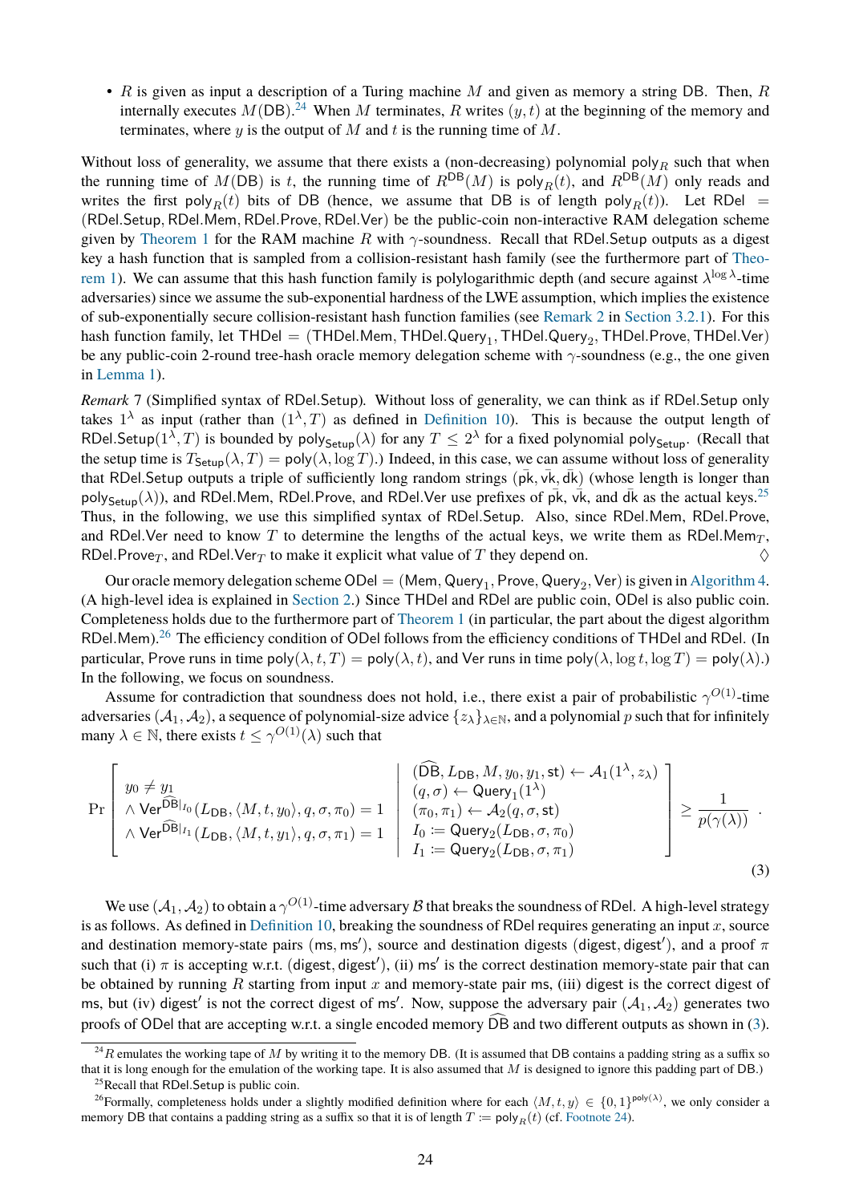- $R$ is given as input a description of a Turing machine $M$ and given as memory a string $\mathsf{DB}$. Then, $R$ internally executes $M(\mathsf{DB})$.[24] When $M$ terminates, $R$ writes $(y, t)$ at the beginning of the memory and terminates, where $y$ is the output of $M$ and $t$ is the running time of $M$.

Without loss of generality, we assume that there exists a (non-decreasing) polynomial $\mathsf{poly}_R$ such that when the running time of $M(\mathsf{DB})$ is $t$, the running time of $R^{\mathsf{DB}}(M)$ is $\mathsf{poly}_R(t)$, and $R^{\mathsf{DB}}(M)$ only reads and writes the first $\mathsf{poly}_R(t)$ bits of $\mathsf{DB}$ (hence, we assume that $\mathsf{DB}$ is of length $\mathsf{poly}_R(t)$). Let $\mathsf{RDel} = (\mathsf{RDel.Setup}, \mathsf{RDel.Mem}, \mathsf{RDel.Prove}, \mathsf{RDel.Ver})$ be the public-coin non-interactive RAM delegation scheme given by Theorem 1 for the RAM machine $R$ with $\gamma$-soundness. Recall that $\mathsf{RDel.Setup}$ outputs as a digest key a hash function that is sampled from a collision-resistant hash family (see the furthermore part of Theorem 1). We can assume that this hash function family is polylogarithmic depth (and secure against $\lambda^{\log \lambda}$-time adversaries) since we assume the sub-exponential hardness of the LWE assumption, which implies the existence of sub-exponentially secure collision-resistant hash function families (see Remark 2 in Section 3.2.1). For this hash function family, let $\mathsf{THDel} = (\mathsf{THDel.Mem}, \mathsf{THDel.Query}_1, \mathsf{THDel.Query}_2, \mathsf{THDel.Prove}, \mathsf{THDel.Ver})$ be any public-coin 2-round tree-hash oracle memory delegation scheme with $\gamma$-soundness (e.g., the one given in Lemma 1).

*Remark* 7 (Simplified syntax of $\mathsf{RDel.Setup}$). Without loss of generality, we can think as if $\mathsf{RDel.Setup}$ only takes $1^\lambda$ as input (rather than $(1^\lambda, T)$ as defined in Definition 10). This is because the output length of $\mathsf{RDel.Setup}(1^\lambda, T)$ is bounded by $\mathsf{poly}_{\mathsf{Setup}}(\lambda)$ for any $T \le 2^\lambda$ for a fixed polynomial $\mathsf{poly}_{\mathsf{Setup}}$. (Recall that the setup time is $T_{\mathsf{Setup}}(\lambda, T) = \mathsf{poly}(\lambda, \log T)$.) Indeed, in this case, we can assume without loss of generality that $\mathsf{RDel.Setup}$ outputs a triple of sufficiently long random strings $(\bar{\mathsf{pk}}, \bar{\mathsf{vk}}, \bar{\mathsf{dk}})$ (whose length is longer than $\mathsf{poly}_{\mathsf{Setup}}(\lambda)$), and $\mathsf{RDel.Mem}$, $\mathsf{RDel.Prove}$, and $\mathsf{RDel.Ver}$ use prefixes of $\bar{\mathsf{pk}}$, $\bar{\mathsf{vk}}$, and $\bar{\mathsf{dk}}$ as the actual keys.[25] Thus, in the following, we use this simplified syntax of $\mathsf{RDel.Setup}$. Also, since $\mathsf{RDel.Mem}$, $\mathsf{RDel.Prove}$, and $\mathsf{RDel.Ver}$ need to know $T$ to determine the lengths of the actual keys, we write them as $\mathsf{RDel.Mem}_T$, $\mathsf{RDel.Prove}_T$, and $\mathsf{RDel.Ver}_T$ to make it explicit what value of $T$ they depend on. ◊

Our oracle memory delegation scheme $\mathsf{ODel} = (\mathsf{Mem}, \mathsf{Query}_1, \mathsf{Prove}, \mathsf{Query}_2, \mathsf{Ver})$ is given in Algorithm 4. (A high-level idea is explained in Section 2.) Since $\mathsf{THDel}$ and $\mathsf{RDel}$ are public coin, $\mathsf{ODel}$ is also public coin. Completeness holds due to the furthermore part of Theorem 1 (in particular, the part about the digest algorithm $\mathsf{RDel.Mem}$).[26] The efficiency condition of $\mathsf{ODel}$ follows from the efficiency conditions of $\mathsf{THDel}$ and $\mathsf{RDel}$. (In particular, $\mathsf{Prove}$ runs in time $\mathsf{poly}(\lambda, t, T) = \mathsf{poly}(\lambda, t)$, and $\mathsf{Ver}$ runs in time $\mathsf{poly}(\lambda, \log t, \log T) = \mathsf{poly}(\lambda)$.) In the following, we focus on soundness.

Assume for contradiction that soundness does not hold, i.e., there exist a pair of probabilistic $\gamma^{O(1)}$-time adversaries $(\mathcal{A}_1, \mathcal{A}_2)$, a sequence of polynomial-size advice $\{z_\lambda\}_{\lambda \in \mathbb{N}}$, and a polynomial $p$ such that for infinitely many $\lambda \in \mathbb{N}$, there exists $t \le \gamma^{O(1)}(\lambda)$ such that

$$\Pr\left[\begin{array}{l} y_0 \neq y_1 \\ \wedge\, \mathsf{Ver}^{\widehat{\mathsf{DB}}|_{I_0}}(L_{\mathsf{DB}}, \langle M, t, y_0\rangle, q, \sigma, \pi_0) = 1 \\ \wedge\, \mathsf{Ver}^{\widehat{\mathsf{DB}}|_{I_1}}(L_{\mathsf{DB}}, \langle M, t, y_1\rangle, q, \sigma, \pi_1) = 1 \end{array} \;\middle|\; \begin{array}{l} (\widehat{\mathsf{DB}}, L_{\mathsf{DB}}, M, y_0, y_1, \mathsf{st}) \leftarrow \mathcal{A}_1(1^\lambda, z_\lambda) \\ (q, \sigma) \leftarrow \mathsf{Query}_1(1^\lambda) \\ (\pi_0, \pi_1) \leftarrow \mathcal{A}_2(q, \sigma, \mathsf{st}) \\ I_0 := \mathsf{Query}_2(L_{\mathsf{DB}}, \sigma, \pi_0) \\ I_1 := \mathsf{Query}_2(L_{\mathsf{DB}}, \sigma, \pi_1) \end{array}\right] \ge \frac{1}{p(\gamma(\lambda))} . \tag{3}$$

We use $(\mathcal{A}_1, \mathcal{A}_2)$ to obtain a $\gamma^{O(1)}$-time adversary $\mathcal{B}$ that breaks the soundness of $\mathsf{RDel}$. A high-level strategy is as follows. As defined in Definition 10, breaking the soundness of $\mathsf{RDel}$ requires generating an input $x$, source and destination memory-state pairs $(\mathsf{ms}, \mathsf{ms}')$, source and destination digests $(\mathsf{digest}, \mathsf{digest}')$, and a proof $\pi$ such that (i) $\pi$ is accepting w.r.t. $(\mathsf{digest}, \mathsf{digest}')$, (ii) $\mathsf{ms}'$ is the correct destination memory-state pair that can be obtained by running $R$ starting from input $x$ and memory-state pair $\mathsf{ms}$, (iii) $\mathsf{digest}$ is the correct digest of $\mathsf{ms}$, but (iv) $\mathsf{digest}'$ is not the correct digest of $\mathsf{ms}'$. Now, suppose the adversary pair $(\mathcal{A}_1, \mathcal{A}_2)$ generates two proofs of $\mathsf{ODel}$ that are accepting w.r.t. a single encoded memory $\widehat{\mathsf{DB}}$ and two different outputs as shown in (3).

[24] $R$ emulates the working tape of $M$ by writing it to the memory $\mathsf{DB}$. (It is assumed that $\mathsf{DB}$ contains a padding string as a suffix so that it is long enough for the emulation of the working tape. It is also assumed that $M$ is designed to ignore this padding part of $\mathsf{DB}$.)

[25] Recall that $\mathsf{RDel.Setup}$ is public coin.

[26] Formally, completeness holds under a slightly modified definition where for each $\langle M, t, y\rangle \in \{0,1\}^{\mathsf{poly}(\lambda)}$, we only consider a memory $\mathsf{DB}$ that contains a padding string as a suffix so that it is of length $T := \mathsf{poly}_R(t)$ (cf. Footnote 24).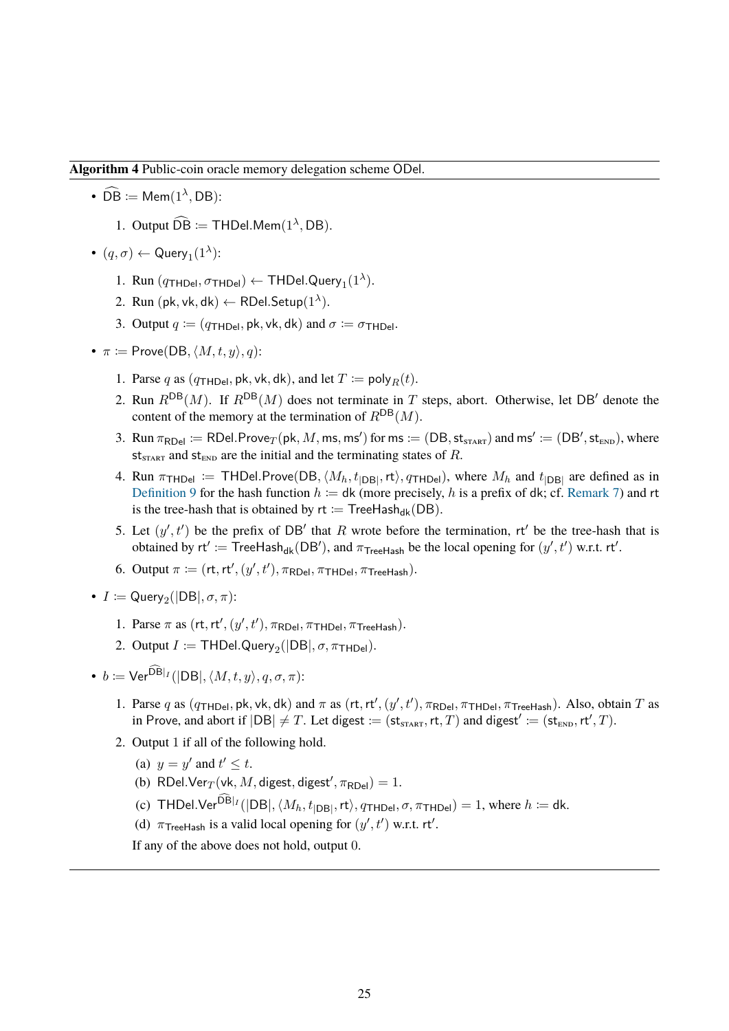**Algorithm 4** Public-coin oracle memory delegation scheme $\mathsf{ODel}$.

- $\widehat{\mathsf{DB}} := \mathsf{Mem}(1^\lambda, \mathsf{DB})$:

  1. Output $\widehat{\mathsf{DB}} := \mathsf{THDel.Mem}(1^\lambda, \mathsf{DB})$.

- $(q, \sigma) \leftarrow \mathsf{Query}_1(1^\lambda)$:

  1. Run $(q_{\mathsf{THDel}}, \sigma_{\mathsf{THDel}}) \leftarrow \mathsf{THDel.Query}_1(1^\lambda)$.
  2. Run $(\mathsf{pk}, \mathsf{vk}, \mathsf{dk}) \leftarrow \mathsf{RDel.Setup}(1^\lambda)$.
  3. Output $q := (q_{\mathsf{THDel}}, \mathsf{pk}, \mathsf{vk}, \mathsf{dk})$ and $\sigma := \sigma_{\mathsf{THDel}}$.

- $\pi := \mathsf{Prove}(\mathsf{DB}, \langle M, t, y \rangle, q)$:

  1. Parse $q$ as $(q_{\mathsf{THDel}}, \mathsf{pk}, \mathsf{vk}, \mathsf{dk})$, and let $T := \mathsf{poly}_R(t)$.
  2. Run $R^{\mathsf{DB}}(M)$. If $R^{\mathsf{DB}}(M)$ does not terminate in $T$ steps, abort. Otherwise, let $\mathsf{DB}'$ denote the content of the memory at the termination of $R^{\mathsf{DB}}(M)$.
  3. Run $\pi_{\mathsf{RDel}} := \mathsf{RDel.Prove}_T(\mathsf{pk}, M, \mathsf{ms}, \mathsf{ms}')$ for $\mathsf{ms} := (\mathsf{DB}, \mathsf{st}_{\text{START}})$ and $\mathsf{ms}' := (\mathsf{DB}', \mathsf{st}_{\text{END}})$, where $\mathsf{st}_{\text{START}}$ and $\mathsf{st}_{\text{END}}$ are the initial and the terminating states of $R$.
  4. Run $\pi_{\mathsf{THDel}} := \mathsf{THDel.Prove}(\mathsf{DB}, \langle M_h, t_{|\mathsf{DB}|}, \mathsf{rt} \rangle, q_{\mathsf{THDel}})$, where $M_h$ and $t_{|\mathsf{DB}|}$ are defined as in Definition 9 for the hash function $h := \mathsf{dk}$ (more precisely, $h$ is a prefix of $\mathsf{dk}$; cf. Remark 7) and $\mathsf{rt}$ is the tree-hash that is obtained by $\mathsf{rt} := \mathsf{TreeHash}_{\mathsf{dk}}(\mathsf{DB})$.
  5. Let $(y', t')$ be the prefix of $\mathsf{DB}'$ that $R$ wrote before the termination, $\mathsf{rt}'$ be the tree-hash that is obtained by $\mathsf{rt}' := \mathsf{TreeHash}_{\mathsf{dk}}(\mathsf{DB}')$, and $\pi_{\mathsf{TreeHash}}$ be the local opening for $(y', t')$ w.r.t. $\mathsf{rt}'$.
  6. Output $\pi := (\mathsf{rt}, \mathsf{rt}', (y', t'), \pi_{\mathsf{RDel}}, \pi_{\mathsf{THDel}}, \pi_{\mathsf{TreeHash}})$.

- $I := \mathsf{Query}_2(|\mathsf{DB}|, \sigma, \pi)$:

  1. Parse $\pi$ as $(\mathsf{rt}, \mathsf{rt}', (y', t'), \pi_{\mathsf{RDel}}, \pi_{\mathsf{THDel}}, \pi_{\mathsf{TreeHash}})$.
  2. Output $I := \mathsf{THDel.Query}_2(|\mathsf{DB}|, \sigma, \pi_{\mathsf{THDel}})$.

- $b := \mathsf{Ver}^{\widehat{\mathsf{DB}}|_I}(|\mathsf{DB}|, \langle M, t, y \rangle, q, \sigma, \pi)$:

  1. Parse $q$ as $(q_{\mathsf{THDel}}, \mathsf{pk}, \mathsf{vk}, \mathsf{dk})$ and $\pi$ as $(\mathsf{rt}, \mathsf{rt}', (y', t'), \pi_{\mathsf{RDel}}, \pi_{\mathsf{THDel}}, \pi_{\mathsf{TreeHash}})$. Also, obtain $T$ as in Prove, and abort if $|\mathsf{DB}| \neq T$. Let $\mathsf{digest} := (\mathsf{st}_{\text{START}}, \mathsf{rt}, T)$ and $\mathsf{digest}' := (\mathsf{st}_{\text{END}}, \mathsf{rt}', T)$.
  2. Output 1 if all of the following hold.
     (a) $y = y'$ and $t' \leq t$.
     (b) $\mathsf{RDel.Ver}_T(\mathsf{vk}, M, \mathsf{digest}, \mathsf{digest}', \pi_{\mathsf{RDel}}) = 1$.
     (c) $\mathsf{THDel.Ver}^{\widehat{\mathsf{DB}}|_I}(|\mathsf{DB}|, \langle M_h, t_{|\mathsf{DB}|}, \mathsf{rt} \rangle, q_{\mathsf{THDel}}, \sigma, \pi_{\mathsf{THDel}}) = 1$, where $h := \mathsf{dk}$.
     (d) $\pi_{\mathsf{TreeHash}}$ is a valid local opening for $(y', t')$ w.r.t. $\mathsf{rt}'$.

     If any of the above does not hold, output 0.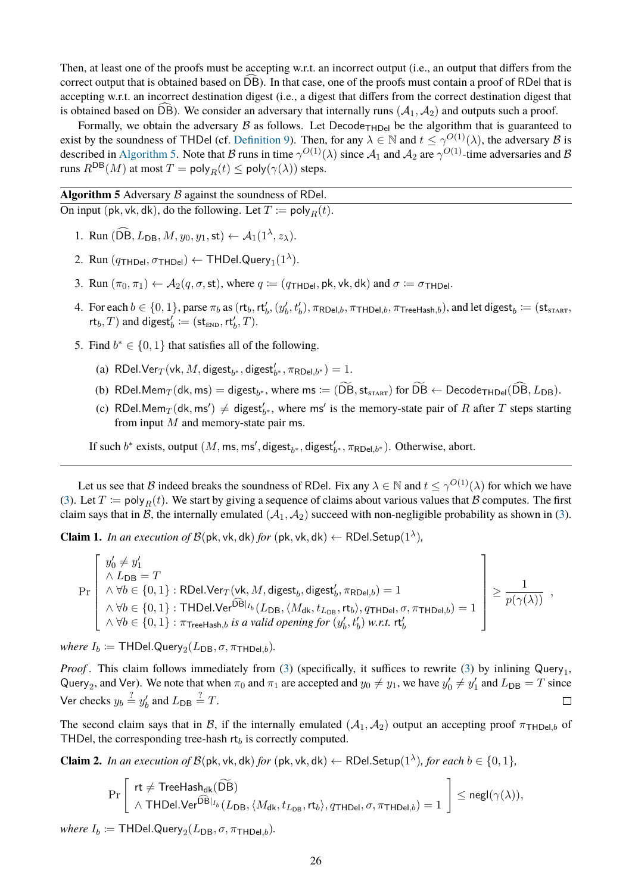Then, at least one of the proofs must be accepting w.r.t. an incorrect output (i.e., an output that differs from the correct output that is obtained based on $\widehat{\mathsf{DB}}$). In that case, one of the proofs must contain a proof of RDel that is accepting w.r.t. an incorrect destination digest (i.e., a digest that differs from the correct destination digest that is obtained based on $\widehat{\mathsf{DB}}$). We consider an adversary that internally runs $(\mathcal{A}_1, \mathcal{A}_2)$ and outputs such a proof.

Formally, we obtain the adversary $\mathcal{B}$ as follows. Let $\mathsf{Decode}_{\mathsf{THDel}}$ be the algorithm that is guaranteed to exist by the soundness of THDel (cf. Definition 9). Then, for any $\lambda \in \mathbb{N}$ and $t \le \gamma^{O(1)}(\lambda)$, the adversary $\mathcal{B}$ is described in Algorithm 5. Note that $\mathcal{B}$ runs in time $\gamma^{O(1)}(\lambda)$ since $\mathcal{A}_1$ and $\mathcal{A}_2$ are $\gamma^{O(1)}$-time adversaries and $\mathcal{B}$ runs $R^{\mathsf{DB}}(M)$ at most $T = \mathsf{poly}_R(t) \le \mathsf{poly}(\gamma(\lambda))$ steps.

---

**Algorithm 5** Adversary $\mathcal{B}$ against the soundness of RDel.

---

On input $(\mathsf{pk}, \mathsf{vk}, \mathsf{dk})$, do the following. Let $T := \mathsf{poly}_R(t)$.

1. Run $(\widehat{\mathsf{DB}}, L_{\mathsf{DB}}, M, y_0, y_1, \mathsf{st}) \leftarrow \mathcal{A}_1(1^\lambda, z_\lambda)$.
2. Run $(q_{\mathsf{THDel}}, \sigma_{\mathsf{THDel}}) \leftarrow \mathsf{THDel.Query}_1(1^\lambda)$.
3. Run $(\pi_0, \pi_1) \leftarrow \mathcal{A}_2(q, \sigma, \mathsf{st})$, where $q := (q_{\mathsf{THDel}}, \mathsf{pk}, \mathsf{vk}, \mathsf{dk})$ and $\sigma := \sigma_{\mathsf{THDel}}$.
4. For each $b \in \{0,1\}$, parse $\pi_b$ as $(\mathsf{rt}_b, \mathsf{rt}'_b, (y'_b, t'_b), \pi_{\mathsf{RDel},b}, \pi_{\mathsf{THDel},b}, \pi_{\mathsf{TreeHash},b})$, and let $\mathsf{digest}_b := (\mathsf{st}_{\text{START}}, \mathsf{rt}_b, T)$ and $\mathsf{digest}'_b := (\mathsf{st}_{\text{END}}, \mathsf{rt}'_b, T)$.
5. Find $b^* \in \{0,1\}$ that satisfies all of the following.
   (a) $\mathsf{RDel.Ver}_T(\mathsf{vk}, M, \mathsf{digest}_{b^*}, \mathsf{digest}'_{b^*}, \pi_{\mathsf{RDel},b^*}) = 1$.
   (b) $\mathsf{RDel.Mem}_T(\mathsf{dk}, \mathsf{ms}) = \mathsf{digest}_{b^*}$, where $\mathsf{ms} := (\widetilde{\mathsf{DB}}, \mathsf{st}_{\text{START}})$ for $\widetilde{\mathsf{DB}} \leftarrow \mathsf{Decode}_{\mathsf{THDel}}(\widehat{\mathsf{DB}}, L_{\mathsf{DB}})$.
   (c) $\mathsf{RDel.Mem}_T(\mathsf{dk}, \mathsf{ms}') \ne \mathsf{digest}'_{b^*}$, where $\mathsf{ms}'$ is the memory-state pair of $R$ after $T$ steps starting from input $M$ and memory-state pair $\mathsf{ms}$.

   If such $b^*$ exists, output $(M, \mathsf{ms}, \mathsf{ms}', \mathsf{digest}_{b^*}, \mathsf{digest}'_{b^*}, \pi_{\mathsf{RDel},b^*})$. Otherwise, abort.

---

Let us see that $\mathcal{B}$ indeed breaks the soundness of RDel. Fix any $\lambda \in \mathbb{N}$ and $t \le \gamma^{O(1)}(\lambda)$ for which we have (3). Let $T := \mathsf{poly}_R(t)$. We start by giving a sequence of claims about various values that $\mathcal{B}$ computes. The first claim says that in $\mathcal{B}$, the internally emulated $(\mathcal{A}_1, \mathcal{A}_2)$ succeed with non-negligible probability as shown in (3).

**Claim 1.** *In an execution of* $\mathcal{B}(\mathsf{pk}, \mathsf{vk}, \mathsf{dk})$ *for* $(\mathsf{pk}, \mathsf{vk}, \mathsf{dk}) \leftarrow \mathsf{RDel.Setup}(1^\lambda)$*,*

$$\Pr\left[\begin{array}{l} y'_0 \ne y'_1 \\ \wedge\, L_{\mathsf{DB}} = T \\ \wedge\, \forall b \in \{0,1\} : \mathsf{RDel.Ver}_T(\mathsf{vk}, M, \mathsf{digest}_b, \mathsf{digest}'_b, \pi_{\mathsf{RDel},b}) = 1 \\ \wedge\, \forall b \in \{0,1\} : \mathsf{THDel.Ver}^{\widehat{\mathsf{DB}}|_{I_b}}(L_{\mathsf{DB}}, \langle M_{\mathsf{dk}}, t_{L_{\mathsf{DB}}}, \mathsf{rt}_b\rangle, q_{\mathsf{THDel}}, \sigma, \pi_{\mathsf{THDel},b}) = 1 \\ \wedge\, \forall b \in \{0,1\} : \pi_{\mathsf{TreeHash},b} \text{ is a valid opening for } (y'_b, t'_b) \text{ w.r.t. } \mathsf{rt}'_b \end{array}\right] \ge \frac{1}{p(\gamma(\lambda))} \enspace ,$$

*where* $I_b := \mathsf{THDel.Query}_2(L_{\mathsf{DB}}, \sigma, \pi_{\mathsf{THDel},b})$*.*

*Proof.* This claim follows immediately from (3) (specifically, it suffices to rewrite (3) by inlining $\mathsf{Query}_1$, $\mathsf{Query}_2$, and Ver). We note that when $\pi_0$ and $\pi_1$ are accepted and $y_0 \ne y_1$, we have $y'_0 \ne y'_1$ and $L_{\mathsf{DB}} = T$ since Ver checks $y_b \stackrel{?}{=} y'_b$ and $L_{\mathsf{DB}} \stackrel{?}{=} T$. $\square$

The second claim says that in $\mathcal{B}$, if the internally emulated $(\mathcal{A}_1, \mathcal{A}_2)$ output an accepting proof $\pi_{\mathsf{THDel},b}$ of THDel, the corresponding tree-hash $\mathsf{rt}_b$ is correctly computed.

**Claim 2.** *In an execution of* $\mathcal{B}(\mathsf{pk}, \mathsf{vk}, \mathsf{dk})$ *for* $(\mathsf{pk}, \mathsf{vk}, \mathsf{dk}) \leftarrow \mathsf{RDel.Setup}(1^\lambda)$*, for each* $b \in \{0,1\}$*,*

$$\Pr\left[\begin{array}{l} \mathsf{rt} \ne \mathsf{TreeHash}_{\mathsf{dk}}(\widetilde{\mathsf{DB}}) \\ \wedge\, \mathsf{THDel.Ver}^{\widehat{\mathsf{DB}}|_{I_b}}(L_{\mathsf{DB}}, \langle M_{\mathsf{dk}}, t_{L_{\mathsf{DB}}}, \mathsf{rt}_b\rangle, q_{\mathsf{THDel}}, \sigma, \pi_{\mathsf{THDel},b}) = 1 \end{array}\right] \le \mathsf{negl}(\gamma(\lambda)),$$

*where* $I_b := \mathsf{THDel.Query}_2(L_{\mathsf{DB}}, \sigma, \pi_{\mathsf{THDel},b})$*.*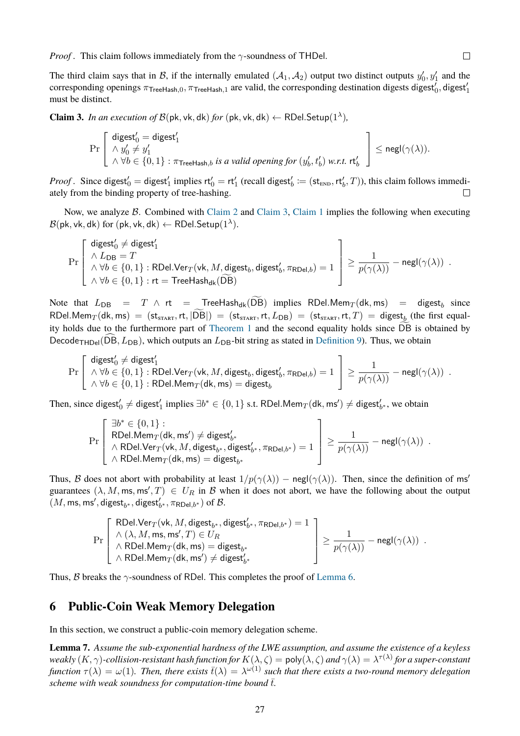*Proof.* This claim follows immediately from the $\gamma$-soundness of $\mathsf{THDel}$. $\square$

The third claim says that in $\mathcal{B}$, if the internally emulated $(\mathcal{A}_1, \mathcal{A}_2)$ output two distinct outputs $y'_0, y'_1$ and the corresponding openings $\pi_{\mathsf{TreeHash},0}, \pi_{\mathsf{TreeHash},1}$ are valid, the corresponding destination digests $\mathsf{digest}'_0, \mathsf{digest}'_1$ must be distinct.

**Claim 3.** *In an execution of $\mathcal{B}(\mathsf{pk}, \mathsf{vk}, \mathsf{dk})$ for $(\mathsf{pk}, \mathsf{vk}, \mathsf{dk}) \leftarrow \mathsf{RDel.Setup}(1^\lambda)$,*

$$\Pr\left[\begin{array}{l}\mathsf{digest}'_0 = \mathsf{digest}'_1 \\ \wedge\, y'_0 \neq y'_1 \\ \wedge\, \forall b \in \{0,1\} : \pi_{\mathsf{TreeHash},b} \text{ is a valid opening for } (y'_b, t'_b) \text{ w.r.t. } \mathsf{rt}'_b\end{array}\right] \leq \mathsf{negl}(\gamma(\lambda)).$$

*Proof.* Since $\mathsf{digest}'_0 = \mathsf{digest}'_1$ implies $\mathsf{rt}'_0 = \mathsf{rt}'_1$ (recall $\mathsf{digest}'_b := (\mathsf{st}_{\text{END}}, \mathsf{rt}'_b, T)$), this claim follows immediately from the binding property of tree-hashing. $\square$

Now, we analyze $\mathcal{B}$. Combined with Claim 2 and Claim 3, Claim 1 implies the following when executing $\mathcal{B}(\mathsf{pk}, \mathsf{vk}, \mathsf{dk})$ for $(\mathsf{pk}, \mathsf{vk}, \mathsf{dk}) \leftarrow \mathsf{RDel.Setup}(1^\lambda)$.

$$\Pr\left[\begin{array}{l}\mathsf{digest}'_0 \neq \mathsf{digest}'_1 \\ \wedge\, L_{\mathsf{DB}} = T \\ \wedge\, \forall b \in \{0,1\} : \mathsf{RDel.Ver}_T(\mathsf{vk}, M, \mathsf{digest}_b, \mathsf{digest}'_b, \pi_{\mathsf{RDel},b}) = 1 \\ \wedge\, \forall b \in \{0,1\} : \mathsf{rt} = \mathsf{TreeHash}_{\mathsf{dk}}(\widetilde{\mathsf{DB}})\end{array}\right] \geq \frac{1}{p(\gamma(\lambda))} - \mathsf{negl}(\gamma(\lambda)) \enspace .$$

Note that $L_{\mathsf{DB}} = T \wedge \mathsf{rt} = \mathsf{TreeHash}_{\mathsf{dk}}(\widetilde{\mathsf{DB}})$ implies $\mathsf{RDel.Mem}_T(\mathsf{dk}, \mathsf{ms}) = \mathsf{digest}_b$ since $\mathsf{RDel.Mem}_T(\mathsf{dk}, \mathsf{ms}) = (\mathsf{st}_{\text{START}}, \mathsf{rt}, |\widetilde{\mathsf{DB}}|) = (\mathsf{st}_{\text{START}}, \mathsf{rt}, L_{\mathsf{DB}}) = (\mathsf{st}_{\text{START}}, \mathsf{rt}, T) = \mathsf{digest}_b$ (the first equality holds due to the furthermore part of Theorem 1 and the second equality holds since $\widetilde{\mathsf{DB}}$ is obtained by $\mathsf{Decode}_{\mathsf{THDel}}(\widetilde{\mathsf{DB}}, L_{\mathsf{DB}})$, which outputs an $L_{\mathsf{DB}}$-bit string as stated in Definition 9). Thus, we obtain

$$\Pr\left[\begin{array}{l}\mathsf{digest}'_0 \neq \mathsf{digest}'_1 \\ \wedge\, \forall b \in \{0,1\} : \mathsf{RDel.Ver}_T(\mathsf{vk}, M, \mathsf{digest}_b, \mathsf{digest}'_b, \pi_{\mathsf{RDel},b}) = 1 \\ \wedge\, \forall b \in \{0,1\} : \mathsf{RDel.Mem}_T(\mathsf{dk}, \mathsf{ms}) = \mathsf{digest}_b\end{array}\right] \geq \frac{1}{p(\gamma(\lambda))} - \mathsf{negl}(\gamma(\lambda)) \enspace .$$

Then, since $\mathsf{digest}'_0 \neq \mathsf{digest}'_1$ implies $\exists b^* \in \{0,1\}$ s.t. $\mathsf{RDel.Mem}_T(\mathsf{dk}, \mathsf{ms}') \neq \mathsf{digest}'_{b^*}$, we obtain

$$\Pr\left[\begin{array}{l}\exists b^* \in \{0,1\} : \\ \mathsf{RDel.Mem}_T(\mathsf{dk}, \mathsf{ms}') \neq \mathsf{digest}'_{b^*} \\ \wedge\, \mathsf{RDel.Ver}_T(\mathsf{vk}, M, \mathsf{digest}_{b^*}, \mathsf{digest}'_{b^*}, \pi_{\mathsf{RDel},b^*}) = 1 \\ \wedge\, \mathsf{RDel.Mem}_T(\mathsf{dk}, \mathsf{ms}) = \mathsf{digest}_{b^*}\end{array}\right] \geq \frac{1}{p(\gamma(\lambda))} - \mathsf{negl}(\gamma(\lambda)) \enspace .$$

Thus, $\mathcal{B}$ does not abort with probability at least $1/p(\gamma(\lambda)) - \mathsf{negl}(\gamma(\lambda))$. Then, since the definition of $\mathsf{ms}'$ guarantees $(\lambda, M, \mathsf{ms}, \mathsf{ms}', T) \in U_R$ in $\mathcal{B}$ when it does not abort, we have the following about the output $(M, \mathsf{ms}, \mathsf{ms}', \mathsf{digest}_{b^*}, \mathsf{digest}'_{b^*}, \pi_{\mathsf{RDel},b^*})$ of $\mathcal{B}$.

$$\Pr\left[\begin{array}{l}\mathsf{RDel.Ver}_T(\mathsf{vk}, M, \mathsf{digest}_{b^*}, \mathsf{digest}'_{b^*}, \pi_{\mathsf{RDel},b^*}) = 1 \\ \wedge\, (\lambda, M, \mathsf{ms}, \mathsf{ms}', T) \in U_R \\ \wedge\, \mathsf{RDel.Mem}_T(\mathsf{dk}, \mathsf{ms}) = \mathsf{digest}_{b^*} \\ \wedge\, \mathsf{RDel.Mem}_T(\mathsf{dk}, \mathsf{ms}') \neq \mathsf{digest}'_{b^*}\end{array}\right] \geq \frac{1}{p(\gamma(\lambda))} - \mathsf{negl}(\gamma(\lambda)) \enspace .$$

Thus, $\mathcal{B}$ breaks the $\gamma$-soundness of $\mathsf{RDel}$. This completes the proof of Lemma 6.

## 6 Public-Coin Weak Memory Delegation

In this section, we construct a public-coin memory delegation scheme.

**Lemma 7.** *Assume the sub-exponential hardness of the LWE assumption, and assume the existence of a keyless weakly $(K, \gamma)$-collision-resistant hash function for $K(\lambda, \zeta) = \mathrm{poly}(\lambda, \zeta)$ and $\gamma(\lambda) = \lambda^{\tau(\lambda)}$ for a super-constant function $\tau(\lambda) = \omega(1)$. Then, there exists $\bar{t}(\lambda) = \lambda^{\omega(1)}$ such that there exists a two-round memory delegation scheme with weak soundness for computation-time bound $\bar{t}$.*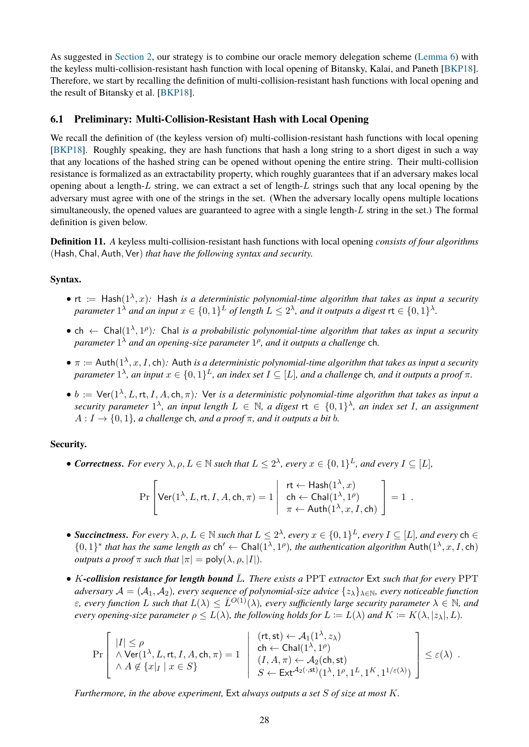As suggested in Section 2, our strategy is to combine our oracle memory delegation scheme (Lemma 6) with the keyless multi-collision-resistant hash function with local opening of Bitansky, Kalai, and Paneth [BKP18]. Therefore, we start by recalling the definition of multi-collision-resistant hash functions with local opening and the result of Bitansky et al. [BKP18].

### 6.1 Preliminary: Multi-Collision-Resistant Hash with Local Opening

We recall the definition of (the keyless version of) multi-collision-resistant hash functions with local opening [BKP18]. Roughly speaking, they are hash functions that hash a long string to a short digest in such a way that any locations of the hashed string can be opened without opening the entire string. Their multi-collision resistance is formalized as an extractability property, which roughly guarantees that if an adversary makes local opening about a length-$L$ string, we can extract a set of length-$L$ strings such that any local opening by the adversary must agree with one of the strings in the set. (When the adversary locally opens multiple locations simultaneously, the opened values are guaranteed to agree with a single length-$L$ string in the set.) The formal definition is given below.

**Definition 11.** *A* keyless multi-collision-resistant hash functions with local opening *consists of four algorithms* $(\mathsf{Hash}, \mathsf{Chal}, \mathsf{Auth}, \mathsf{Ver})$ *that have the following syntax and security.*

**Syntax.**

- $\mathsf{rt} := \mathsf{Hash}(1^\lambda, x)$*:* $\mathsf{Hash}$ *is a deterministic polynomial-time algorithm that takes as input a security parameter* $1^\lambda$ *and an input* $x \in \{0,1\}^L$ *of length* $L \le 2^\lambda$*, and it outputs a digest* $\mathsf{rt} \in \{0,1\}^\lambda$*.*
- $\mathsf{ch} \leftarrow \mathsf{Chal}(1^\lambda, 1^\rho)$*:* $\mathsf{Chal}$ *is a probabilistic polynomial-time algorithm that takes as input a security parameter* $1^\lambda$ *and an opening-size parameter* $1^\rho$*, and it outputs a challenge* $\mathsf{ch}$*.*
- $\pi := \mathsf{Auth}(1^\lambda, x, I, \mathsf{ch})$*:* $\mathsf{Auth}$ *is a deterministic polynomial-time algorithm that takes as input a security parameter* $1^\lambda$*, an input* $x \in \{0,1\}^L$*, an index set* $I \subseteq [L]$*, and a challenge* $\mathsf{ch}$*, and it outputs a proof* $\pi$*.*
- $b := \mathsf{Ver}(1^\lambda, L, \mathsf{rt}, I, A, \mathsf{ch}, \pi)$*:* $\mathsf{Ver}$ *is a deterministic polynomial-time algorithm that takes as input a security parameter* $1^\lambda$*, an input length* $L \in \mathbb{N}$*, a digest* $\mathsf{rt} \in \{0,1\}^\lambda$*, an index set* $I$*, an assignment* $A : I \to \{0,1\}$*, a challenge* $\mathsf{ch}$*, and a proof* $\pi$*, and it outputs a bit* $b$*.*

**Security.**

- ***Correctness.*** *For every* $\lambda, \rho, L \in \mathbb{N}$ *such that* $L \le 2^\lambda$*, every* $x \in \{0,1\}^L$*, and every* $I \subseteq [L]$*,*

$$\Pr\left[\mathsf{Ver}(1^\lambda, L, \mathsf{rt}, I, A, \mathsf{ch}, \pi) = 1 \;\middle|\; \begin{array}{l} \mathsf{rt} \leftarrow \mathsf{Hash}(1^\lambda, x) \\ \mathsf{ch} \leftarrow \mathsf{Chal}(1^\lambda, 1^\rho) \\ \pi \leftarrow \mathsf{Auth}(1^\lambda, x, I, \mathsf{ch}) \end{array}\right] = 1 \enspace .$$

- ***Succinctness.*** *For every* $\lambda, \rho, L \in \mathbb{N}$ *such that* $L \le 2^\lambda$*, every* $x \in \{0,1\}^L$*, every* $I \subseteq [L]$*, and every* $\mathsf{ch} \in \{0,1\}^*$ *that has the same length as* $\mathsf{ch}' \leftarrow \mathsf{Chal}(1^\lambda, 1^\rho)$*, the authentication algorithm* $\mathsf{Auth}(1^\lambda, x, I, \mathsf{ch})$ *outputs a proof* $\pi$ *such that* $|\pi| = \mathsf{poly}(\lambda, \rho, |I|)$*.*
- ***$K$-collision resistance for length bound $\bar{L}$.*** *There exists a* PPT *extractor* $\mathsf{Ext}$ *such that for every* PPT *adversary* $\mathcal{A} = (\mathcal{A}_1, \mathcal{A}_2)$*, every sequence of polynomial-size advice* $\{z_\lambda\}_{\lambda \in \mathbb{N}}$*, every noticeable function* $\varepsilon$*, every function* $L$ *such that* $L(\lambda) \le \bar{L}^{O(1)}(\lambda)$*, every sufficiently large security parameter* $\lambda \in \mathbb{N}$*, and every opening-size parameter* $\rho \le L(\lambda)$*, the following holds for* $L := L(\lambda)$ *and* $K := K(\lambda, |z_\lambda|, L)$*.*

$$\Pr\left[\begin{array}{l} |I| \le \rho \\ \wedge\, \mathsf{Ver}(1^\lambda, L, \mathsf{rt}, I, A, \mathsf{ch}, \pi) = 1 \\ \wedge\, A \notin \{x|_I \mid x \in S\} \end{array} \;\middle|\; \begin{array}{l} (\mathsf{rt}, \mathsf{st}) \leftarrow \mathcal{A}_1(1^\lambda, z_\lambda) \\ \mathsf{ch} \leftarrow \mathsf{Chal}(1^\lambda, 1^\rho) \\ (I, A, \pi) \leftarrow \mathcal{A}_2(\mathsf{ch}, \mathsf{st}) \\ S \leftarrow \mathsf{Ext}^{\mathcal{A}_2(\cdot, \mathsf{st})}(1^\lambda, 1^\rho, 1^L, 1^K, 1^{1/\varepsilon(\lambda)}) \end{array}\right] \le \varepsilon(\lambda) \enspace .$$

  *Furthermore, in the above experiment,* $\mathsf{Ext}$ *always outputs a set* $S$ *of size at most* $K$*.*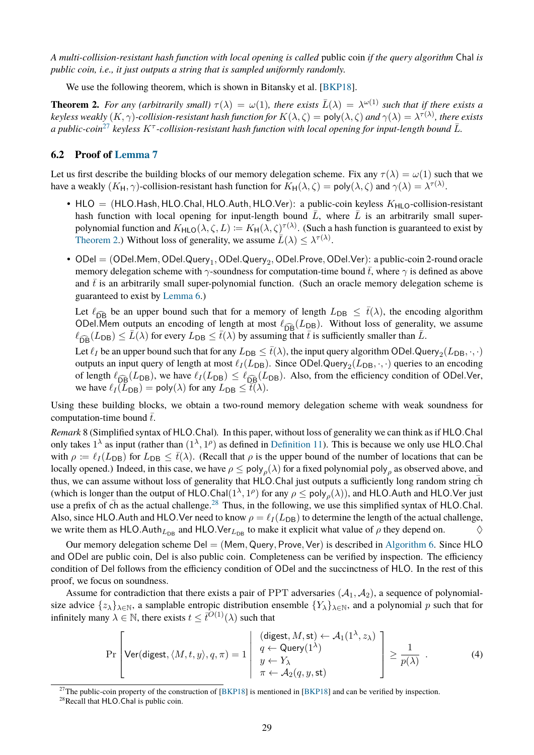*A multi-collision-resistant hash function with local opening is called* public coin *if the query algorithm* Chal *is public coin, i.e., it just outputs a string that is sampled uniformly randomly.*

We use the following theorem, which is shown in Bitansky et al. [BKP18].

**Theorem 2.** *For any (arbitrarily small) $\tau(\lambda) = \omega(1)$, there exists $\bar{L}(\lambda) = \lambda^{\omega(1)}$ such that if there exists a keyless weakly $(K, \gamma)$-collision-resistant hash function for $K(\lambda, \zeta) = \mathsf{poly}(\lambda, \zeta)$ and $\gamma(\lambda) = \lambda^{\tau(\lambda)}$, there exists a public-coin[27] keyless $K^{\tau}$-collision-resistant hash function with local opening for input-length bound $\bar{L}$.*

## 6.2 Proof of Lemma 7

Let us first describe the building blocks of our memory delegation scheme. Fix any $\tau(\lambda) = \omega(1)$ such that we have a weakly $(K_{\mathsf{H}}, \gamma)$-collision-resistant hash function for $K_{\mathsf{H}}(\lambda, \zeta) = \mathsf{poly}(\lambda, \zeta)$ and $\gamma(\lambda) = \lambda^{\tau(\lambda)}$.

- $\mathsf{HLO} = (\mathsf{HLO.Hash}, \mathsf{HLO.Chal}, \mathsf{HLO.Auth}, \mathsf{HLO.Ver})$: a public-coin keyless $K_{\mathsf{HLO}}$-collision-resistant hash function with local opening for input-length bound $\bar{L}$, where $\bar{L}$ is an arbitrarily small super-polynomial function and $K_{\mathsf{HLO}}(\lambda, \zeta, L) := K_{\mathsf{H}}(\lambda, \zeta)^{\tau(\lambda)}$. (Such a hash function is guaranteed to exist by Theorem 2.) Without loss of generality, we assume $\bar{L}(\lambda) \leq \lambda^{\tau(\lambda)}$.
- $\mathsf{ODel} = (\mathsf{ODel.Mem}, \mathsf{ODel.Query}_1, \mathsf{ODel.Query}_2, \mathsf{ODel.Prove}, \mathsf{ODel.Ver})$: a public-coin 2-round oracle memory delegation scheme with $\gamma$-soundness for computation-time bound $\bar{t}$, where $\gamma$ is defined as above and $\bar{t}$ is an arbitrarily small super-polynomial function. (Such an oracle memory delegation scheme is guaranteed to exist by Lemma 6.)

  Let $\ell_{\widehat{\mathsf{DB}}}$ be an upper bound such that for a memory of length $L_{\mathsf{DB}} \leq \bar{t}(\lambda)$, the encoding algorithm $\mathsf{ODel.Mem}$ outputs an encoding of length at most $\ell_{\widehat{\mathsf{DB}}}(L_{\mathsf{DB}})$. Without loss of generality, we assume $\ell_{\widehat{\mathsf{DB}}}(L_{\mathsf{DB}}) \leq \bar{L}(\lambda)$ for every $L_{\mathsf{DB}} \leq \bar{t}(\lambda)$ by assuming that $\bar{t}$ is sufficiently smaller than $\bar{L}$.

  Let $\ell_I$ be an upper bound such that for any $L_{\mathsf{DB}} \leq \bar{t}(\lambda)$, the input query algorithm $\mathsf{ODel.Query}_2(L_{\mathsf{DB}}, \cdot, \cdot)$ outputs an input query of length at most $\ell_I(L_{\mathsf{DB}})$. Since $\mathsf{ODel.Query}_2(L_{\mathsf{DB}}, \cdot, \cdot)$ queries to an encoding of length $\ell_{\widehat{\mathsf{DB}}}(L_{\mathsf{DB}})$, we have $\ell_I(L_{\mathsf{DB}}) \leq \ell_{\widehat{\mathsf{DB}}}(L_{\mathsf{DB}})$. Also, from the efficiency condition of $\mathsf{ODel.Ver}$, we have $\ell_I(L_{\mathsf{DB}}) = \mathsf{poly}(\lambda)$ for any $L_{\mathsf{DB}} \leq \bar{t}(\lambda)$.

Using these building blocks, we obtain a two-round memory delegation scheme with weak soundness for computation-time bound $\bar{t}$.

*Remark* 8 (Simplified syntax of $\mathsf{HLO.Chal}$). In this paper, without loss of generality we can think as if $\mathsf{HLO.Chal}$ only takes $1^{\lambda}$ as input (rather than $(1^{\lambda}, 1^{\rho})$ as defined in Definition 11). This is because we only use $\mathsf{HLO.Chal}$ with $\rho := \ell_I(L_{\mathsf{DB}})$ for $L_{\mathsf{DB}} \leq \bar{t}(\lambda)$. (Recall that $\rho$ is the upper bound of the number of locations that can be locally opened.) Indeed, in this case, we have $\rho \leq \mathsf{poly}_{\rho}(\lambda)$ for a fixed polynomial $\mathsf{poly}_{\rho}$ as observed above, and thus, we can assume without loss of generality that $\mathsf{HLO.Chal}$ just outputs a sufficiently long random string $\bar{\mathsf{ch}}$ (which is longer than the output of $\mathsf{HLO.Chal}(1^{\lambda}, 1^{\rho})$ for any $\rho \leq \mathsf{poly}_{\rho}(\lambda)$), and $\mathsf{HLO.Auth}$ and $\mathsf{HLO.Ver}$ just use a prefix of $\bar{\mathsf{ch}}$ as the actual challenge.[28] Thus, in the following, we use this simplified syntax of $\mathsf{HLO.Chal}$. Also, since $\mathsf{HLO.Auth}$ and $\mathsf{HLO.Ver}$ need to know $\rho = \ell_I(L_{\mathsf{DB}})$ to determine the length of the actual challenge, we write them as $\mathsf{HLO.Auth}_{L_{\mathsf{DB}}}$ and $\mathsf{HLO.Ver}_{L_{\mathsf{DB}}}$ to make it explicit what value of $\rho$ they depend on. ◊

Our memory delegation scheme $\mathsf{Del} = (\mathsf{Mem}, \mathsf{Query}, \mathsf{Prove}, \mathsf{Ver})$ is described in Algorithm 6. Since $\mathsf{HLO}$ and $\mathsf{ODel}$ are public coin, $\mathsf{Del}$ is also public coin. Completeness can be verified by inspection. The efficiency condition of $\mathsf{Del}$ follows from the efficiency condition of $\mathsf{ODel}$ and the succinctness of $\mathsf{HLO}$. In the rest of this proof, we focus on soundness.

Assume for contradiction that there exists a pair of PPT adversaries $(\mathcal{A}_1, \mathcal{A}_2)$, a sequence of polynomial-size advice $\{z_{\lambda}\}_{\lambda \in \mathbb{N}}$, a samplable entropic distribution ensemble $\{Y_{\lambda}\}_{\lambda \in \mathbb{N}}$, and a polynomial $p$ such that for infinitely many $\lambda \in \mathbb{N}$, there exists $t \leq \bar{t}^{O(1)}(\lambda)$ such that

$$\Pr\left[\mathsf{Ver}(\mathsf{digest}, \langle M, t, y\rangle, q, \pi) = 1 \;\middle|\; \begin{array}{l} (\mathsf{digest}, M, \mathsf{st}) \leftarrow \mathcal{A}_1(1^{\lambda}, z_{\lambda}) \\ q \leftarrow \mathsf{Query}(1^{\lambda}) \\ y \leftarrow Y_{\lambda} \\ \pi \leftarrow \mathcal{A}_2(q, y, \mathsf{st}) \end{array}\right] \geq \frac{1}{p(\lambda)} \quad . \tag{4}$$

[27] The public-coin property of the construction of [BKP18] is mentioned in [BKP18] and can be verified by inspection.

[28] Recall that $\mathsf{HLO.Chal}$ is public coin.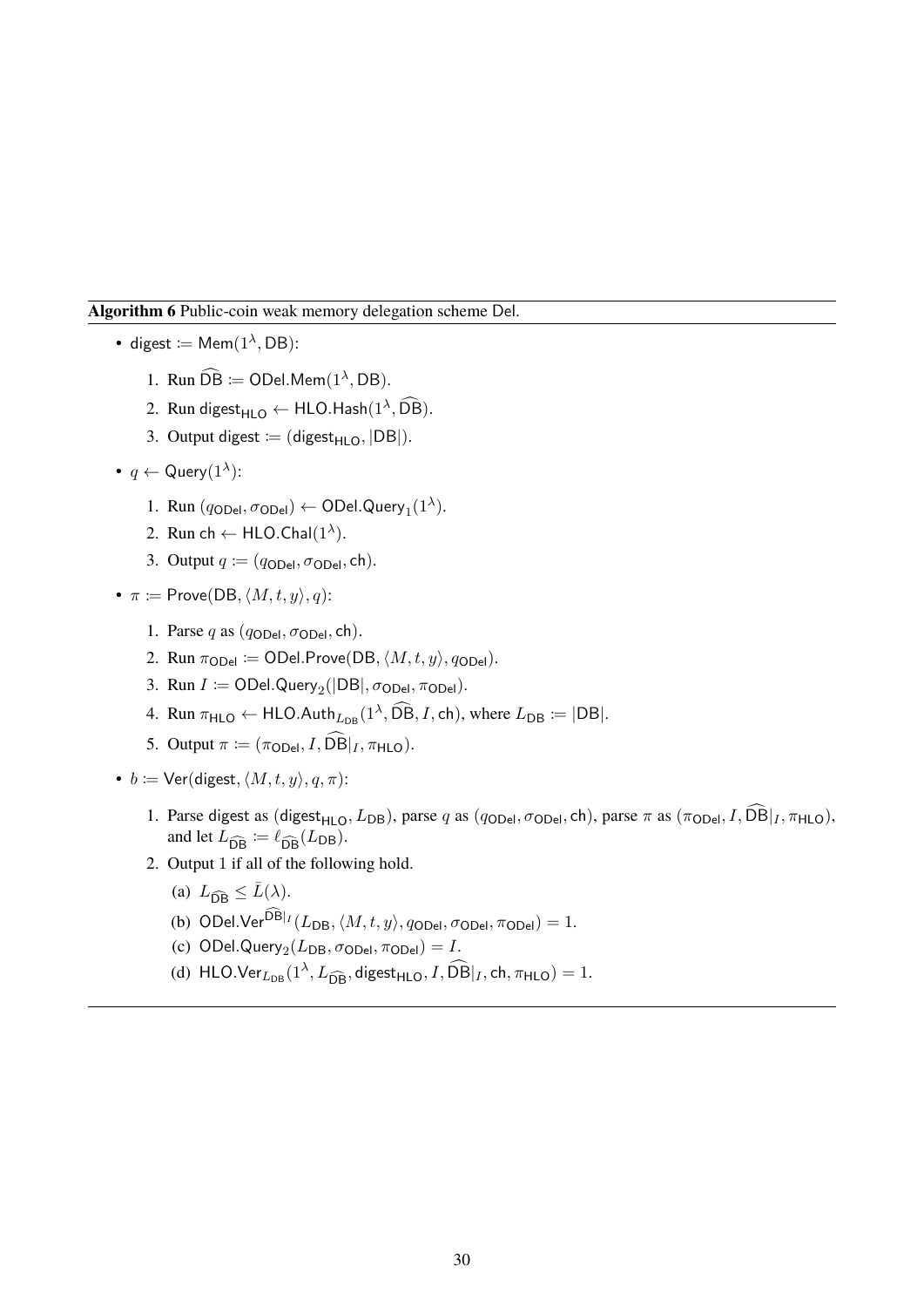**Algorithm 6** Public-coin weak memory delegation scheme $\mathsf{Del}$.

- $\mathsf{digest} := \mathsf{Mem}(1^\lambda, \mathsf{DB})$:
  1. Run $\widehat{\mathsf{DB}} := \mathsf{ODel.Mem}(1^\lambda, \mathsf{DB})$.
  2. Run $\mathsf{digest}_{\mathsf{HLO}} \leftarrow \mathsf{HLO.Hash}(1^\lambda, \widehat{\mathsf{DB}})$.
  3. Output $\mathsf{digest} := (\mathsf{digest}_{\mathsf{HLO}}, |\mathsf{DB}|)$.

- $q \leftarrow \mathsf{Query}(1^\lambda)$:
  1. Run $(q_{\mathsf{ODel}}, \sigma_{\mathsf{ODel}}) \leftarrow \mathsf{ODel.Query}_1(1^\lambda)$.
  2. Run $\mathsf{ch} \leftarrow \mathsf{HLO.Chal}(1^\lambda)$.
  3. Output $q := (q_{\mathsf{ODel}}, \sigma_{\mathsf{ODel}}, \mathsf{ch})$.

- $\pi := \mathsf{Prove}(\mathsf{DB}, \langle M, t, y \rangle, q)$:
  1. Parse $q$ as $(q_{\mathsf{ODel}}, \sigma_{\mathsf{ODel}}, \mathsf{ch})$.
  2. Run $\pi_{\mathsf{ODel}} := \mathsf{ODel.Prove}(\mathsf{DB}, \langle M, t, y \rangle, q_{\mathsf{ODel}})$.
  3. Run $I := \mathsf{ODel.Query}_2(|\mathsf{DB}|, \sigma_{\mathsf{ODel}}, \pi_{\mathsf{ODel}})$.
  4. Run $\pi_{\mathsf{HLO}} \leftarrow \mathsf{HLO.Auth}_{L_{\mathsf{DB}}}(1^\lambda, \widehat{\mathsf{DB}}, I, \mathsf{ch})$, where $L_{\mathsf{DB}} := |\mathsf{DB}|$.
  5. Output $\pi := (\pi_{\mathsf{ODel}}, I, \widehat{\mathsf{DB}}|_I, \pi_{\mathsf{HLO}})$.

- $b := \mathsf{Ver}(\mathsf{digest}, \langle M, t, y \rangle, q, \pi)$:
  1. Parse digest as $(\mathsf{digest}_{\mathsf{HLO}}, L_{\mathsf{DB}})$, parse $q$ as $(q_{\mathsf{ODel}}, \sigma_{\mathsf{ODel}}, \mathsf{ch})$, parse $\pi$ as $(\pi_{\mathsf{ODel}}, I, \widehat{\mathsf{DB}}|_I, \pi_{\mathsf{HLO}})$, and let $L_{\widehat{\mathsf{DB}}} := \ell_{\widehat{\mathsf{DB}}}(L_{\mathsf{DB}})$.
  2. Output 1 if all of the following hold.
     (a) $L_{\widehat{\mathsf{DB}}} \leq \bar{L}(\lambda)$.
     (b) $\mathsf{ODel.Ver}^{\widehat{\mathsf{DB}}|_I}(L_{\mathsf{DB}}, \langle M, t, y \rangle, q_{\mathsf{ODel}}, \sigma_{\mathsf{ODel}}, \pi_{\mathsf{ODel}}) = 1$.
     (c) $\mathsf{ODel.Query}_2(L_{\mathsf{DB}}, \sigma_{\mathsf{ODel}}, \pi_{\mathsf{ODel}}) = I$.
     (d) $\mathsf{HLO.Ver}_{L_{\mathsf{DB}}}(1^\lambda, L_{\widehat{\mathsf{DB}}}, \mathsf{digest}_{\mathsf{HLO}}, I, \widehat{\mathsf{DB}}|_I, \mathsf{ch}, \pi_{\mathsf{HLO}}) = 1$.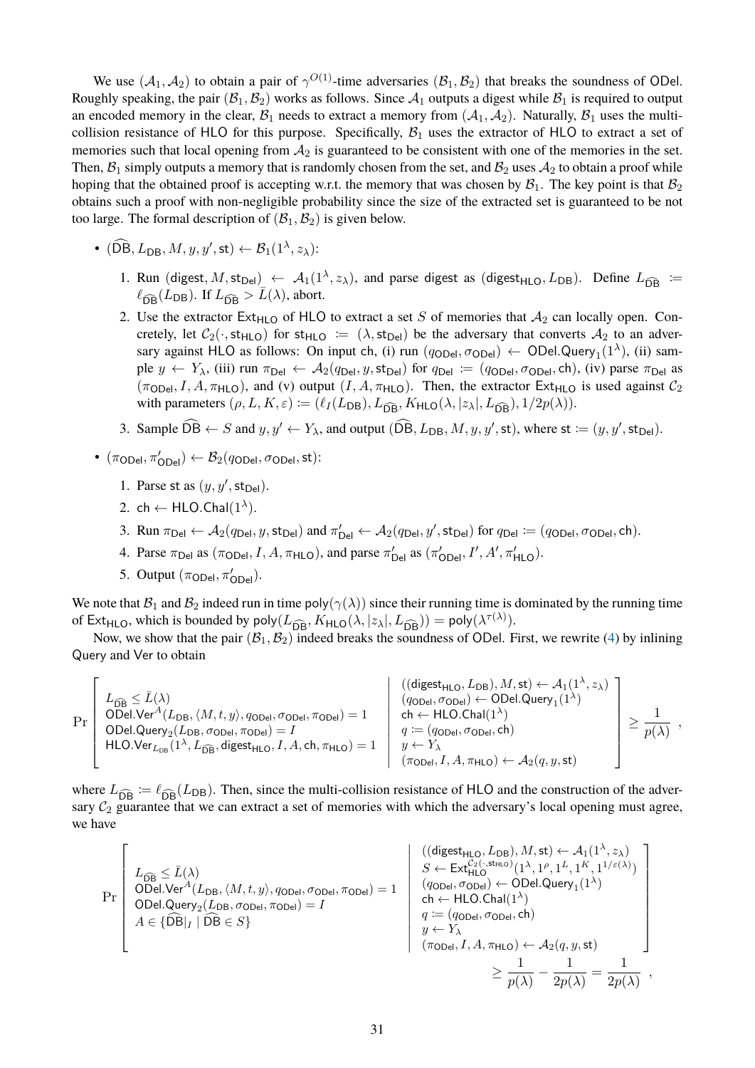We use $(\mathcal{A}_1, \mathcal{A}_2)$ to obtain a pair of $\gamma^{O(1)}$-time adversaries $(\mathcal{B}_1, \mathcal{B}_2)$ that breaks the soundness of $\mathsf{ODel}$. Roughly speaking, the pair $(\mathcal{B}_1, \mathcal{B}_2)$ works as follows. Since $\mathcal{A}_1$ outputs a digest while $\mathcal{B}_1$ is required to output an encoded memory in the clear, $\mathcal{B}_1$ needs to extract a memory from $(\mathcal{A}_1, \mathcal{A}_2)$. Naturally, $\mathcal{B}_1$ uses the multi-collision resistance of $\mathsf{HLO}$ for this purpose. Specifically, $\mathcal{B}_1$ uses the extractor of $\mathsf{HLO}$ to extract a set of memories such that local opening from $\mathcal{A}_2$ is guaranteed to be consistent with one of the memories in the set. Then, $\mathcal{B}_1$ simply outputs a memory that is randomly chosen from the set, and $\mathcal{B}_2$ uses $\mathcal{A}_2$ to obtain a proof while hoping that the obtained proof is accepting w.r.t. the memory that was chosen by $\mathcal{B}_1$. The key point is that $\mathcal{B}_2$ obtains such a proof with non-negligible probability since the size of the extracted set is guaranteed to be not too large. The formal description of $(\mathcal{B}_1, \mathcal{B}_2)$ is given below.

- $(\widehat{\mathsf{DB}}, L_{\mathsf{DB}}, M, y, y', \mathsf{st}) \leftarrow \mathcal{B}_1(1^\lambda, z_\lambda)$:
  1. Run $(\mathsf{digest}, M, \mathsf{st}_{\mathsf{Del}}) \leftarrow \mathcal{A}_1(1^\lambda, z_\lambda)$, and parse digest as $(\mathsf{digest}_{\mathsf{HLO}}, L_{\mathsf{DB}})$. Define $L_{\widehat{\mathsf{DB}}} := \ell_{\widehat{\mathsf{DB}}}(L_{\mathsf{DB}})$. If $L_{\widehat{\mathsf{DB}}} > \bar{L}(\lambda)$, abort.
  2. Use the extractor $\mathsf{Ext}_{\mathsf{HLO}}$ of $\mathsf{HLO}$ to extract a set $S$ of memories that $\mathcal{A}_2$ can locally open. Concretely, let $\mathcal{C}_2(\cdot, \mathsf{st}_{\mathsf{HLO}})$ for $\mathsf{st}_{\mathsf{HLO}} := (\lambda, \mathsf{st}_{\mathsf{Del}})$ be the adversary that converts $\mathcal{A}_2$ to an adversary against $\mathsf{HLO}$ as follows: On input $\mathsf{ch}$, (i) run $(q_{\mathsf{ODel}}, \sigma_{\mathsf{ODel}}) \leftarrow \mathsf{ODel.Query}_1(1^\lambda)$, (ii) sample $y \leftarrow Y_\lambda$, (iii) run $\pi_{\mathsf{Del}} \leftarrow \mathcal{A}_2(q_{\mathsf{Del}}, y, \mathsf{st}_{\mathsf{Del}})$ for $q_{\mathsf{Del}} := (q_{\mathsf{ODel}}, \sigma_{\mathsf{ODel}}, \mathsf{ch})$, (iv) parse $\pi_{\mathsf{Del}}$ as $(\pi_{\mathsf{ODel}}, I, A, \pi_{\mathsf{HLO}})$, and (v) output $(I, A, \pi_{\mathsf{HLO}})$. Then, the extractor $\mathsf{Ext}_{\mathsf{HLO}}$ is used against $\mathcal{C}_2$ with parameters $(\rho, L, K, \varepsilon) := (\ell_I(L_{\mathsf{DB}}), L_{\widehat{\mathsf{DB}}}, K_{\mathsf{HLO}}(\lambda, |z_\lambda|, L_{\widehat{\mathsf{DB}}}), 1/2p(\lambda))$.
  3. Sample $\widehat{\mathsf{DB}} \leftarrow S$ and $y, y' \leftarrow Y_\lambda$, and output $(\widehat{\mathsf{DB}}, L_{\mathsf{DB}}, M, y, y', \mathsf{st})$, where $\mathsf{st} := (y, y', \mathsf{st}_{\mathsf{Del}})$.
- $(\pi_{\mathsf{ODel}}, \pi'_{\mathsf{ODel}}) \leftarrow \mathcal{B}_2(q_{\mathsf{ODel}}, \sigma_{\mathsf{ODel}}, \mathsf{st})$:
  1. Parse $\mathsf{st}$ as $(y, y', \mathsf{st}_{\mathsf{Del}})$.
  2. $\mathsf{ch} \leftarrow \mathsf{HLO.Chal}(1^\lambda)$.
  3. Run $\pi_{\mathsf{Del}} \leftarrow \mathcal{A}_2(q_{\mathsf{Del}}, y, \mathsf{st}_{\mathsf{Del}})$ and $\pi'_{\mathsf{Del}} \leftarrow \mathcal{A}_2(q_{\mathsf{Del}}, y', \mathsf{st}_{\mathsf{Del}})$ for $q_{\mathsf{Del}} := (q_{\mathsf{ODel}}, \sigma_{\mathsf{ODel}}, \mathsf{ch})$.
  4. Parse $\pi_{\mathsf{Del}}$ as $(\pi_{\mathsf{ODel}}, I, A, \pi_{\mathsf{HLO}})$, and parse $\pi'_{\mathsf{Del}}$ as $(\pi'_{\mathsf{ODel}}, I', A', \pi'_{\mathsf{HLO}})$.
  5. Output $(\pi_{\mathsf{ODel}}, \pi'_{\mathsf{ODel}})$.

We note that $\mathcal{B}_1$ and $\mathcal{B}_2$ indeed run in time $\mathsf{poly}(\gamma(\lambda))$ since their running time is dominated by the running time of $\mathsf{Ext}_{\mathsf{HLO}}$, which is bounded by $\mathsf{poly}(L_{\widehat{\mathsf{DB}}}, K_{\mathsf{HLO}}(\lambda, |z_\lambda|, L_{\widehat{\mathsf{DB}}})) = \mathsf{poly}(\lambda^{\tau(\lambda)})$.

Now, we show that the pair $(\mathcal{B}_1, \mathcal{B}_2)$ indeed breaks the soundness of $\mathsf{ODel}$. First, we rewrite (4) by inlining $\mathsf{Query}$ and $\mathsf{Ver}$ to obtain

$$\Pr\left[\begin{array}{l} L_{\widehat{\mathsf{DB}}} \le \bar{L}(\lambda) \\ \mathsf{ODel.Ver}^A(L_{\mathsf{DB}}, \langle M, t, y\rangle, q_{\mathsf{ODel}}, \sigma_{\mathsf{ODel}}, \pi_{\mathsf{ODel}}) = 1 \\ \mathsf{ODel.Query}_2(L_{\mathsf{DB}}, \sigma_{\mathsf{ODel}}, \pi_{\mathsf{ODel}}) = I \\ \mathsf{HLO.Ver}_{L_{\mathsf{DB}}}(1^\lambda, L_{\widehat{\mathsf{DB}}}, \mathsf{digest}_{\mathsf{HLO}}, I, A, \mathsf{ch}, \pi_{\mathsf{HLO}}) = 1 \end{array} \middle| \begin{array}{l} ((\mathsf{digest}_{\mathsf{HLO}}, L_{\mathsf{DB}}), M, \mathsf{st}) \leftarrow \mathcal{A}_1(1^\lambda, z_\lambda) \\ (q_{\mathsf{ODel}}, \sigma_{\mathsf{ODel}}) \leftarrow \mathsf{ODel.Query}_1(1^\lambda) \\ \mathsf{ch} \leftarrow \mathsf{HLO.Chal}(1^\lambda) \\ q := (q_{\mathsf{ODel}}, \sigma_{\mathsf{ODel}}, \mathsf{ch}) \\ y \leftarrow Y_\lambda \\ (\pi_{\mathsf{ODel}}, I, A, \pi_{\mathsf{HLO}}) \leftarrow \mathcal{A}_2(q, y, \mathsf{st}) \end{array}\right] \ge \frac{1}{p(\lambda)} ,$$

where $L_{\widehat{\mathsf{DB}}} := \ell_{\widehat{\mathsf{DB}}}(L_{\mathsf{DB}})$. Then, since the multi-collision resistance of $\mathsf{HLO}$ and the construction of the adversary $\mathcal{C}_2$ guarantee that we can extract a set of memories with which the adversary's local opening must agree, we have

$$\Pr\left[\begin{array}{l} L_{\widehat{\mathsf{DB}}} \le \bar{L}(\lambda) \\ \mathsf{ODel.Ver}^A(L_{\mathsf{DB}}, \langle M, t, y\rangle, q_{\mathsf{ODel}}, \sigma_{\mathsf{ODel}}, \pi_{\mathsf{ODel}}) = 1 \\ \mathsf{ODel.Query}_2(L_{\mathsf{DB}}, \sigma_{\mathsf{ODel}}, \pi_{\mathsf{ODel}}) = I \\ A \in \{\widehat{\mathsf{DB}}|_I \mid \widehat{\mathsf{DB}} \in S\} \end{array} \middle| \begin{array}{l} ((\mathsf{digest}_{\mathsf{HLO}}, L_{\mathsf{DB}}), M, \mathsf{st}) \leftarrow \mathcal{A}_1(1^\lambda, z_\lambda) \\ S \leftarrow \mathsf{Ext}_{\mathsf{HLO}}^{\mathcal{C}_2(\cdot, \mathsf{st}_{\mathsf{HLO}})}(1^\lambda, 1^\rho, 1^L, 1^K, 1^{1/\varepsilon(\lambda)}) \\ (q_{\mathsf{ODel}}, \sigma_{\mathsf{ODel}}) \leftarrow \mathsf{ODel.Query}_1(1^\lambda) \\ \mathsf{ch} \leftarrow \mathsf{HLO.Chal}(1^\lambda) \\ q := (q_{\mathsf{ODel}}, \sigma_{\mathsf{ODel}}, \mathsf{ch}) \\ y \leftarrow Y_\lambda \\ (\pi_{\mathsf{ODel}}, I, A, \pi_{\mathsf{HLO}}) \leftarrow \mathcal{A}_2(q, y, \mathsf{st}) \end{array}\right]$$

$$\ge \frac{1}{p(\lambda)} - \frac{1}{2p(\lambda)} = \frac{1}{2p(\lambda)} ,$$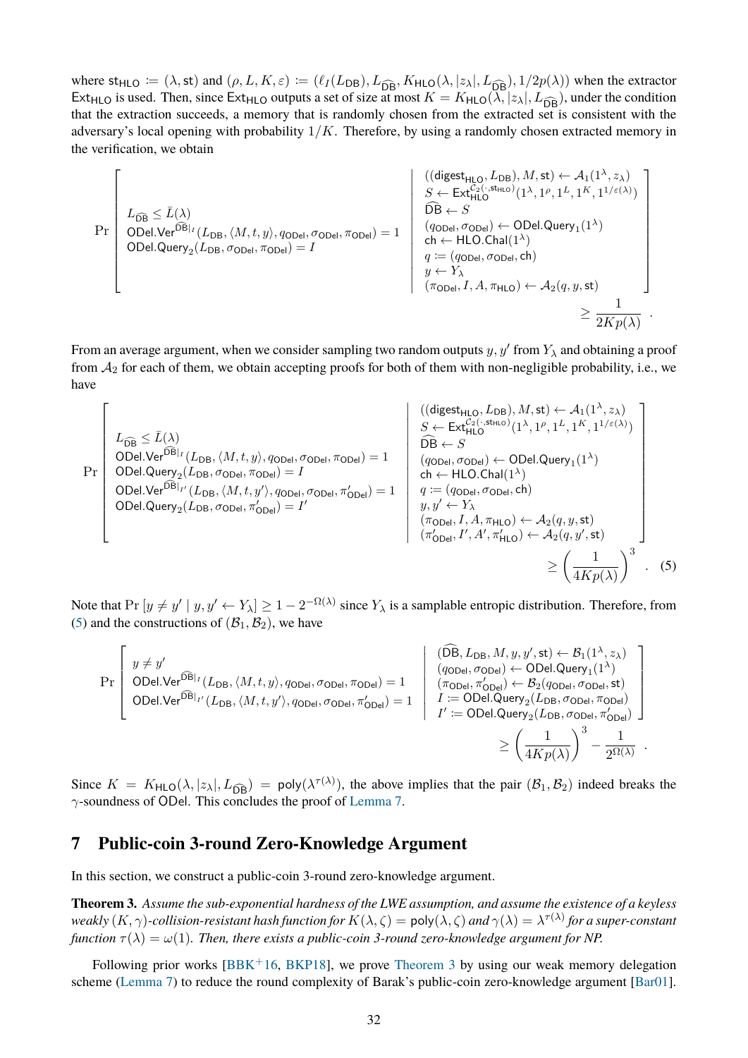where $\mathsf{st}_{\mathsf{HLO}} := (\lambda, \mathsf{st})$ and $(\rho, L, K, \varepsilon) := (\ell_I(L_{\mathsf{DB}}), L_{\widehat{\mathsf{DB}}}, K_{\mathsf{HLO}}(\lambda, |z_\lambda|, L_{\widehat{\mathsf{DB}}}), 1/2p(\lambda))$ when the extractor $\mathsf{Ext}_{\mathsf{HLO}}$ is used. Then, since $\mathsf{Ext}_{\mathsf{HLO}}$ outputs a set of size at most $K = K_{\mathsf{HLO}}(\lambda, |z_\lambda|, L_{\widehat{\mathsf{DB}}})$, under the condition that the extraction succeeds, a memory that is randomly chosen from the extracted set is consistent with the adversary's local opening with probability $1/K$. Therefore, by using a randomly chosen extracted memory in the verification, we obtain

$$
\Pr\left[\begin{array}{l} L_{\widehat{\mathsf{DB}}} \leq \bar{L}(\lambda) \\ \mathsf{ODel.Ver}^{\widehat{\mathsf{DB}}|_I}(L_{\mathsf{DB}}, \langle M, t, y\rangle, q_{\mathsf{ODel}}, \sigma_{\mathsf{ODel}}, \pi_{\mathsf{ODel}}) = 1 \\ \mathsf{ODel.Query}_2(L_{\mathsf{DB}}, \sigma_{\mathsf{ODel}}, \pi_{\mathsf{ODel}}) = I \end{array} \middle| \begin{array}{l} ((\mathsf{digest}_{\mathsf{HLO}}, L_{\mathsf{DB}}), M, \mathsf{st}) \leftarrow \mathcal{A}_1(1^\lambda, z_\lambda) \\ S \leftarrow \mathsf{Ext}_{\mathsf{HLO}}^{\mathcal{C}_2(\cdot, \mathsf{st}_{\mathsf{HLO}})}(1^\lambda, 1^\rho, 1^L, 1^K, 1^{1/\varepsilon(\lambda)}) \\ \widehat{\mathsf{DB}} \leftarrow S \\ (q_{\mathsf{ODel}}, \sigma_{\mathsf{ODel}}) \leftarrow \mathsf{ODel.Query}_1(1^\lambda) \\ \mathsf{ch} \leftarrow \mathsf{HLO.Chal}(1^\lambda) \\ q := (q_{\mathsf{ODel}}, \sigma_{\mathsf{ODel}}, \mathsf{ch}) \\ y \leftarrow Y_\lambda \\ (\pi_{\mathsf{ODel}}, I, A, \pi_{\mathsf{HLO}}) \leftarrow \mathcal{A}_2(q, y, \mathsf{st}) \end{array}\right] \geq \frac{1}{2Kp(\lambda)} .
$$

From an average argument, when we consider sampling two random outputs $y, y'$ from $Y_\lambda$ and obtaining a proof from $\mathcal{A}_2$ for each of them, we obtain accepting proofs for both of them with non-negligible probability, i.e., we have

$$
\Pr\left[\begin{array}{l} L_{\widehat{\mathsf{DB}}} \leq \bar{L}(\lambda) \\ \mathsf{ODel.Ver}^{\widehat{\mathsf{DB}}|_I}(L_{\mathsf{DB}}, \langle M, t, y\rangle, q_{\mathsf{ODel}}, \sigma_{\mathsf{ODel}}, \pi_{\mathsf{ODel}}) = 1 \\ \mathsf{ODel.Query}_2(L_{\mathsf{DB}}, \sigma_{\mathsf{ODel}}, \pi_{\mathsf{ODel}}) = I \\ \mathsf{ODel.Ver}^{\widehat{\mathsf{DB}}|_{I'}}(L_{\mathsf{DB}}, \langle M, t, y'\rangle, q_{\mathsf{ODel}}, \sigma_{\mathsf{ODel}}, \pi'_{\mathsf{ODel}}) = 1 \\ \mathsf{ODel.Query}_2(L_{\mathsf{DB}}, \sigma_{\mathsf{ODel}}, \pi'_{\mathsf{ODel}}) = I' \end{array} \middle| \begin{array}{l} ((\mathsf{digest}_{\mathsf{HLO}}, L_{\mathsf{DB}}), M, \mathsf{st}) \leftarrow \mathcal{A}_1(1^\lambda, z_\lambda) \\ S \leftarrow \mathsf{Ext}_{\mathsf{HLO}}^{\mathcal{C}_2(\cdot, \mathsf{st}_{\mathsf{HLO}})}(1^\lambda, 1^\rho, 1^L, 1^K, 1^{1/\varepsilon(\lambda)}) \\ \widehat{\mathsf{DB}} \leftarrow S \\ (q_{\mathsf{ODel}}, \sigma_{\mathsf{ODel}}) \leftarrow \mathsf{ODel.Query}_1(1^\lambda) \\ \mathsf{ch} \leftarrow \mathsf{HLO.Chal}(1^\lambda) \\ q := (q_{\mathsf{ODel}}, \sigma_{\mathsf{ODel}}, \mathsf{ch}) \\ y, y' \leftarrow Y_\lambda \\ (\pi_{\mathsf{ODel}}, I, A, \pi_{\mathsf{HLO}}) \leftarrow \mathcal{A}_2(q, y, \mathsf{st}) \\ (\pi'_{\mathsf{ODel}}, I', A', \pi'_{\mathsf{HLO}}) \leftarrow \mathcal{A}_2(q, y', \mathsf{st}) \end{array}\right] \geq \left(\frac{1}{4Kp(\lambda)}\right)^3 . \quad (5)
$$

Note that $\Pr\left[y \neq y' \mid y, y' \leftarrow Y_\lambda\right] \geq 1 - 2^{-\Omega(\lambda)}$ since $Y_\lambda$ is a samplable entropic distribution. Therefore, from (5) and the constructions of $(\mathcal{B}_1, \mathcal{B}_2)$, we have

$$
\Pr\left[\begin{array}{l} y \neq y' \\ \mathsf{ODel.Ver}^{\widehat{\mathsf{DB}}|_I}(L_{\mathsf{DB}}, \langle M, t, y\rangle, q_{\mathsf{ODel}}, \sigma_{\mathsf{ODel}}, \pi_{\mathsf{ODel}}) = 1 \\ \mathsf{ODel.Ver}^{\widehat{\mathsf{DB}}|_{I'}}(L_{\mathsf{DB}}, \langle M, t, y'\rangle, q_{\mathsf{ODel}}, \sigma_{\mathsf{ODel}}, \pi'_{\mathsf{ODel}}) = 1 \end{array} \middle| \begin{array}{l} (\widehat{\mathsf{DB}}, L_{\mathsf{DB}}, M, y, y', \mathsf{st}) \leftarrow \mathcal{B}_1(1^\lambda, z_\lambda) \\ (q_{\mathsf{ODel}}, \sigma_{\mathsf{ODel}}) \leftarrow \mathsf{ODel.Query}_1(1^\lambda) \\ (\pi_{\mathsf{ODel}}, \pi'_{\mathsf{ODel}}) \leftarrow \mathcal{B}_2(q_{\mathsf{ODel}}, \sigma_{\mathsf{ODel}}, \mathsf{st}) \\ I := \mathsf{ODel.Query}_2(L_{\mathsf{DB}}, \sigma_{\mathsf{ODel}}, \pi_{\mathsf{ODel}}) \\ I' := \mathsf{ODel.Query}_2(L_{\mathsf{DB}}, \sigma_{\mathsf{ODel}}, \pi'_{\mathsf{ODel}}) \end{array}\right] \geq \left(\frac{1}{4Kp(\lambda)}\right)^3 - \frac{1}{2^{\Omega(\lambda)}} .
$$

Since $K = K_{\mathsf{HLO}}(\lambda, |z_\lambda|, L_{\widehat{\mathsf{DB}}}) = \mathsf{poly}(\lambda^{\tau(\lambda)})$, the above implies that the pair $(\mathcal{B}_1, \mathcal{B}_2)$ indeed breaks the $\gamma$-soundness of $\mathsf{ODel}$. This concludes the proof of Lemma 7.

# 7 Public-coin 3-round Zero-Knowledge Argument

In this section, we construct a public-coin 3-round zero-knowledge argument.

**Theorem 3.** *Assume the sub-exponential hardness of the LWE assumption, and assume the existence of a keyless weakly $(K, \gamma)$-collision-resistant hash function for $K(\lambda, \zeta) = \mathsf{poly}(\lambda, \zeta)$ and $\gamma(\lambda) = \lambda^{\tau(\lambda)}$ for a super-constant function $\tau(\lambda) = \omega(1)$. Then, there exists a public-coin 3-round zero-knowledge argument for NP.*

Following prior works [BBK+16, BKP18], we prove Theorem 3 by using our weak memory delegation scheme (Lemma 7) to reduce the round complexity of Barak's public-coin zero-knowledge argument [Bar01].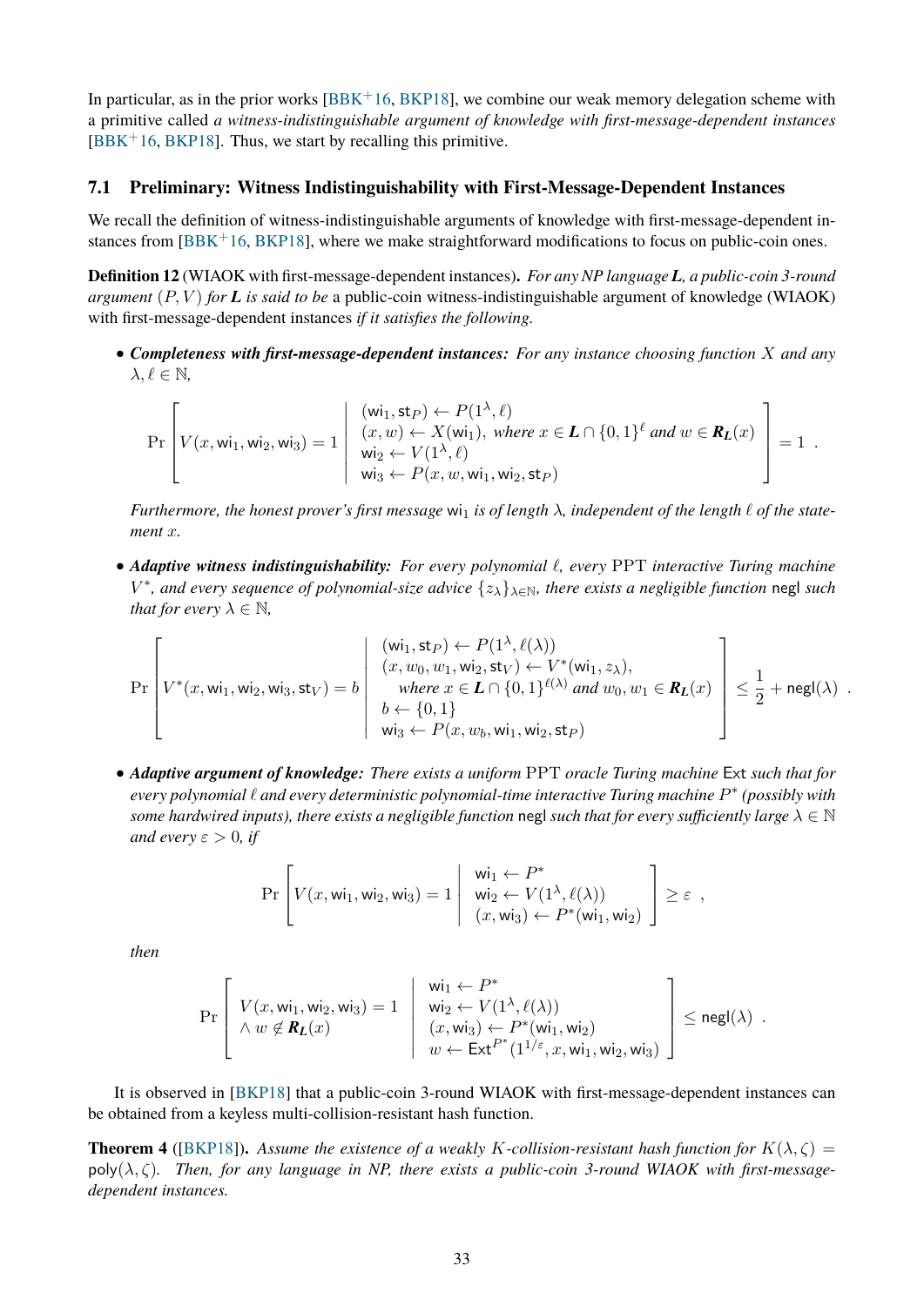In particular, as in the prior works [BBK+16, BKP18], we combine our weak memory delegation scheme with a primitive called *a witness-indistinguishable argument of knowledge with first-message-dependent instances* [BBK+16, BKP18]. Thus, we start by recalling this primitive.

### 7.1 Preliminary: Witness Indistinguishability with First-Message-Dependent Instances

We recall the definition of witness-indistinguishable arguments of knowledge with first-message-dependent instances from [BBK+16, BKP18], where we make straightforward modifications to focus on public-coin ones.

**Definition 12** (WIAOK with first-message-dependent instances)**.** *For any NP language $\boldsymbol{L}$, a public-coin 3-round argument $(P, V)$ for $\boldsymbol{L}$ is said to be* a public-coin witness-indistinguishable argument of knowledge (WIAOK) with first-message-dependent instances *if it satisfies the following.*

- ***Completeness with first-message-dependent instances:*** *For any instance choosing function $X$ and any $\lambda, \ell \in \mathbb{N}$,*

$$\Pr\left[ V(x, \mathsf{wi}_1, \mathsf{wi}_2, \mathsf{wi}_3) = 1 \;\middle|\; \begin{array}{l} (\mathsf{wi}_1, \mathsf{st}_P) \leftarrow P(1^\lambda, \ell) \\ (x, w) \leftarrow X(\mathsf{wi}_1), \text{ where } x \in \boldsymbol{L} \cap \{0,1\}^\ell \text{ and } w \in \boldsymbol{R_L}(x) \\ \mathsf{wi}_2 \leftarrow V(1^\lambda, \ell) \\ \mathsf{wi}_3 \leftarrow P(x, w, \mathsf{wi}_1, \mathsf{wi}_2, \mathsf{st}_P) \end{array} \right] = 1 \ .$$

  *Furthermore, the honest prover's first message $\mathsf{wi}_1$ is of length $\lambda$, independent of the length $\ell$ of the statement $x$.*

- ***Adaptive witness indistinguishability:*** *For every polynomial $\ell$, every PPT interactive Turing machine $V^*$, and every sequence of polynomial-size advice $\{z_\lambda\}_{\lambda \in \mathbb{N}}$, there exists a negligible function $\mathsf{negl}$ such that for every $\lambda \in \mathbb{N}$,*

$$\Pr\left[ V^*(x, \mathsf{wi}_1, \mathsf{wi}_2, \mathsf{wi}_3, \mathsf{st}_V) = b \;\middle|\; \begin{array}{l} (\mathsf{wi}_1, \mathsf{st}_P) \leftarrow P(1^\lambda, \ell(\lambda)) \\ (x, w_0, w_1, \mathsf{wi}_2, \mathsf{st}_V) \leftarrow V^*(\mathsf{wi}_1, z_\lambda), \\ \quad \text{where } x \in \boldsymbol{L} \cap \{0,1\}^{\ell(\lambda)} \text{ and } w_0, w_1 \in \boldsymbol{R_L}(x) \\ b \leftarrow \{0,1\} \\ \mathsf{wi}_3 \leftarrow P(x, w_b, \mathsf{wi}_1, \mathsf{wi}_2, \mathsf{st}_P) \end{array} \right] \le \frac{1}{2} + \mathsf{negl}(\lambda) \ .$$

- ***Adaptive argument of knowledge:*** *There exists a uniform PPT oracle Turing machine $\mathsf{Ext}$ such that for every polynomial $\ell$ and every deterministic polynomial-time interactive Turing machine $P^*$ (possibly with some hardwired inputs), there exists a negligible function $\mathsf{negl}$ such that for every sufficiently large $\lambda \in \mathbb{N}$ and every $\varepsilon > 0$, if*

$$\Pr\left[ V(x, \mathsf{wi}_1, \mathsf{wi}_2, \mathsf{wi}_3) = 1 \;\middle|\; \begin{array}{l} \mathsf{wi}_1 \leftarrow P^* \\ \mathsf{wi}_2 \leftarrow V(1^\lambda, \ell(\lambda)) \\ (x, \mathsf{wi}_3) \leftarrow P^*(\mathsf{wi}_1, \mathsf{wi}_2) \end{array} \right] \ge \varepsilon \ ,$$

  *then*

$$\Pr\left[ \begin{array}{l} V(x, \mathsf{wi}_1, \mathsf{wi}_2, \mathsf{wi}_3) = 1 \\ \wedge\, w \notin \boldsymbol{R_L}(x) \end{array} \;\middle|\; \begin{array}{l} \mathsf{wi}_1 \leftarrow P^* \\ \mathsf{wi}_2 \leftarrow V(1^\lambda, \ell(\lambda)) \\ (x, \mathsf{wi}_3) \leftarrow P^*(\mathsf{wi}_1, \mathsf{wi}_2) \\ w \leftarrow \mathsf{Ext}^{P^*}(1^{1/\varepsilon}, x, \mathsf{wi}_1, \mathsf{wi}_2, \mathsf{wi}_3) \end{array} \right] \le \mathsf{negl}(\lambda) \ .$$

It is observed in [BKP18] that a public-coin 3-round WIAOK with first-message-dependent instances can be obtained from a keyless multi-collision-resistant hash function.

**Theorem 4** ([BKP18])**.** *Assume the existence of a weakly $K$-collision-resistant hash function for $K(\lambda, \zeta) = \mathsf{poly}(\lambda, \zeta)$. Then, for any language in NP, there exists a public-coin 3-round WIAOK with first-message-dependent instances.*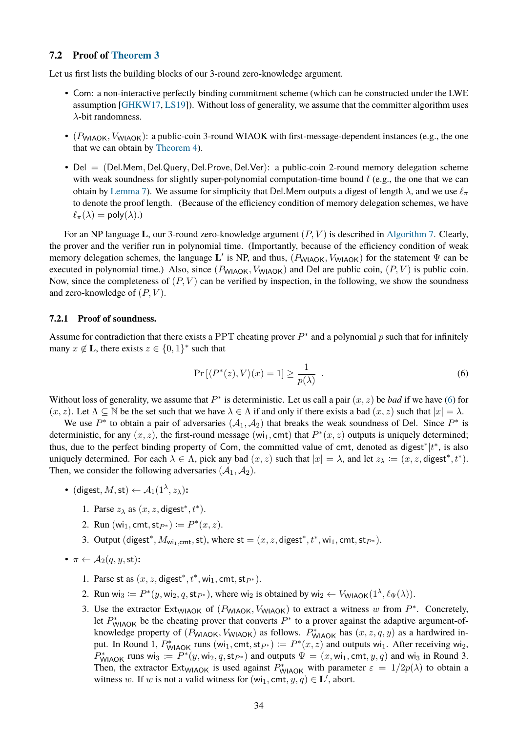## 7.2 Proof of Theorem 3

Let us first lists the building blocks of our 3-round zero-knowledge argument.

- $\mathsf{Com}$: a non-interactive perfectly binding commitment scheme (which can be constructed under the LWE assumption [GHKW17, LS19]). Without loss of generality, we assume that the committer algorithm uses $\lambda$-bit randomness.
- $(P_{\mathsf{WIAOK}}, V_{\mathsf{WIAOK}})$: a public-coin 3-round WIAOK with first-message-dependent instances (e.g., the one that we can obtain by Theorem 4).
- $\mathsf{Del} = (\mathsf{Del.Mem}, \mathsf{Del.Query}, \mathsf{Del.Prove}, \mathsf{Del.Ver})$: a public-coin 2-round memory delegation scheme with weak soundness for slightly super-polynomial computation-time bound $\bar{t}$ (e.g., the one that we can obtain by Lemma 7). We assume for simplicity that $\mathsf{Del.Mem}$ outputs a digest of length $\lambda$, and we use $\ell_\pi$ to denote the proof length. (Because of the efficiency condition of memory delegation schemes, we have $\ell_\pi(\lambda) = \mathsf{poly}(\lambda)$.)

For an NP language $\mathbf{L}$, our 3-round zero-knowledge argument $(P, V)$ is described in Algorithm 7. Clearly, the prover and the verifier run in polynomial time. (Importantly, because of the efficiency condition of weak memory delegation schemes, the language $\mathbf{L}'$ is NP, and thus, $(P_{\mathsf{WIAOK}}, V_{\mathsf{WIAOK}})$ for the statement $\Psi$ can be executed in polynomial time.) Also, since $(P_{\mathsf{WIAOK}}, V_{\mathsf{WIAOK}})$ and $\mathsf{Del}$ are public coin, $(P, V)$ is public coin. Now, since the completeness of $(P, V)$ can be verified by inspection, in the following, we show the soundness and zero-knowledge of $(P, V)$.

### 7.2.1 Proof of soundness.

Assume for contradiction that there exists a $\mathrm{PPT}$ cheating prover $P^*$ and a polynomial $p$ such that for infinitely many $x \notin \mathbf{L}$, there exists $z \in \{0,1\}^*$ such that

$$\Pr\left[\langle P^*(z), V\rangle(x) = 1\right] \geq \frac{1}{p(\lambda)} \quad . \tag{6}$$

Without loss of generality, we assume that $P^*$ is deterministic. Let us call a pair $(x, z)$ be *bad* if we have (6) for $(x, z)$. Let $\Lambda \subseteq \mathbb{N}$ be the set such that we have $\lambda \in \Lambda$ if and only if there exists a bad $(x, z)$ such that $|x| = \lambda$.

We use $P^*$ to obtain a pair of adversaries $(\mathcal{A}_1, \mathcal{A}_2)$ that breaks the weak soundness of $\mathsf{Del}$. Since $P^*$ is deterministic, for any $(x, z)$, the first-round message $(\mathsf{wi}_1, \mathsf{cmt})$ that $P^*(x, z)$ outputs is uniquely determined; thus, due to the perfect binding property of $\mathsf{Com}$, the committed value of $\mathsf{cmt}$, denoted as $\mathsf{digest}^*|t^*$, is also uniquely determined. For each $\lambda \in \Lambda$, pick any bad $(x, z)$ such that $|x| = \lambda$, and let $z_\lambda := (x, z, \mathsf{digest}^*, t^*)$. Then, we consider the following adversaries $(\mathcal{A}_1, \mathcal{A}_2)$.

- $(\mathsf{digest}, M, \mathsf{st}) \leftarrow \mathcal{A}_1(1^\lambda, z_\lambda)$**:**
  1. Parse $z_\lambda$ as $(x, z, \mathsf{digest}^*, t^*)$.
  2. Run $(\mathsf{wi}_1, \mathsf{cmt}, \mathsf{st}_{P^*}) := P^*(x, z)$.
  3. Output $(\mathsf{digest}^*, M_{\mathsf{wi}_1, \mathsf{cmt}}, \mathsf{st})$, where $\mathsf{st} = (x, z, \mathsf{digest}^*, t^*, \mathsf{wi}_1, \mathsf{cmt}, \mathsf{st}_{P^*})$.
- $\pi \leftarrow \mathcal{A}_2(q, y, \mathsf{st})$**:**
  1. Parse $\mathsf{st}$ as $(x, z, \mathsf{digest}^*, t^*, \mathsf{wi}_1, \mathsf{cmt}, \mathsf{st}_{P^*})$.
  2. Run $\mathsf{wi}_3 := P^*(y, \mathsf{wi}_2, q, \mathsf{st}_{P^*})$, where $\mathsf{wi}_2$ is obtained by $\mathsf{wi}_2 \leftarrow V_{\mathsf{WIAOK}}(1^\lambda, \ell_\Psi(\lambda))$.
  3. Use the extractor $\mathsf{Ext}_{\mathsf{WIAOK}}$ of $(P_{\mathsf{WIAOK}}, V_{\mathsf{WIAOK}})$ to extract a witness $w$ from $P^*$. Concretely, let $P^*_{\mathsf{WIAOK}}$ be the cheating prover that converts $P^*$ to a prover against the adaptive argument-of-knowledge property of $(P_{\mathsf{WIAOK}}, V_{\mathsf{WIAOK}})$ as follows. $P^*_{\mathsf{WIAOK}}$ has $(x, z, q, y)$ as a hardwired input. In Round 1, $P^*_{\mathsf{WIAOK}}$ runs $(\mathsf{wi}_1, \mathsf{cmt}, \mathsf{st}_{P^*}) := P^*(x, z)$ and outputs $\mathsf{wi}_1$. After receiving $\mathsf{wi}_2$, $P^*_{\mathsf{WIAOK}}$ runs $\mathsf{wi}_3 := P^*(y, \mathsf{wi}_2, q, \mathsf{st}_{P^*})$ and outputs $\Psi = (x, \mathsf{wi}_1, \mathsf{cmt}, y, q)$ and $\mathsf{wi}_3$ in Round 3. Then, the extractor $\mathsf{Ext}_{\mathsf{WIAOK}}$ is used against $P^*_{\mathsf{WIAOK}}$ with parameter $\varepsilon = 1/2p(\lambda)$ to obtain a witness $w$. If $w$ is not a valid witness for $(\mathsf{wi}_1, \mathsf{cmt}, y, q) \in \mathbf{L}'$, abort.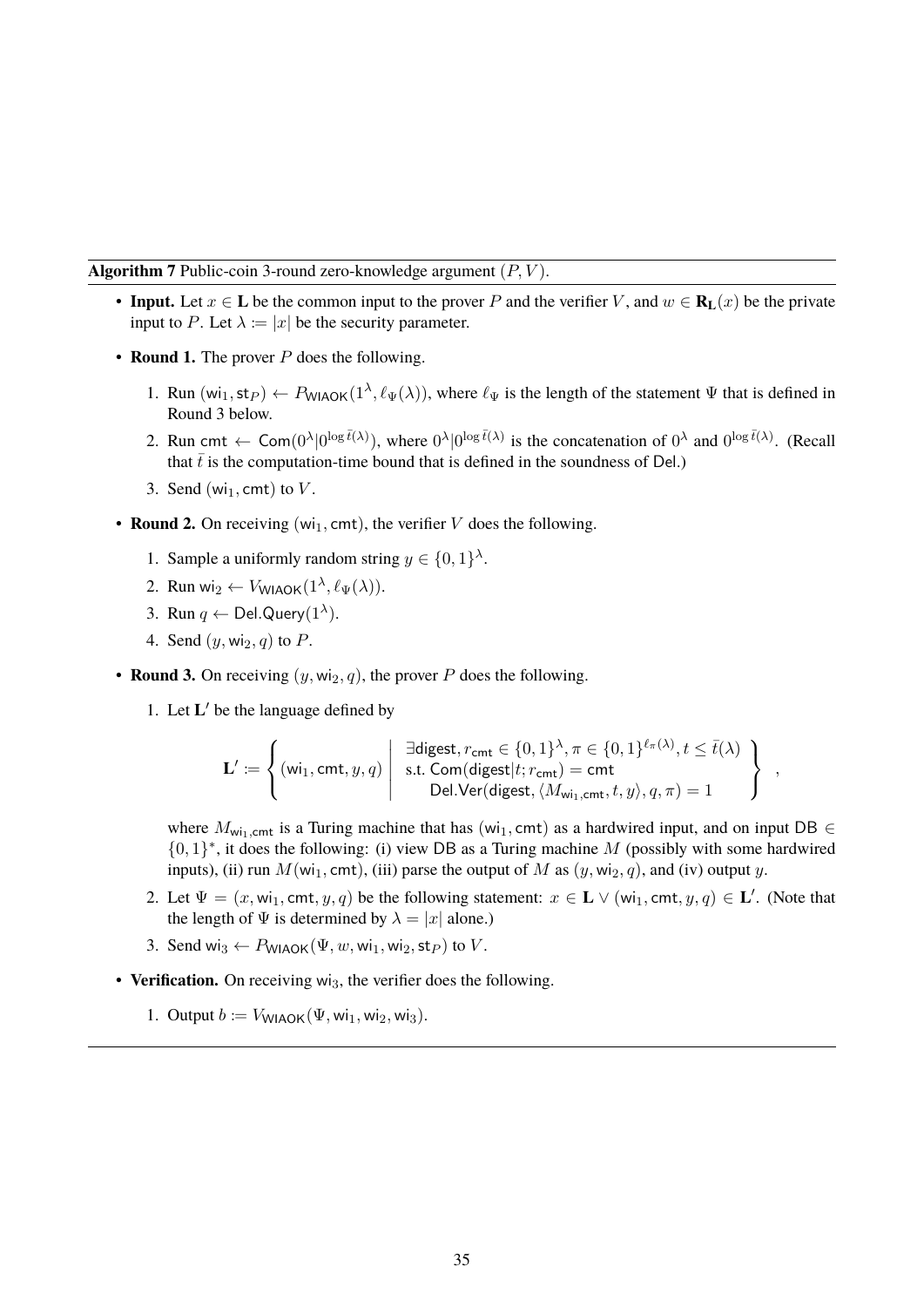**Algorithm 7** Public-coin 3-round zero-knowledge argument $(P, V)$.

- **Input.** Let $x \in \mathbf{L}$ be the common input to the prover $P$ and the verifier $V$, and $w \in \mathbf{R_L}(x)$ be the private input to $P$. Let $\lambda := |x|$ be the security parameter.
- **Round 1.** The prover $P$ does the following.
  1. Run $(\mathsf{wi}_1, \mathsf{st}_P) \leftarrow P_{\mathsf{WIAOK}}(1^\lambda, \ell_\Psi(\lambda))$, where $\ell_\Psi$ is the length of the statement $\Psi$ that is defined in Round 3 below.
  2. Run $\mathsf{cmt} \leftarrow \mathsf{Com}(0^\lambda | 0^{\log \bar{t}(\lambda)})$, where $0^\lambda | 0^{\log \bar{t}(\lambda)}$ is the concatenation of $0^\lambda$ and $0^{\log \bar{t}(\lambda)}$. (Recall that $\bar{t}$ is the computation-time bound that is defined in the soundness of $\mathsf{Del}$.)
  3. Send $(\mathsf{wi}_1, \mathsf{cmt})$ to $V$.
- **Round 2.** On receiving $(\mathsf{wi}_1, \mathsf{cmt})$, the verifier $V$ does the following.
  1. Sample a uniformly random string $y \in \{0,1\}^\lambda$.
  2. Run $\mathsf{wi}_2 \leftarrow V_{\mathsf{WIAOK}}(1^\lambda, \ell_\Psi(\lambda))$.
  3. Run $q \leftarrow \mathsf{Del.Query}(1^\lambda)$.
  4. Send $(y, \mathsf{wi}_2, q)$ to $P$.
- **Round 3.** On receiving $(y, \mathsf{wi}_2, q)$, the prover $P$ does the following.
  1. Let $\mathbf{L}'$ be the language defined by

  $$\mathbf{L}' := \left\{ (\mathsf{wi}_1, \mathsf{cmt}, y, q) \;\middle|\; \begin{array}{l} \exists \mathsf{digest}, r_{\mathsf{cmt}} \in \{0,1\}^\lambda, \pi \in \{0,1\}^{\ell_\pi(\lambda)}, t \leq \bar{t}(\lambda) \\ \text{s.t. } \mathsf{Com}(\mathsf{digest}|t; r_{\mathsf{cmt}}) = \mathsf{cmt} \\ \quad \mathsf{Del.Ver}(\mathsf{digest}, \langle M_{\mathsf{wi}_1,\mathsf{cmt}}, t, y \rangle, q, \pi) = 1 \end{array} \right\} ,$$

  where $M_{\mathsf{wi}_1,\mathsf{cmt}}$ is a Turing machine that has $(\mathsf{wi}_1, \mathsf{cmt})$ as a hardwired input, and on input $\mathsf{DB} \in \{0,1\}^*$, it does the following: (i) view $\mathsf{DB}$ as a Turing machine $M$ (possibly with some hardwired inputs), (ii) run $M(\mathsf{wi}_1, \mathsf{cmt})$, (iii) parse the output of $M$ as $(y, \mathsf{wi}_2, q)$, and (iv) output $y$.
  2. Let $\Psi = (x, \mathsf{wi}_1, \mathsf{cmt}, y, q)$ be the following statement: $x \in \mathbf{L} \vee (\mathsf{wi}_1, \mathsf{cmt}, y, q) \in \mathbf{L}'$. (Note that the length of $\Psi$ is determined by $\lambda = |x|$ alone.)
  3. Send $\mathsf{wi}_3 \leftarrow P_{\mathsf{WIAOK}}(\Psi, w, \mathsf{wi}_1, \mathsf{wi}_2, \mathsf{st}_P)$ to $V$.
- **Verification.** On receiving $\mathsf{wi}_3$, the verifier does the following.
  1. Output $b := V_{\mathsf{WIAOK}}(\Psi, \mathsf{wi}_1, \mathsf{wi}_2, \mathsf{wi}_3)$.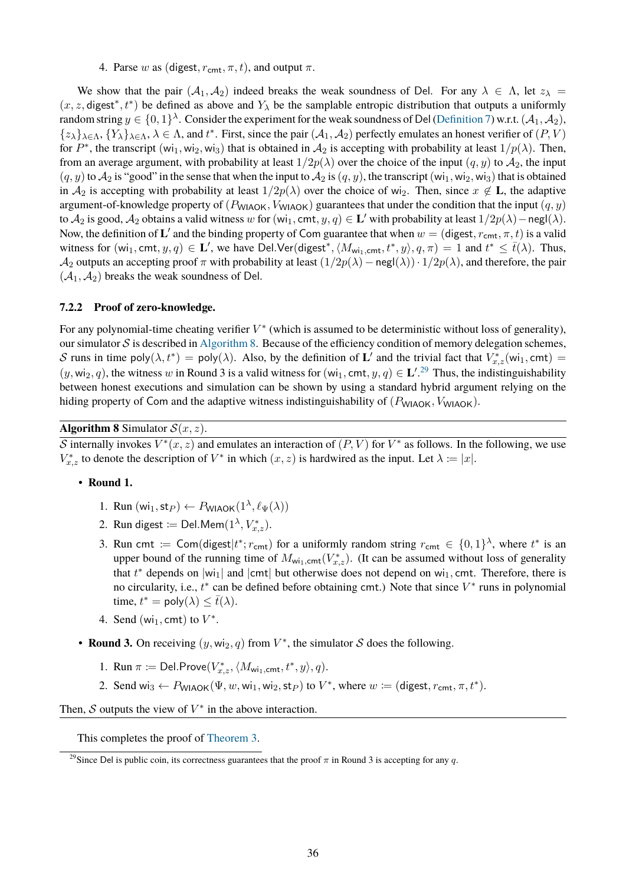4. Parse $w$ as $(\mathsf{digest}, r_{\mathsf{cmt}}, \pi, t)$, and output $\pi$.

We show that the pair $(\mathcal{A}_1, \mathcal{A}_2)$ indeed breaks the weak soundness of Del. For any $\lambda \in \Lambda$, let $z_\lambda = (x, z, \mathsf{digest}^*, t^*)$ be defined as above and $Y_\lambda$ be the samplable entropic distribution that outputs a uniformly random string $y \in \{0,1\}^\lambda$. Consider the experiment for the weak soundness of Del (Definition 7) w.r.t. $(\mathcal{A}_1, \mathcal{A}_2)$, $\{z_\lambda\}_{\lambda\in\Lambda}$, $\{Y_\lambda\}_{\lambda\in\Lambda}$, $\lambda \in \Lambda$, and $t^*$. First, since the pair $(\mathcal{A}_1, \mathcal{A}_2)$ perfectly emulates an honest verifier of $(P, V)$ for $P^*$, the transcript $(\mathsf{wi}_1, \mathsf{wi}_2, \mathsf{wi}_3)$ that is obtained in $\mathcal{A}_2$ is accepting with probability at least $1/p(\lambda)$. Then, from an average argument, with probability at least $1/2p(\lambda)$ over the choice of the input $(q, y)$ to $\mathcal{A}_2$, the input $(q, y)$ to $\mathcal{A}_2$ is "good" in the sense that when the input to $\mathcal{A}_2$ is $(q, y)$, the transcript $(\mathsf{wi}_1, \mathsf{wi}_2, \mathsf{wi}_3)$ that is obtained in $\mathcal{A}_2$ is accepting with probability at least $1/2p(\lambda)$ over the choice of $\mathsf{wi}_2$. Then, since $x \notin \mathbf{L}$, the adaptive argument-of-knowledge property of $(P_{\mathsf{WIAOK}}, V_{\mathsf{WIAOK}})$ guarantees that under the condition that the input $(q, y)$ to $\mathcal{A}_2$ is good, $\mathcal{A}_2$ obtains a valid witness $w$ for $(\mathsf{wi}_1, \mathsf{cmt}, y, q) \in \mathbf{L}'$ with probability at least $1/2p(\lambda) - \mathsf{negl}(\lambda)$. Now, the definition of $\mathbf{L}'$ and the binding property of Com guarantee that when $w = (\mathsf{digest}, r_{\mathsf{cmt}}, \pi, t)$ is a valid witness for $(\mathsf{wi}_1, \mathsf{cmt}, y, q) \in \mathbf{L}'$, we have $\mathsf{Del.Ver}(\mathsf{digest}^*, \langle M_{\mathsf{wi}_1,\mathsf{cmt}}, t^*, y\rangle, q, \pi) = 1$ and $t^* \leq \bar{t}(\lambda)$. Thus, $\mathcal{A}_2$ outputs an accepting proof $\pi$ with probability at least $(1/2p(\lambda) - \mathsf{negl}(\lambda)) \cdot 1/2p(\lambda)$, and therefore, the pair $(\mathcal{A}_1, \mathcal{A}_2)$ breaks the weak soundness of Del.

### 7.2.2 Proof of zero-knowledge.

For any polynomial-time cheating verifier $V^*$ (which is assumed to be deterministic without loss of generality), our simulator $\mathcal{S}$ is described in Algorithm 8. Because of the efficiency condition of memory delegation schemes, $\mathcal{S}$ runs in time $\mathsf{poly}(\lambda, t^*) = \mathsf{poly}(\lambda)$. Also, by the definition of $\mathbf{L}'$ and the trivial fact that $V^*_{x,z}(\mathsf{wi}_1, \mathsf{cmt}) = (y, \mathsf{wi}_2, q)$, the witness $w$ in Round 3 is a valid witness for $(\mathsf{wi}_1, \mathsf{cmt}, y, q) \in \mathbf{L}'$.[29] Thus, the indistinguishability between honest executions and simulation can be shown by using a standard hybrid argument relying on the hiding property of Com and the adaptive witness indistinguishability of $(P_{\mathsf{WIAOK}}, V_{\mathsf{WIAOK}})$.

---

**Algorithm 8** Simulator $\mathcal{S}(x, z)$.

$\mathcal{S}$ internally invokes $V^*(x, z)$ and emulates an interaction of $(P, V)$ for $V^*$ as follows. In the following, we use $V^*_{x,z}$ to denote the description of $V^*$ in which $(x, z)$ is hardwired as the input. Let $\lambda := |x|$.

- **Round 1.**
  1. Run $(\mathsf{wi}_1, \mathsf{st}_P) \leftarrow P_{\mathsf{WIAOK}}(1^\lambda, \ell_\Psi(\lambda))$
  2. Run $\mathsf{digest} := \mathsf{Del.Mem}(1^\lambda, V^*_{x,z})$.
  3. Run $\mathsf{cmt} := \mathsf{Com}(\mathsf{digest}|t^*; r_{\mathsf{cmt}})$ for a uniformly random string $r_{\mathsf{cmt}} \in \{0,1\}^\lambda$, where $t^*$ is an upper bound of the running time of $M_{\mathsf{wi}_1,\mathsf{cmt}}(V^*_{x,z})$. (It can be assumed without loss of generality that $t^*$ depends on $|\mathsf{wi}_1|$ and $|\mathsf{cmt}|$ but otherwise does not depend on $\mathsf{wi}_1, \mathsf{cmt}$. Therefore, there is no circularity, i.e., $t^*$ can be defined before obtaining $\mathsf{cmt}$.) Note that since $V^*$ runs in polynomial time, $t^* = \mathsf{poly}(\lambda) \leq \bar{t}(\lambda)$.
  4. Send $(\mathsf{wi}_1, \mathsf{cmt})$ to $V^*$.
- **Round 3.** On receiving $(y, \mathsf{wi}_2, q)$ from $V^*$, the simulator $\mathcal{S}$ does the following.
  1. Run $\pi := \mathsf{Del.Prove}(V^*_{x,z}, \langle M_{\mathsf{wi}_1,\mathsf{cmt}}, t^*, y\rangle, q)$.
  2. Send $\mathsf{wi}_3 \leftarrow P_{\mathsf{WIAOK}}(\Psi, w, \mathsf{wi}_1, \mathsf{wi}_2, \mathsf{st}_P)$ to $V^*$, where $w := (\mathsf{digest}, r_{\mathsf{cmt}}, \pi, t^*)$.

Then, $\mathcal{S}$ outputs the view of $V^*$ in the above interaction.

---

This completes the proof of Theorem 3.

[29] Since Del is public coin, its correctness guarantees that the proof $\pi$ in Round 3 is accepting for any $q$.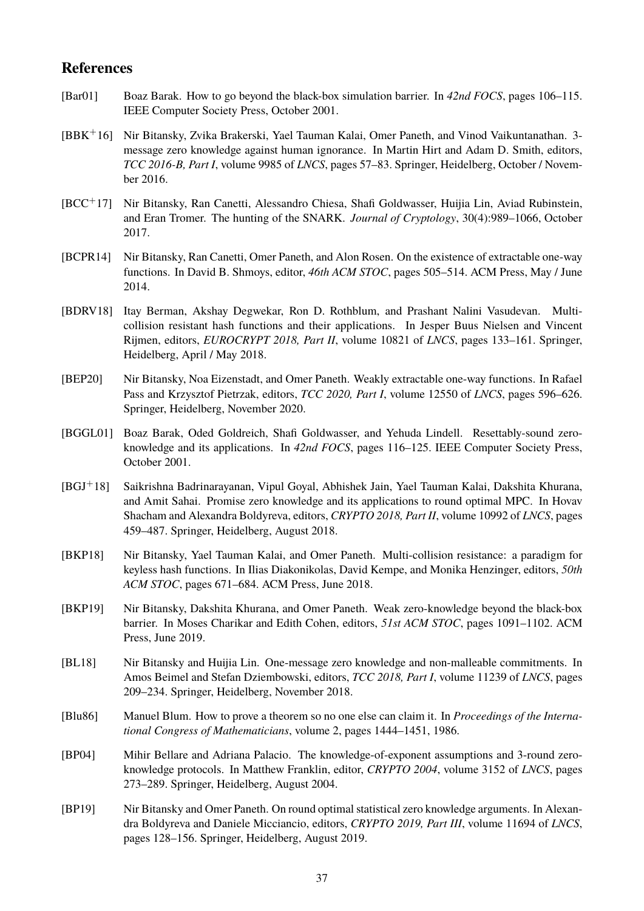## References

[Bar01] Boaz Barak. How to go beyond the black-box simulation barrier. In *42nd FOCS*, pages 106–115. IEEE Computer Society Press, October 2001.

[BBK+16] Nir Bitansky, Zvika Brakerski, Yael Tauman Kalai, Omer Paneth, and Vinod Vaikuntanathan. 3-message zero knowledge against human ignorance. In Martin Hirt and Adam D. Smith, editors, *TCC 2016-B, Part I*, volume 9985 of *LNCS*, pages 57–83. Springer, Heidelberg, October / November 2016.

[BCC+17] Nir Bitansky, Ran Canetti, Alessandro Chiesa, Shafi Goldwasser, Huijia Lin, Aviad Rubinstein, and Eran Tromer. The hunting of the SNARK. *Journal of Cryptology*, 30(4):989–1066, October 2017.

[BCPR14] Nir Bitansky, Ran Canetti, Omer Paneth, and Alon Rosen. On the existence of extractable one-way functions. In David B. Shmoys, editor, *46th ACM STOC*, pages 505–514. ACM Press, May / June 2014.

[BDRV18] Itay Berman, Akshay Degwekar, Ron D. Rothblum, and Prashant Nalini Vasudevan. Multi-collision resistant hash functions and their applications. In Jesper Buus Nielsen and Vincent Rijmen, editors, *EUROCRYPT 2018, Part II*, volume 10821 of *LNCS*, pages 133–161. Springer, Heidelberg, April / May 2018.

[BEP20] Nir Bitansky, Noa Eizenstadt, and Omer Paneth. Weakly extractable one-way functions. In Rafael Pass and Krzysztof Pietrzak, editors, *TCC 2020, Part I*, volume 12550 of *LNCS*, pages 596–626. Springer, Heidelberg, November 2020.

[BGGL01] Boaz Barak, Oded Goldreich, Shafi Goldwasser, and Yehuda Lindell. Resettably-sound zero-knowledge and its applications. In *42nd FOCS*, pages 116–125. IEEE Computer Society Press, October 2001.

[BGJ+18] Saikrishna Badrinarayanan, Vipul Goyal, Abhishek Jain, Yael Tauman Kalai, Dakshita Khurana, and Amit Sahai. Promise zero knowledge and its applications to round optimal MPC. In Hovav Shacham and Alexandra Boldyreva, editors, *CRYPTO 2018, Part II*, volume 10992 of *LNCS*, pages 459–487. Springer, Heidelberg, August 2018.

[BKP18] Nir Bitansky, Yael Tauman Kalai, and Omer Paneth. Multi-collision resistance: a paradigm for keyless hash functions. In Ilias Diakonikolas, David Kempe, and Monika Henzinger, editors, *50th ACM STOC*, pages 671–684. ACM Press, June 2018.

[BKP19] Nir Bitansky, Dakshita Khurana, and Omer Paneth. Weak zero-knowledge beyond the black-box barrier. In Moses Charikar and Edith Cohen, editors, *51st ACM STOC*, pages 1091–1102. ACM Press, June 2019.

[BL18] Nir Bitansky and Huijia Lin. One-message zero knowledge and non-malleable commitments. In Amos Beimel and Stefan Dziembowski, editors, *TCC 2018, Part I*, volume 11239 of *LNCS*, pages 209–234. Springer, Heidelberg, November 2018.

[Blu86] Manuel Blum. How to prove a theorem so no one else can claim it. In *Proceedings of the International Congress of Mathematicians*, volume 2, pages 1444–1451, 1986.

[BP04] Mihir Bellare and Adriana Palacio. The knowledge-of-exponent assumptions and 3-round zero-knowledge protocols. In Matthew Franklin, editor, *CRYPTO 2004*, volume 3152 of *LNCS*, pages 273–289. Springer, Heidelberg, August 2004.

[BP19] Nir Bitansky and Omer Paneth. On round optimal statistical zero knowledge arguments. In Alexandra Boldyreva and Daniele Micciancio, editors, *CRYPTO 2019, Part III*, volume 11694 of *LNCS*, pages 128–156. Springer, Heidelberg, August 2019.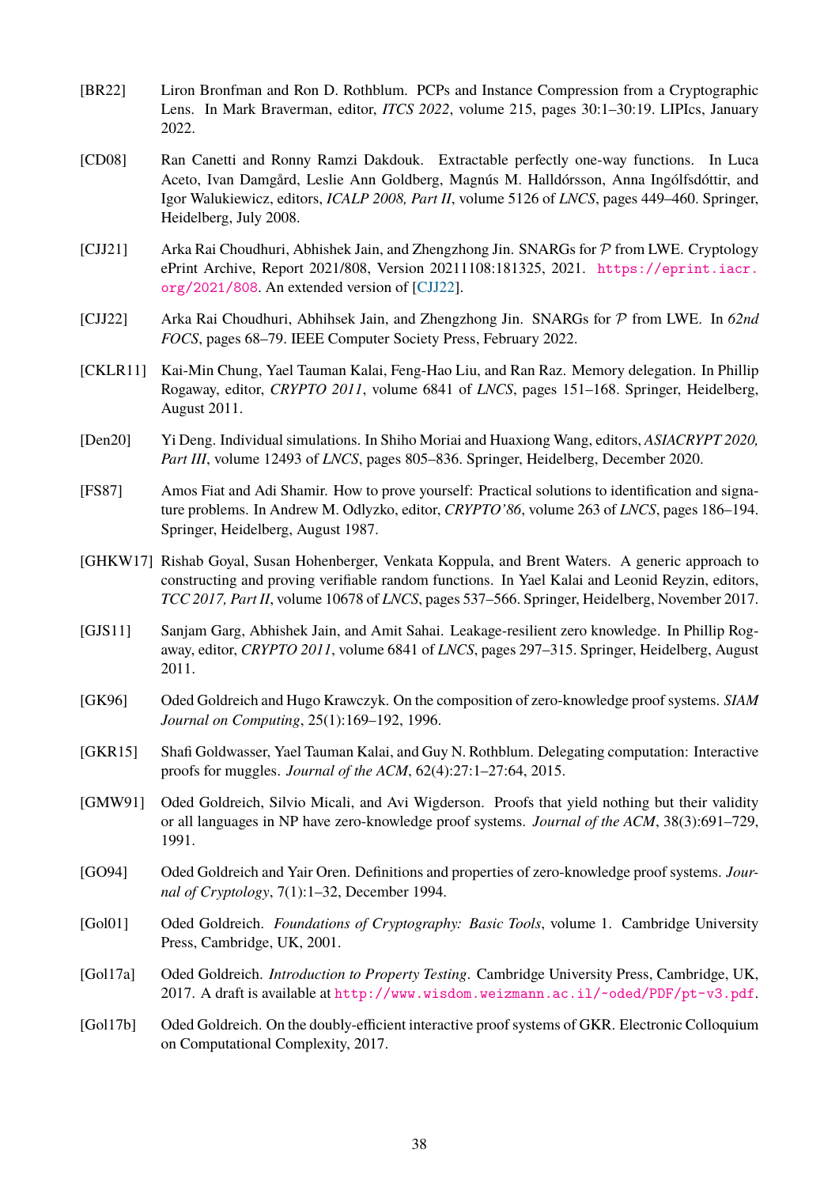[BR22] Liron Bronfman and Ron D. Rothblum. PCPs and Instance Compression from a Cryptographic Lens. In Mark Braverman, editor, *ITCS 2022*, volume 215, pages 30:1–30:19. LIPIcs, January 2022.

[CD08] Ran Canetti and Ronny Ramzi Dakdouk. Extractable perfectly one-way functions. In Luca Aceto, Ivan Damgård, Leslie Ann Goldberg, Magnús M. Halldórsson, Anna Ingólfsdóttir, and Igor Walukiewicz, editors, *ICALP 2008, Part II*, volume 5126 of *LNCS*, pages 449–460. Springer, Heidelberg, July 2008.

[CJJ21] Arka Rai Choudhuri, Abhishek Jain, and Zhengzhong Jin. SNARGs for $\mathcal{P}$ from LWE. Cryptology ePrint Archive, Report 2021/808, Version 20211108:181325, 2021. https://eprint.iacr.org/2021/808. An extended version of [CJJ22].

[CJJ22] Arka Rai Choudhuri, Abhihsek Jain, and Zhengzhong Jin. SNARGs for $\mathcal{P}$ from LWE. In *62nd FOCS*, pages 68–79. IEEE Computer Society Press, February 2022.

[CKLR11] Kai-Min Chung, Yael Tauman Kalai, Feng-Hao Liu, and Ran Raz. Memory delegation. In Phillip Rogaway, editor, *CRYPTO 2011*, volume 6841 of *LNCS*, pages 151–168. Springer, Heidelberg, August 2011.

[Den20] Yi Deng. Individual simulations. In Shiho Moriai and Huaxiong Wang, editors, *ASIACRYPT 2020, Part III*, volume 12493 of *LNCS*, pages 805–836. Springer, Heidelberg, December 2020.

[FS87] Amos Fiat and Adi Shamir. How to prove yourself: Practical solutions to identification and signature problems. In Andrew M. Odlyzko, editor, *CRYPTO'86*, volume 263 of *LNCS*, pages 186–194. Springer, Heidelberg, August 1987.

[GHKW17] Rishab Goyal, Susan Hohenberger, Venkata Koppula, and Brent Waters. A generic approach to constructing and proving verifiable random functions. In Yael Kalai and Leonid Reyzin, editors, *TCC 2017, Part II*, volume 10678 of *LNCS*, pages 537–566. Springer, Heidelberg, November 2017.

[GJS11] Sanjam Garg, Abhishek Jain, and Amit Sahai. Leakage-resilient zero knowledge. In Phillip Rogaway, editor, *CRYPTO 2011*, volume 6841 of *LNCS*, pages 297–315. Springer, Heidelberg, August 2011.

[GK96] Oded Goldreich and Hugo Krawczyk. On the composition of zero-knowledge proof systems. *SIAM Journal on Computing*, 25(1):169–192, 1996.

[GKR15] Shafi Goldwasser, Yael Tauman Kalai, and Guy N. Rothblum. Delegating computation: Interactive proofs for muggles. *Journal of the ACM*, 62(4):27:1–27:64, 2015.

[GMW91] Oded Goldreich, Silvio Micali, and Avi Wigderson. Proofs that yield nothing but their validity or all languages in NP have zero-knowledge proof systems. *Journal of the ACM*, 38(3):691–729, 1991.

[GO94] Oded Goldreich and Yair Oren. Definitions and properties of zero-knowledge proof systems. *Journal of Cryptology*, 7(1):1–32, December 1994.

[Gol01] Oded Goldreich. *Foundations of Cryptography: Basic Tools*, volume 1. Cambridge University Press, Cambridge, UK, 2001.

[Gol17a] Oded Goldreich. *Introduction to Property Testing*. Cambridge University Press, Cambridge, UK, 2017. A draft is available at http://www.wisdom.weizmann.ac.il/~oded/PDF/pt-v3.pdf.

[Gol17b] Oded Goldreich. On the doubly-efficient interactive proof systems of GKR. Electronic Colloquium on Computational Complexity, 2017.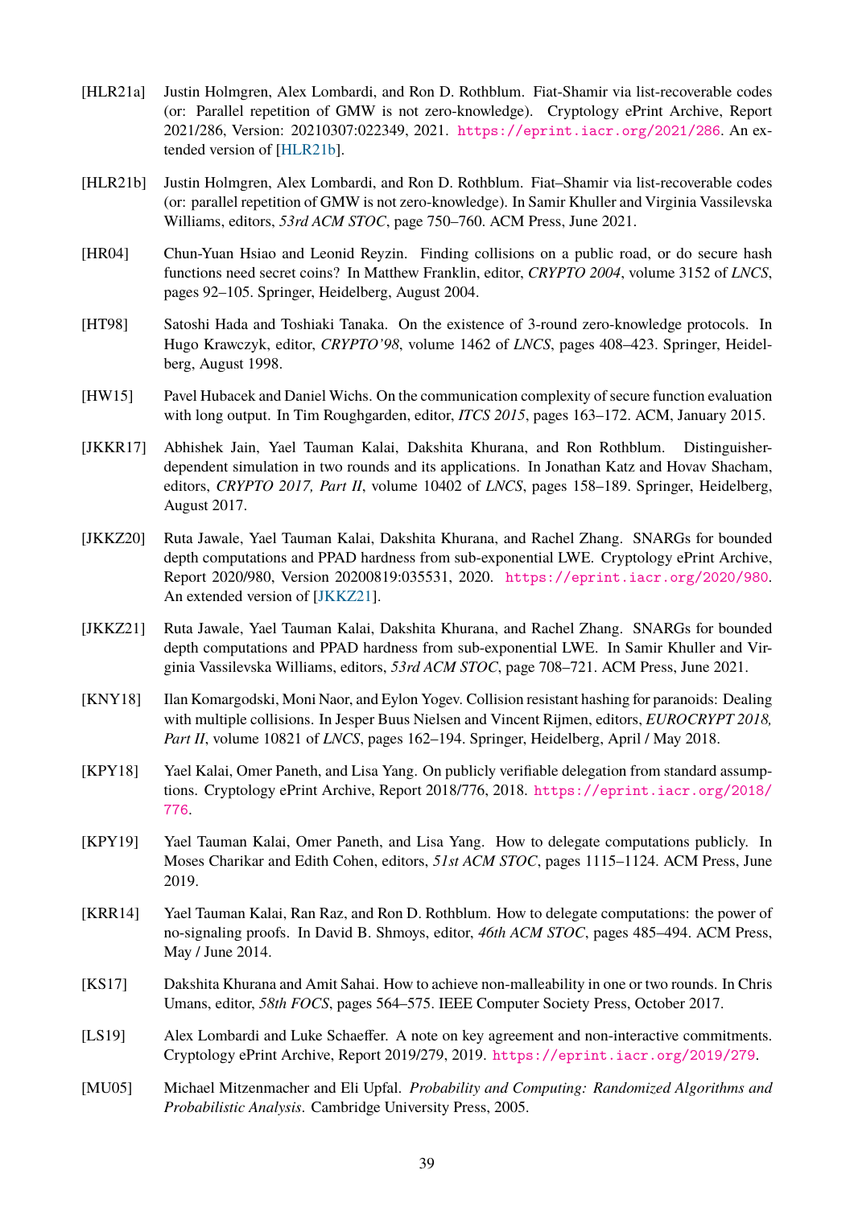[HLR21a] Justin Holmgren, Alex Lombardi, and Ron D. Rothblum. Fiat-Shamir via list-recoverable codes (or: Parallel repetition of GMW is not zero-knowledge). Cryptology ePrint Archive, Report 2021/286, Version: 20210307:022349, 2021. https://eprint.iacr.org/2021/286. An extended version of [HLR21b].

[HLR21b] Justin Holmgren, Alex Lombardi, and Ron D. Rothblum. Fiat–Shamir via list-recoverable codes (or: parallel repetition of GMW is not zero-knowledge). In Samir Khuller and Virginia Vassilevska Williams, editors, *53rd ACM STOC*, page 750–760. ACM Press, June 2021.

[HR04] Chun-Yuan Hsiao and Leonid Reyzin. Finding collisions on a public road, or do secure hash functions need secret coins? In Matthew Franklin, editor, *CRYPTO 2004*, volume 3152 of *LNCS*, pages 92–105. Springer, Heidelberg, August 2004.

[HT98] Satoshi Hada and Toshiaki Tanaka. On the existence of 3-round zero-knowledge protocols. In Hugo Krawczyk, editor, *CRYPTO'98*, volume 1462 of *LNCS*, pages 408–423. Springer, Heidelberg, August 1998.

[HW15] Pavel Hubacek and Daniel Wichs. On the communication complexity of secure function evaluation with long output. In Tim Roughgarden, editor, *ITCS 2015*, pages 163–172. ACM, January 2015.

[JKKR17] Abhishek Jain, Yael Tauman Kalai, Dakshita Khurana, and Ron Rothblum. Distinguisher-dependent simulation in two rounds and its applications. In Jonathan Katz and Hovav Shacham, editors, *CRYPTO 2017, Part II*, volume 10402 of *LNCS*, pages 158–189. Springer, Heidelberg, August 2017.

[JKKZ20] Ruta Jawale, Yael Tauman Kalai, Dakshita Khurana, and Rachel Zhang. SNARGs for bounded depth computations and PPAD hardness from sub-exponential LWE. Cryptology ePrint Archive, Report 2020/980, Version 20200819:035531, 2020. https://eprint.iacr.org/2020/980. An extended version of [JKKZ21].

[JKKZ21] Ruta Jawale, Yael Tauman Kalai, Dakshita Khurana, and Rachel Zhang. SNARGs for bounded depth computations and PPAD hardness from sub-exponential LWE. In Samir Khuller and Virginia Vassilevska Williams, editors, *53rd ACM STOC*, page 708–721. ACM Press, June 2021.

[KNY18] Ilan Komargodski, Moni Naor, and Eylon Yogev. Collision resistant hashing for paranoids: Dealing with multiple collisions. In Jesper Buus Nielsen and Vincent Rijmen, editors, *EUROCRYPT 2018, Part II*, volume 10821 of *LNCS*, pages 162–194. Springer, Heidelberg, April / May 2018.

[KPY18] Yael Kalai, Omer Paneth, and Lisa Yang. On publicly verifiable delegation from standard assumptions. Cryptology ePrint Archive, Report 2018/776, 2018. https://eprint.iacr.org/2018/776.

[KPY19] Yael Tauman Kalai, Omer Paneth, and Lisa Yang. How to delegate computations publicly. In Moses Charikar and Edith Cohen, editors, *51st ACM STOC*, pages 1115–1124. ACM Press, June 2019.

[KRR14] Yael Tauman Kalai, Ran Raz, and Ron D. Rothblum. How to delegate computations: the power of no-signaling proofs. In David B. Shmoys, editor, *46th ACM STOC*, pages 485–494. ACM Press, May / June 2014.

[KS17] Dakshita Khurana and Amit Sahai. How to achieve non-malleability in one or two rounds. In Chris Umans, editor, *58th FOCS*, pages 564–575. IEEE Computer Society Press, October 2017.

[LS19] Alex Lombardi and Luke Schaeffer. A note on key agreement and non-interactive commitments. Cryptology ePrint Archive, Report 2019/279, 2019. https://eprint.iacr.org/2019/279.

[MU05] Michael Mitzenmacher and Eli Upfal. *Probability and Computing: Randomized Algorithms and Probabilistic Analysis*. Cambridge University Press, 2005.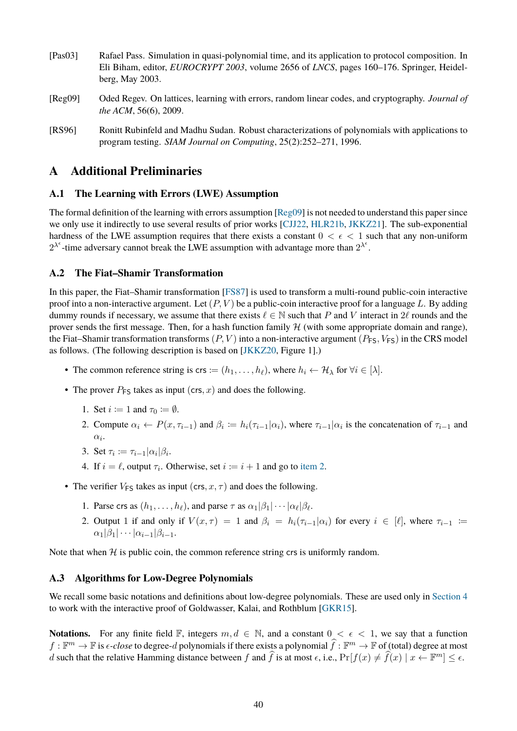[Pas03] Rafael Pass. Simulation in quasi-polynomial time, and its application to protocol composition. In Eli Biham, editor, *EUROCRYPT 2003*, volume 2656 of *LNCS*, pages 160–176. Springer, Heidelberg, May 2003.

[Reg09] Oded Regev. On lattices, learning with errors, random linear codes, and cryptography. *Journal of the ACM*, 56(6), 2009.

[RS96] Ronitt Rubinfeld and Madhu Sudan. Robust characterizations of polynomials with applications to program testing. *SIAM Journal on Computing*, 25(2):252–271, 1996.

# A Additional Preliminaries

## A.1 The Learning with Errors (LWE) Assumption

The formal definition of the learning with errors assumption [Reg09] is not needed to understand this paper since we only use it indirectly to use several results of prior works [CJJ22, HLR21b, JKKZ21]. The sub-exponential hardness of the LWE assumption requires that there exists a constant $0 < \epsilon < 1$ such that any non-uniform $2^{\lambda^\epsilon}$-time adversary cannot break the LWE assumption with advantage more than $2^{\lambda^\epsilon}$.

## A.2 The Fiat–Shamir Transformation

In this paper, the Fiat–Shamir transformation [FS87] is used to transform a multi-round public-coin interactive proof into a non-interactive argument. Let $(P, V)$ be a public-coin interactive proof for a language $L$. By adding dummy rounds if necessary, we assume that there exists $\ell \in \mathbb{N}$ such that $P$ and $V$ interact in $2\ell$ rounds and the prover sends the first message. Then, for a hash function family $\mathcal{H}$ (with some appropriate domain and range), the Fiat–Shamir transformation transforms $(P, V)$ into a non-interactive argument $(P_{\mathsf{FS}}, V_{\mathsf{FS}})$ in the CRS model as follows. (The following description is based on [JKKZ20, Figure 1].)

- The common reference string is $\mathsf{crs} := (h_1, \ldots, h_\ell)$, where $h_i \leftarrow \mathcal{H}_\lambda$ for $\forall i \in [\lambda]$.
- The prover $P_{\mathsf{FS}}$ takes as input $(\mathsf{crs}, x)$ and does the following.
  1. Set $i := 1$ and $\tau_0 := \emptyset$.
  2. Compute $\alpha_i \leftarrow P(x, \tau_{i-1})$ and $\beta_i := h_i(\tau_{i-1}|\alpha_i)$, where $\tau_{i-1}|\alpha_i$ is the concatenation of $\tau_{i-1}$ and $\alpha_i$.
  3. Set $\tau_i := \tau_{i-1}|\alpha_i|\beta_i$.
  4. If $i = \ell$, output $\tau_i$. Otherwise, set $i := i + 1$ and go to item 2.
- The verifier $V_{\mathsf{FS}}$ takes as input $(\mathsf{crs}, x, \tau)$ and does the following.
  1. Parse $\mathsf{crs}$ as $(h_1, \ldots, h_\ell)$, and parse $\tau$ as $\alpha_1|\beta_1|\cdots|\alpha_\ell|\beta_\ell$.
  2. Output 1 if and only if $V(x, \tau) = 1$ and $\beta_i = h_i(\tau_{i-1}|\alpha_i)$ for every $i \in [\ell]$, where $\tau_{i-1} := \alpha_1|\beta_1|\cdots|\alpha_{i-1}|\beta_{i-1}$.

Note that when $\mathcal{H}$ is public coin, the common reference string $\mathsf{crs}$ is uniformly random.

## A.3 Algorithms for Low-Degree Polynomials

We recall some basic notations and definitions about low-degree polynomials. These are used only in Section 4 to work with the interactive proof of Goldwasser, Kalai, and Rothblum [GKR15].

**Notations.** For any finite field $\mathbb{F}$, integers $m, d \in \mathbb{N}$, and a constant $0 < \epsilon < 1$, we say that a function $f : \mathbb{F}^m \to \mathbb{F}$ is *$\epsilon$-close* to degree-$d$ polynomials if there exists a polynomial $\widehat{f} : \mathbb{F}^m \to \mathbb{F}$ of (total) degree at most $d$ such that the relative Hamming distance between $f$ and $\widehat{f}$ is at most $\epsilon$, i.e., $\Pr[f(x) \neq \widehat{f}(x) \mid x \leftarrow \mathbb{F}^m] \leq \epsilon$.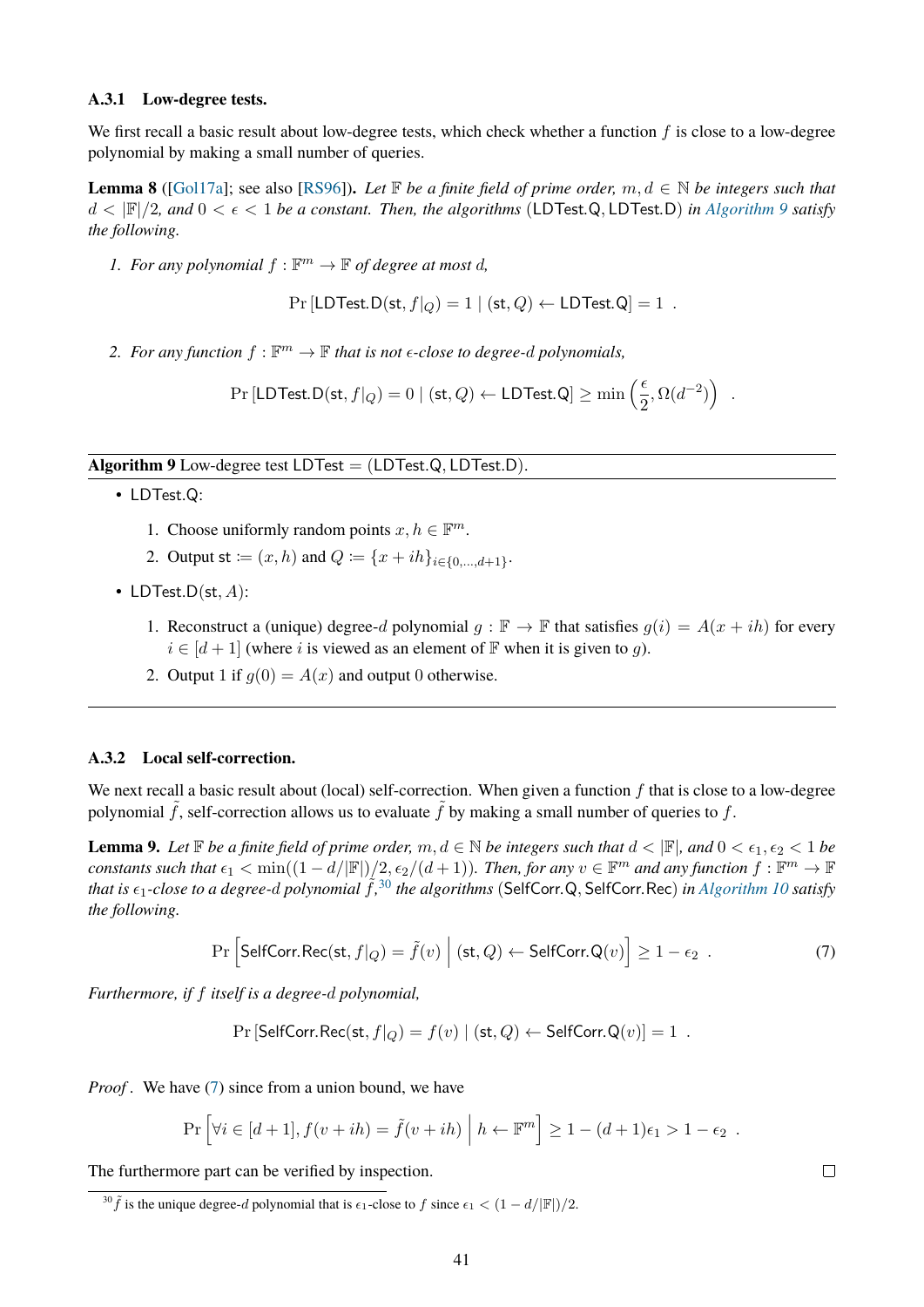### A.3.1 Low-degree tests.

We first recall a basic result about low-degree tests, which check whether a function $f$ is close to a low-degree polynomial by making a small number of queries.

**Lemma 8** ([Gol17a]; see also [RS96]). *Let $\mathbb{F}$ be a finite field of prime order, $m, d \in \mathbb{N}$ be integers such that $d < |\mathbb{F}|/2$, and $0 < \epsilon < 1$ be a constant. Then, the algorithms $(\mathsf{LDTest.Q}, \mathsf{LDTest.D})$ in Algorithm 9 satisfy the following.*

1. *For any polynomial $f : \mathbb{F}^m \to \mathbb{F}$ of degree at most $d$,*

$$\Pr\left[\mathsf{LDTest.D}(\mathsf{st}, f|_Q) = 1 \mid (\mathsf{st}, Q) \leftarrow \mathsf{LDTest.Q}\right] = 1 \ .$$

2. *For any function $f : \mathbb{F}^m \to \mathbb{F}$ that is not $\epsilon$-close to degree-$d$ polynomials,*

$$\Pr\left[\mathsf{LDTest.D}(\mathsf{st}, f|_Q) = 0 \mid (\mathsf{st}, Q) \leftarrow \mathsf{LDTest.Q}\right] \geq \min\left(\frac{\epsilon}{2}, \Omega(d^{-2})\right) \ .$$

---

**Algorithm 9** Low-degree test $\mathsf{LDTest} = (\mathsf{LDTest.Q}, \mathsf{LDTest.D})$.

---

- $\mathsf{LDTest.Q}$:
  1. Choose uniformly random points $x, h \in \mathbb{F}^m$.
  2. Output $\mathsf{st} := (x, h)$ and $Q := \{x + ih\}_{i \in \{0,\ldots,d+1\}}$.
- $\mathsf{LDTest.D}(\mathsf{st}, A)$:
  1. Reconstruct a (unique) degree-$d$ polynomial $g : \mathbb{F} \to \mathbb{F}$ that satisfies $g(i) = A(x + ih)$ for every $i \in [d+1]$ (where $i$ is viewed as an element of $\mathbb{F}$ when it is given to $g$).
  2. Output 1 if $g(0) = A(x)$ and output 0 otherwise.

---

### A.3.2 Local self-correction.

We next recall a basic result about (local) self-correction. When given a function $f$ that is close to a low-degree polynomial $\tilde{f}$, self-correction allows us to evaluate $\tilde{f}$ by making a small number of queries to $f$.

**Lemma 9.** *Let $\mathbb{F}$ be a finite field of prime order, $m, d \in \mathbb{N}$ be integers such that $d < |\mathbb{F}|$, and $0 < \epsilon_1, \epsilon_2 < 1$ be constants such that $\epsilon_1 < \min((1 - d/|\mathbb{F}|)/2, \epsilon_2/(d+1))$. Then, for any $v \in \mathbb{F}^m$ and any function $f : \mathbb{F}^m \to \mathbb{F}$ that is $\epsilon_1$-close to a degree-$d$ polynomial $\tilde{f}$,*[30] *the algorithms $(\mathsf{SelfCorr.Q}, \mathsf{SelfCorr.Rec})$ in Algorithm 10 satisfy the following.*

$$\Pr\left[\mathsf{SelfCorr.Rec}(\mathsf{st}, f|_Q) = \tilde{f}(v) \;\middle|\; (\mathsf{st}, Q) \leftarrow \mathsf{SelfCorr.Q}(v)\right] \geq 1 - \epsilon_2 \ . \tag{7}$$

*Furthermore, if $f$ itself is a degree-$d$ polynomial,*

$$\Pr\left[\mathsf{SelfCorr.Rec}(\mathsf{st}, f|_Q) = f(v) \mid (\mathsf{st}, Q) \leftarrow \mathsf{SelfCorr.Q}(v)\right] = 1 \ .$$

*Proof.* We have (7) since from a union bound, we have

$$\Pr\left[\forall i \in [d+1], f(v + ih) = \tilde{f}(v + ih) \;\middle|\; h \leftarrow \mathbb{F}^m\right] \geq 1 - (d+1)\epsilon_1 > 1 - \epsilon_2 \ .$$

The furthermore part can be verified by inspection. □

[30] $\tilde{f}$ is the unique degree-$d$ polynomial that is $\epsilon_1$-close to $f$ since $\epsilon_1 < (1 - d/|\mathbb{F}|)/2$.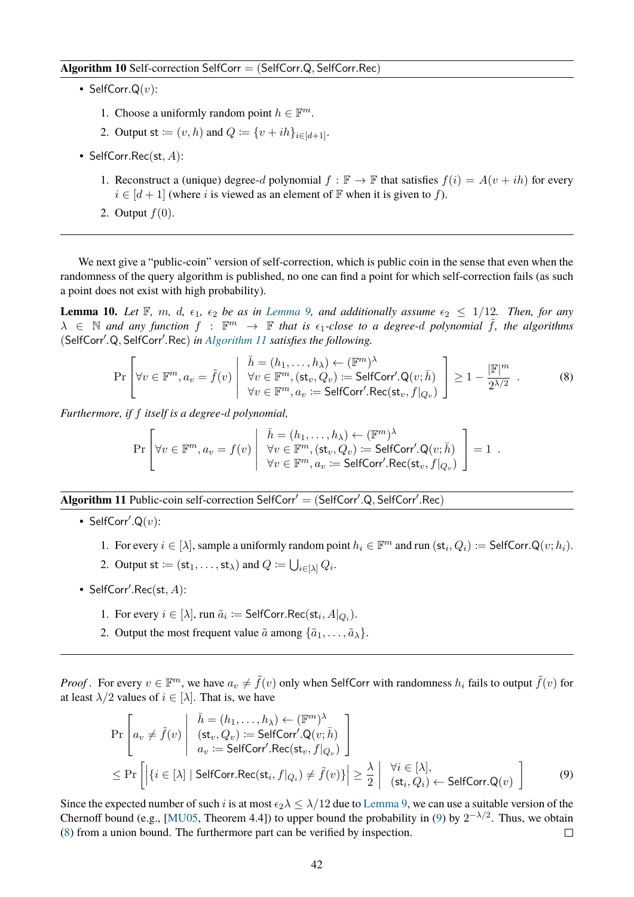**Algorithm 10** Self-correction $\mathsf{SelfCorr} = (\mathsf{SelfCorr.Q}, \mathsf{SelfCorr.Rec})$

- $\mathsf{SelfCorr.Q}(v)$:
  1. Choose a uniformly random point $h \in \mathbb{F}^m$.
  2. Output $\mathsf{st} := (v, h)$ and $Q := \{v + ih\}_{i \in [d+1]}$.
- $\mathsf{SelfCorr.Rec}(\mathsf{st}, A)$:
  1. Reconstruct a (unique) degree-$d$ polynomial $f : \mathbb{F} \to \mathbb{F}$ that satisfies $f(i) = A(v + ih)$ for every $i \in [d+1]$ (where $i$ is viewed as an element of $\mathbb{F}$ when it is given to $f$).
  2. Output $f(0)$.

---

We next give a "public-coin" version of self-correction, which is public coin in the sense that even when the randomness of the query algorithm is published, no one can find a point for which self-correction fails (as such a point does not exist with high probability).

**Lemma 10.** *Let $\mathbb{F}$, $m$, $d$, $\epsilon_1$, $\epsilon_2$ be as in Lemma 9, and additionally assume $\epsilon_2 \leq 1/12$. Then, for any $\lambda \in \mathbb{N}$ and any function $f : \mathbb{F}^m \to \mathbb{F}$ that is $\epsilon_1$-close to a degree-$d$ polynomial $\tilde{f}$, the algorithms $(\mathsf{SelfCorr'.Q}, \mathsf{SelfCorr'.Rec})$ in Algorithm 11 satisfies the following.*

$$\Pr\left[\forall v \in \mathbb{F}^m, a_v = \tilde{f}(v) \;\middle|\; \begin{array}{l} \bar{h} = (h_1, \ldots, h_\lambda) \leftarrow (\mathbb{F}^m)^\lambda \\ \forall v \in \mathbb{F}^m, (\mathsf{st}_v, Q_v) := \mathsf{SelfCorr'.Q}(v; \bar{h}) \\ \forall v \in \mathbb{F}^m, a_v := \mathsf{SelfCorr'.Rec}(\mathsf{st}_v, f|_{Q_v}) \end{array}\right] \geq 1 - \frac{|\mathbb{F}|^m}{2^{\lambda/2}} \; . \tag{8}$$

*Furthermore, if $f$ itself is a degree-$d$ polynomial,*

$$\Pr\left[\forall v \in \mathbb{F}^m, a_v = f(v) \;\middle|\; \begin{array}{l} \bar{h} = (h_1, \ldots, h_\lambda) \leftarrow (\mathbb{F}^m)^\lambda \\ \forall v \in \mathbb{F}^m, (\mathsf{st}_v, Q_v) := \mathsf{SelfCorr'.Q}(v; \bar{h}) \\ \forall v \in \mathbb{F}^m, a_v := \mathsf{SelfCorr'.Rec}(\mathsf{st}_v, f|_{Q_v}) \end{array}\right] = 1 \; .$$

---

**Algorithm 11** Public-coin self-correction $\mathsf{SelfCorr'} = (\mathsf{SelfCorr'.Q}, \mathsf{SelfCorr'.Rec})$

- $\mathsf{SelfCorr'.Q}(v)$:
  1. For every $i \in [\lambda]$, sample a uniformly random point $h_i \in \mathbb{F}^m$ and run $(\mathsf{st}_i, Q_i) := \mathsf{SelfCorr.Q}(v; h_i)$.
  2. Output $\mathsf{st} := (\mathsf{st}_1, \ldots, \mathsf{st}_\lambda)$ and $Q := \bigcup_{i \in [\lambda]} Q_i$.
- $\mathsf{SelfCorr'.Rec}(\mathsf{st}, A)$:
  1. For every $i \in [\lambda]$, run $\tilde{a}_i := \mathsf{SelfCorr.Rec}(\mathsf{st}_i, A|_{Q_i})$.
  2. Output the most frequent value $\tilde{a}$ among $\{\tilde{a}_1, \ldots, \tilde{a}_\lambda\}$.

---

*Proof.* For every $v \in \mathbb{F}^m$, we have $a_v \neq \tilde{f}(v)$ only when $\mathsf{SelfCorr}$ with randomness $h_i$ fails to output $\tilde{f}(v)$ for at least $\lambda/2$ values of $i \in [\lambda]$. That is, we have

$$\begin{aligned} &\Pr\left[a_v \neq \tilde{f}(v) \;\middle|\; \begin{array}{l} \bar{h} = (h_1, \ldots, h_\lambda) \leftarrow (\mathbb{F}^m)^\lambda \\ (\mathsf{st}_v, Q_v) := \mathsf{SelfCorr'.Q}(v; \bar{h}) \\ a_v := \mathsf{SelfCorr'.Rec}(\mathsf{st}_v, f|_{Q_v}) \end{array}\right] \\ &\leq \Pr\left[\left|\{i \in [\lambda] \mid \mathsf{SelfCorr.Rec}(\mathsf{st}_i, f|_{Q_i}) \neq \tilde{f}(v)\}\right| \geq \frac{\lambda}{2} \;\middle|\; \begin{array}{l} \forall i \in [\lambda], \\ (\mathsf{st}_i, Q_i) \leftarrow \mathsf{SelfCorr.Q}(v) \end{array}\right] \end{aligned} \tag{9}$$

Since the expected number of such $i$ is at most $\epsilon_2 \lambda \leq \lambda/12$ due to Lemma 9, we can use a suitable version of the Chernoff bound (e.g., [MU05, Theorem 4.4]) to upper bound the probability in (9) by $2^{-\lambda/2}$. Thus, we obtain (8) from a union bound. The furthermore part can be verified by inspection. $\square$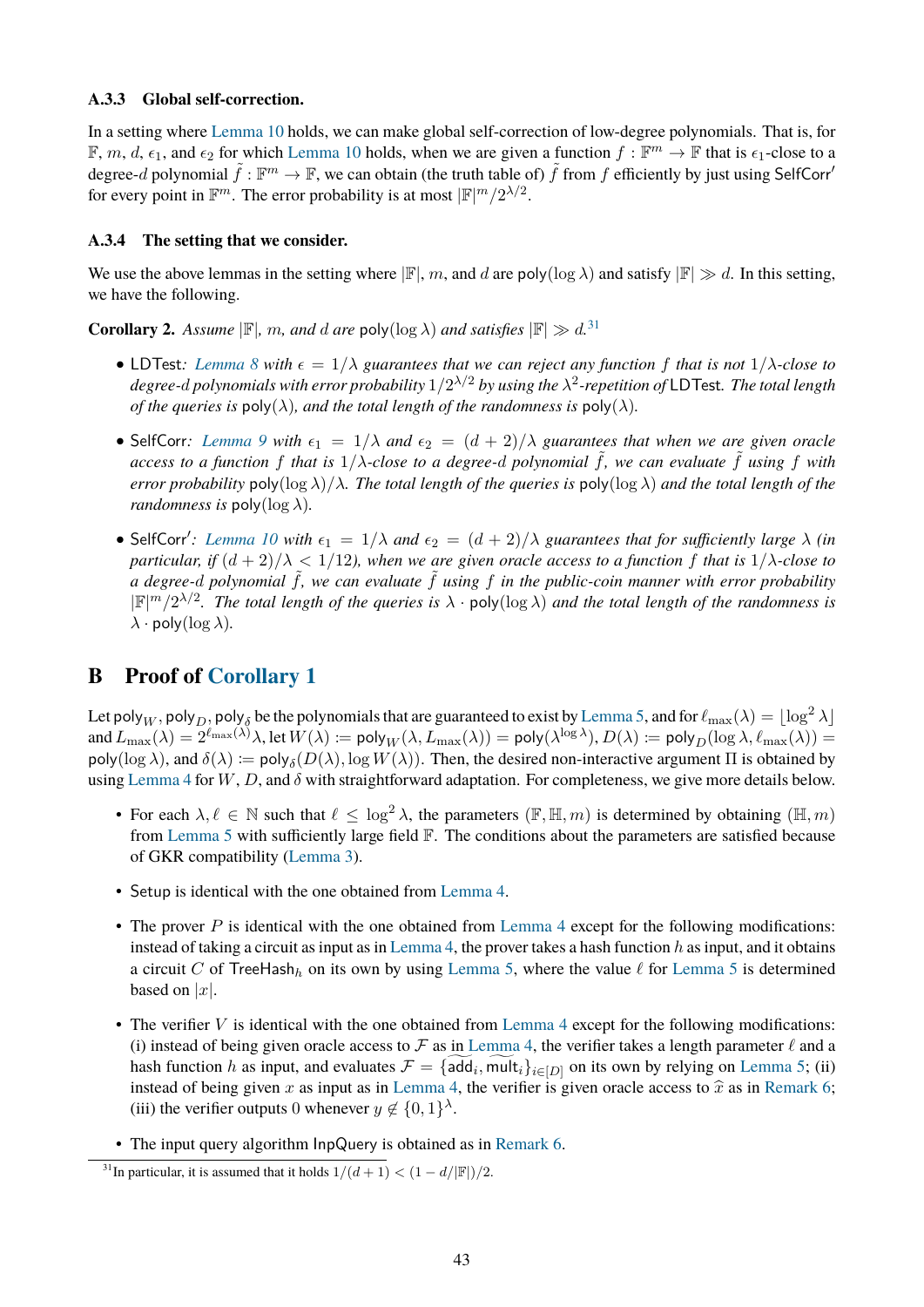#### A.3.3 Global self-correction.

In a setting where Lemma 10 holds, we can make global self-correction of low-degree polynomials. That is, for $\mathbb{F}$, $m$, $d$, $\epsilon_1$, and $\epsilon_2$ for which Lemma 10 holds, when we are given a function $f : \mathbb{F}^m \to \mathbb{F}$ that is $\epsilon_1$-close to a degree-$d$ polynomial $\tilde{f} : \mathbb{F}^m \to \mathbb{F}$, we can obtain (the truth table of) $\tilde{f}$ from $f$ efficiently by just using $\mathsf{SelfCorr}'$ for every point in $\mathbb{F}^m$. The error probability is at most $|\mathbb{F}|^m/2^{\lambda/2}$.

#### A.3.4 The setting that we consider.

We use the above lemmas in the setting where $|\mathbb{F}|$, $m$, and $d$ are $\mathsf{poly}(\log \lambda)$ and satisfy $|\mathbb{F}| \gg d$. In this setting, we have the following.

**Corollary 2.** *Assume $|\mathbb{F}|$, $m$, and $d$ are $\mathsf{poly}(\log \lambda)$ and satisfies $|\mathbb{F}| \gg d$.*[31]

- $\mathsf{LDTest}$*: Lemma 8 with $\epsilon = 1/\lambda$ guarantees that we can reject any function $f$ that is not $1/\lambda$-close to degree-$d$ polynomials with error probability $1/2^{\lambda/2}$ by using the $\lambda^2$-repetition of $\mathsf{LDTest}$. The total length of the queries is $\mathsf{poly}(\lambda)$, and the total length of the randomness is $\mathsf{poly}(\lambda)$.*
- $\mathsf{SelfCorr}$*: Lemma 9 with $\epsilon_1 = 1/\lambda$ and $\epsilon_2 = (d+2)/\lambda$ guarantees that when we are given oracle access to a function $f$ that is $1/\lambda$-close to a degree-$d$ polynomial $\tilde{f}$, we can evaluate $\tilde{f}$ using $f$ with error probability $\mathsf{poly}(\log \lambda)/\lambda$. The total length of the queries is $\mathsf{poly}(\log \lambda)$ and the total length of the randomness is $\mathsf{poly}(\log \lambda)$.*
- $\mathsf{SelfCorr}'$*: Lemma 10 with $\epsilon_1 = 1/\lambda$ and $\epsilon_2 = (d+2)/\lambda$ guarantees that for sufficiently large $\lambda$ (in particular, if $(d+2)/\lambda < 1/12$), when we are given oracle access to a function $f$ that is $1/\lambda$-close to a degree-$d$ polynomial $\tilde{f}$, we can evaluate $\tilde{f}$ using $f$ in the public-coin manner with error probability $|\mathbb{F}|^m/2^{\lambda/2}$. The total length of the queries is $\lambda \cdot \mathsf{poly}(\log \lambda)$ and the total length of the randomness is $\lambda \cdot \mathsf{poly}(\log \lambda)$.*

## B Proof of Corollary 1

Let $\mathsf{poly}_W, \mathsf{poly}_D, \mathsf{poly}_\delta$ be the polynomials that are guaranteed to exist by Lemma 5, and for $\ell_{\max}(\lambda) = \lfloor \log^2 \lambda \rfloor$ and $L_{\max}(\lambda) = 2^{\ell_{\max}(\lambda)}\lambda$, let $W(\lambda) := \mathsf{poly}_W(\lambda, L_{\max}(\lambda)) = \mathsf{poly}(\lambda^{\log \lambda})$, $D(\lambda) := \mathsf{poly}_D(\log \lambda, \ell_{\max}(\lambda)) = \mathsf{poly}(\log \lambda)$, and $\delta(\lambda) := \mathsf{poly}_\delta(D(\lambda), \log W(\lambda))$. Then, the desired non-interactive argument $\Pi$ is obtained by using Lemma 4 for $W$, $D$, and $\delta$ with straightforward adaptation. For completeness, we give more details below.

- For each $\lambda, \ell \in \mathbb{N}$ such that $\ell \leq \log^2 \lambda$, the parameters $(\mathbb{F}, \mathbb{H}, m)$ is determined by obtaining $(\mathbb{H}, m)$ from Lemma 5 with sufficiently large field $\mathbb{F}$. The conditions about the parameters are satisfied because of GKR compatibility (Lemma 3).
- Setup is identical with the one obtained from Lemma 4.
- The prover $P$ is identical with the one obtained from Lemma 4 except for the following modifications: instead of taking a circuit as input as in Lemma 4, the prover takes a hash function $h$ as input, and it obtains a circuit $C$ of $\mathsf{TreeHash}_h$ on its own by using Lemma 5, where the value $\ell$ for Lemma 5 is determined based on $|x|$.
- The verifier $V$ is identical with the one obtained from Lemma 4 except for the following modifications: (i) instead of being given oracle access to $\mathcal{F}$ as in Lemma 4, the verifier takes a length parameter $\ell$ and a hash function $h$ as input, and evaluates $\mathcal{F} = \{\widetilde{\mathsf{add}}_i, \widetilde{\mathsf{mult}}_i\}_{i \in [D]}$ on its own by relying on Lemma 5; (ii) instead of being given $x$ as input as in Lemma 4, the verifier is given oracle access to $\widehat{x}$ as in Remark 6; (iii) the verifier outputs 0 whenever $y \notin \{0,1\}^\lambda$.
- The input query algorithm $\mathsf{InpQuery}$ is obtained as in Remark 6.

[31] In particular, it is assumed that it holds $1/(d+1) < (1 - d/|\mathbb{F}|)/2$.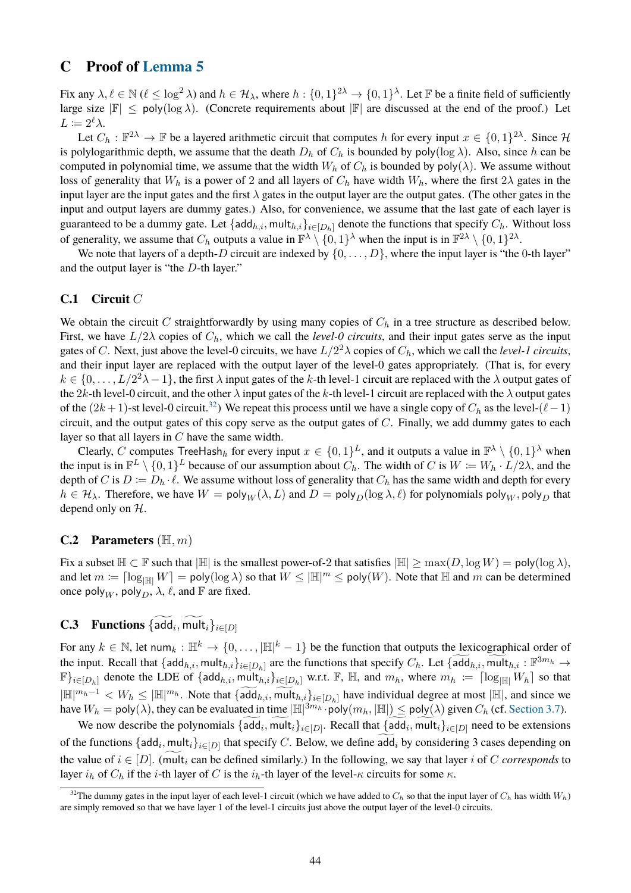## C Proof of Lemma 5

Fix any $\lambda, \ell \in \mathbb{N}$ ($\ell \leq \log^2 \lambda$) and $h \in \mathcal{H}_\lambda$, where $h : \{0,1\}^{2\lambda} \to \{0,1\}^\lambda$. Let $\mathbb{F}$ be a finite field of sufficiently large size $|\mathbb{F}| \leq \mathsf{poly}(\log \lambda)$. (Concrete requirements about $|\mathbb{F}|$ are discussed at the end of the proof.) Let $L := 2^\ell \lambda$.

Let $C_h : \mathbb{F}^{2\lambda} \to \mathbb{F}$ be a layered arithmetic circuit that computes $h$ for every input $x \in \{0,1\}^{2\lambda}$. Since $\mathcal{H}$ is polylogarithmic depth, we assume that the death $D_h$ of $C_h$ is bounded by $\mathsf{poly}(\log \lambda)$. Also, since $h$ can be computed in polynomial time, we assume that the width $W_h$ of $C_h$ is bounded by $\mathsf{poly}(\lambda)$. We assume without loss of generality that $W_h$ is a power of 2 and all layers of $C_h$ have width $W_h$, where the first $2\lambda$ gates in the input layer are the input gates and the first $\lambda$ gates in the output layer are the output gates. (The other gates in the input and output layers are dummy gates.) Also, for convenience, we assume that the last gate of each layer is guaranteed to be a dummy gate. Let $\{\mathsf{add}_{h,i}, \mathsf{mult}_{h,i}\}_{i \in [D_h]}$ denote the functions that specify $C_h$. Without loss of generality, we assume that $C_h$ outputs a value in $\mathbb{F}^\lambda \setminus \{0,1\}^\lambda$ when the input is in $\mathbb{F}^{2\lambda} \setminus \{0,1\}^{2\lambda}$.

We note that layers of a depth-$D$ circuit are indexed by $\{0, \ldots, D\}$, where the input layer is "the 0-th layer" and the output layer is "the $D$-th layer."

### C.1 Circuit $C$

We obtain the circuit $C$ straightforwardly by using many copies of $C_h$ in a tree structure as described below. First, we have $L/2\lambda$ copies of $C_h$, which we call the *level-0 circuits*, and their input gates serve as the input gates of $C$. Next, just above the level-0 circuits, we have $L/2^2\lambda$ copies of $C_h$, which we call the *level-1 circuits*, and their input layer are replaced with the output layer of the level-0 gates appropriately. (That is, for every $k \in \{0, \ldots, L/2^2\lambda - 1\}$, the first $\lambda$ input gates of the $k$-th level-1 circuit are replaced with the $\lambda$ output gates of the $2k$-th level-0 circuit, and the other $\lambda$ input gates of the $k$-th level-1 circuit are replaced with the $\lambda$ output gates of the $(2k+1)$-st level-0 circuit.[32]) We repeat this process until we have a single copy of $C_h$ as the level-$(\ell - 1)$ circuit, and the output gates of this copy serve as the output gates of $C$. Finally, we add dummy gates to each layer so that all layers in $C$ have the same width.

Clearly, $C$ computes $\mathsf{TreeHash}_h$ for every input $x \in \{0,1\}^L$, and it outputs a value in $\mathbb{F}^\lambda \setminus \{0,1\}^\lambda$ when the input is in $\mathbb{F}^L \setminus \{0,1\}^L$ because of our assumption about $C_h$. The width of $C$ is $W := W_h \cdot L/2\lambda$, and the depth of $C$ is $D := D_h \cdot \ell$. We assume without loss of generality that $C_h$ has the same width and depth for every $h \in \mathcal{H}_\lambda$. Therefore, we have $W = \mathsf{poly}_W(\lambda, L)$ and $D = \mathsf{poly}_D(\log \lambda, \ell)$ for polynomials $\mathsf{poly}_W, \mathsf{poly}_D$ that depend only on $\mathcal{H}$.

### C.2 Parameters $(\mathbb{H}, m)$

Fix a subset $\mathbb{H} \subset \mathbb{F}$ such that $|\mathbb{H}|$ is the smallest power-of-2 that satisfies $|\mathbb{H}| \geq \max(D, \log W) = \mathsf{poly}(\log \lambda)$, and let $m := \lceil \log_{|\mathbb{H}|} W \rceil = \mathsf{poly}(\log \lambda)$ so that $W \leq |\mathbb{H}|^m \leq \mathsf{poly}(W)$. Note that $\mathbb{H}$ and $m$ can be determined once $\mathsf{poly}_W$, $\mathsf{poly}_D$, $\lambda$, $\ell$, and $\mathbb{F}$ are fixed.

### C.3 Functions $\{\widetilde{\mathsf{add}}_i, \widetilde{\mathsf{mult}}_i\}_{i \in [D]}$

For any $k \in \mathbb{N}$, let $\mathsf{num}_k : \mathbb{H}^k \to \{0, \ldots, |\mathbb{H}|^k - 1\}$ be the function that outputs the lexicographical order of the input. Recall that $\{\mathsf{add}_{h,i}, \mathsf{mult}_{h,i}\}_{i \in [D_h]}$ are the functions that specify $C_h$. Let $\{\widetilde{\mathsf{add}}_{h,i}, \widetilde{\mathsf{mult}}_{h,i} : \mathbb{F}^{3m_h} \to \mathbb{F}\}_{i \in [D_h]}$ denote the LDE of $\{\mathsf{add}_{h,i}, \mathsf{mult}_{h,i}\}_{i \in [D_h]}$ w.r.t. $\mathbb{F}$, $\mathbb{H}$, and $m_h$, where $m_h := \lceil \log_{|\mathbb{H}|} W_h \rceil$ so that $|\mathbb{H}|^{m_h - 1} < W_h \leq |\mathbb{H}|^{m_h}$. Note that $\{\widetilde{\mathsf{add}}_{h,i}, \widetilde{\mathsf{mult}}_{h,i}\}_{i \in [D_h]}$ have individual degree at most $|\mathbb{H}|$, and since we have $W_h = \mathsf{poly}(\lambda)$, they can be evaluated in time $|\mathbb{H}|^{3m_h} \cdot \mathsf{poly}(m_h, |\mathbb{H}|) \leq \mathsf{poly}(\lambda)$ given $C_h$ (cf. Section 3.7).

We now describe the polynomials $\{\widetilde{\mathsf{add}}_i, \widetilde{\mathsf{mult}}_i\}_{i \in [D]}$. Recall that $\{\widetilde{\mathsf{add}}_i, \widetilde{\mathsf{mult}}_i\}_{i \in [D]}$ need to be extensions of the functions $\{\mathsf{add}_i, \mathsf{mult}_i\}_{i \in [D]}$ that specify $C$. Below, we define $\widetilde{\mathsf{add}}_i$ by considering 3 cases depending on the value of $i \in [D]$. ($\widetilde{\mathsf{mult}}_i$ can be defined similarly.) In the following, we say that layer $i$ of $C$ *corresponds* to layer $i_h$ of $C_h$ if the $i$-th layer of $C$ is the $i_h$-th layer of the level-$\kappa$ circuits for some $\kappa$.

[32] The dummy gates in the input layer of each level-1 circuit (which we have added to $C_h$ so that the input layer of $C_h$ has width $W_h$) are simply removed so that we have layer 1 of the level-1 circuits just above the output layer of the level-0 circuits.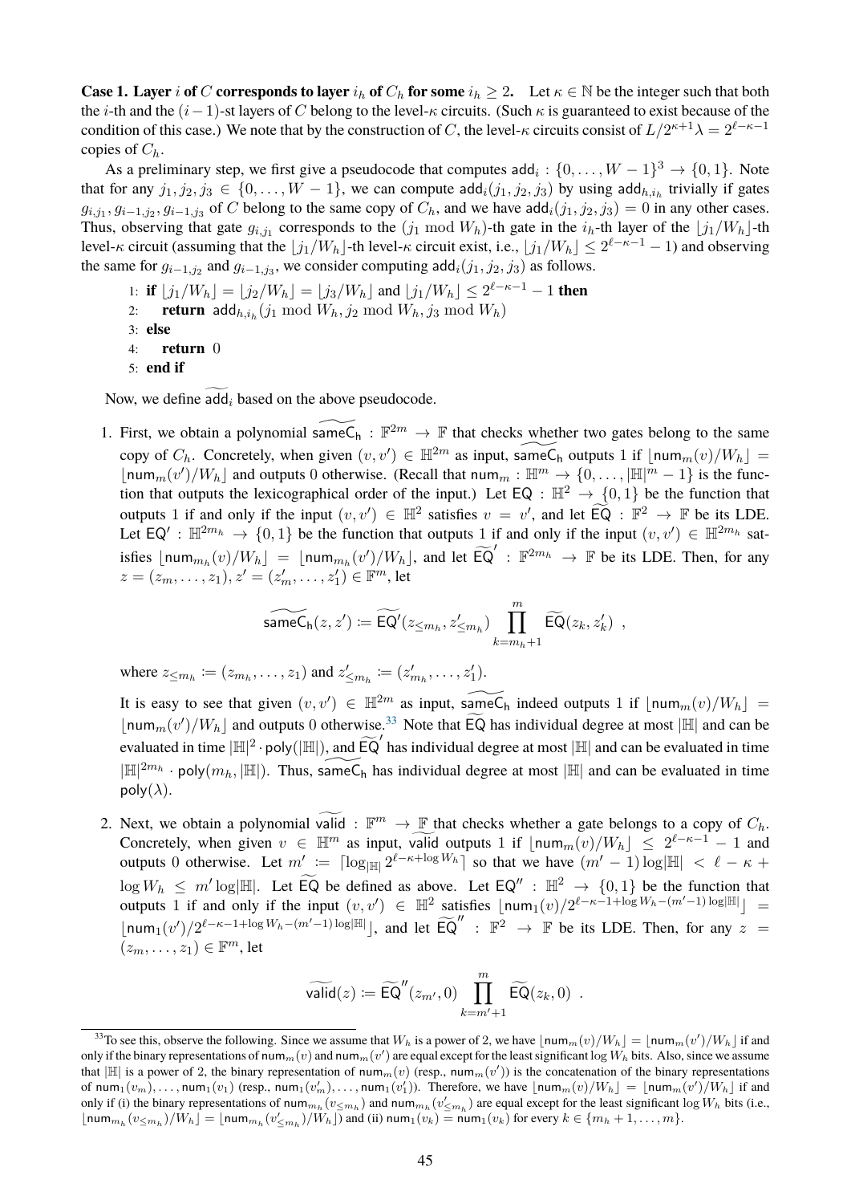**Case 1. Layer $i$ of $C$ corresponds to layer $i_h$ of $C_h$ for some $i_h \geq 2$.** Let $\kappa \in \mathbb{N}$ be the integer such that both the $i$-th and the $(i-1)$-st layers of $C$ belong to the level-$\kappa$ circuits. (Such $\kappa$ is guaranteed to exist because of the condition of this case.) We note that by the construction of $C$, the level-$\kappa$ circuits consist of $L/2^{\kappa+1}\lambda = 2^{\ell-\kappa-1}$ copies of $C_h$.

As a preliminary step, we first give a pseudocode that computes $\mathsf{add}_i : \{0, \dots, W-1\}^3 \to \{0,1\}$. Note that for any $j_1, j_2, j_3 \in \{0, \dots, W-1\}$, we can compute $\mathsf{add}_i(j_1, j_2, j_3)$ by using $\mathsf{add}_{h,i_h}$ trivially if gates $g_{i,j_1}, g_{i-1,j_2}, g_{i-1,j_3}$ of $C$ belong to the same copy of $C_h$, and we have $\mathsf{add}_i(j_1, j_2, j_3) = 0$ in any other cases. Thus, observing that gate $g_{i,j_1}$ corresponds to the $(j_1 \bmod W_h)$-th gate in the $i_h$-th layer of the $\lfloor j_1/W_h \rfloor$-th level-$\kappa$ circuit (assuming that the $\lfloor j_1/W_h \rfloor$-th level-$\kappa$ circuit exist, i.e., $\lfloor j_1/W_h \rfloor \leq 2^{\ell-\kappa-1} - 1$) and observing the same for $g_{i-1,j_2}$ and $g_{i-1,j_3}$, we consider computing $\mathsf{add}_i(j_1, j_2, j_3)$ as follows.

```
1: if ⌊j1/W_h⌋ = ⌊j2/W_h⌋ = ⌊j3/W_h⌋ and ⌊j1/W_h⌋ ≤ 2^(ℓ−κ−1) − 1 then
2:     return add_{h,i_h}(j1 mod W_h, j2 mod W_h, j3 mod W_h)
3: else
4:     return 0
5: end if
```

Now, we define $\widetilde{\mathsf{add}}_i$ based on the above pseudocode.

1. First, we obtain a polynomial $\widetilde{\mathsf{sameC_h}} : \mathbb{F}^{2m} \to \mathbb{F}$ that checks whether two gates belong to the same copy of $C_h$. Concretely, when given $(v, v') \in \mathbb{H}^{2m}$ as input, $\widetilde{\mathsf{sameC_h}}$ outputs 1 if $\lfloor \mathsf{num}_m(v)/W_h \rfloor = \lfloor \mathsf{num}_m(v')/W_h \rfloor$ and outputs 0 otherwise. (Recall that $\mathsf{num}_m : \mathbb{H}^m \to \{0, \dots, |\mathbb{H}|^m - 1\}$ is the function that outputs the lexicographical order of the input.) Let $\mathsf{EQ} : \mathbb{H}^2 \to \{0,1\}$ be the function that outputs 1 if and only if the input $(v, v') \in \mathbb{H}^2$ satisfies $v = v'$, and let $\widetilde{\mathsf{EQ}} : \mathbb{F}^2 \to \mathbb{F}$ be its LDE. Let $\mathsf{EQ}' : \mathbb{H}^{2m_h} \to \{0,1\}$ be the function that outputs 1 if and only if the input $(v, v') \in \mathbb{H}^{2m_h}$ satisfies $\lfloor \mathsf{num}_{m_h}(v)/W_h \rfloor = \lfloor \mathsf{num}_{m_h}(v')/W_h \rfloor$, and let $\widetilde{\mathsf{EQ}}' : \mathbb{F}^{2m_h} \to \mathbb{F}$ be its LDE. Then, for any $z = (z_m, \dots, z_1), z' = (z'_m, \dots, z'_1) \in \mathbb{F}^m$, let

$$\widetilde{\mathsf{sameC_h}}(z, z') := \widetilde{\mathsf{EQ}'}(z_{\leq m_h}, z'_{\leq m_h}) \prod_{k=m_h+1}^{m} \widetilde{\mathsf{EQ}}(z_k, z'_k) \ ,$$

   where $z_{\leq m_h} := (z_{m_h}, \dots, z_1)$ and $z'_{\leq m_h} := (z'_{m_h}, \dots, z'_1)$.

   It is easy to see that given $(v, v') \in \mathbb{H}^{2m}$ as input, $\widetilde{\mathsf{sameC_h}}$ indeed outputs 1 if $\lfloor \mathsf{num}_m(v)/W_h \rfloor = \lfloor \mathsf{num}_m(v')/W_h \rfloor$ and outputs 0 otherwise.[33] Note that $\widetilde{\mathsf{EQ}}$ has individual degree at most $|\mathbb{H}|$ and can be evaluated in time $|\mathbb{H}|^2 \cdot \mathsf{poly}(|\mathbb{H}|)$, and $\widetilde{\mathsf{EQ}}'$ has individual degree at most $|\mathbb{H}|$ and can be evaluated in time $|\mathbb{H}|^{2m_h} \cdot \mathsf{poly}(m_h, |\mathbb{H}|)$. Thus, $\widetilde{\mathsf{sameC_h}}$ has individual degree at most $|\mathbb{H}|$ and can be evaluated in time $\mathsf{poly}(\lambda)$.

2. Next, we obtain a polynomial $\widetilde{\mathsf{valid}} : \mathbb{F}^m \to \mathbb{F}$ that checks whether a gate belongs to a copy of $C_h$. Concretely, when given $v \in \mathbb{H}^m$ as input, $\widetilde{\mathsf{valid}}$ outputs 1 if $\lfloor \mathsf{num}_m(v)/W_h \rfloor \leq 2^{\ell-\kappa-1} - 1$ and outputs 0 otherwise. Let $m' := \lceil \log_{|\mathbb{H}|} 2^{\ell-\kappa+\log W_h} \rceil$ so that we have $(m'-1)\log|\mathbb{H}| < \ell - \kappa + \log W_h \leq m' \log|\mathbb{H}|$. Let $\widetilde{\mathsf{EQ}}$ be defined as above. Let $\mathsf{EQ}'' : \mathbb{H}^2 \to \{0,1\}$ be the function that outputs 1 if and only if the input $(v, v') \in \mathbb{H}^2$ satisfies $\lfloor \mathsf{num}_1(v)/2^{\ell-\kappa-1+\log W_h - (m'-1)\log|\mathbb{H}|} \rfloor = \lfloor \mathsf{num}_1(v')/2^{\ell-\kappa-1+\log W_h - (m'-1)\log|\mathbb{H}|} \rfloor$, and let $\widetilde{\mathsf{EQ}}'' : \mathbb{F}^2 \to \mathbb{F}$ be its LDE. Then, for any $z = (z_m, \dots, z_1) \in \mathbb{F}^m$, let

$$\widetilde{\mathsf{valid}}(z) := \widetilde{\mathsf{EQ}}''(z_{m'}, 0) \prod_{k=m'+1}^{m} \widetilde{\mathsf{EQ}}(z_k, 0) \ .$$

[33] To see this, observe the following. Since we assume that $W_h$ is a power of 2, we have $\lfloor \mathsf{num}_m(v)/W_h \rfloor = \lfloor \mathsf{num}_m(v')/W_h \rfloor$ if and only if the binary representations of $\mathsf{num}_m(v)$ and $\mathsf{num}_m(v')$ are equal except for the least significant $\log W_h$ bits. Also, since we assume that $|\mathbb{H}|$ is a power of 2, the binary representation of $\mathsf{num}_m(v)$ (resp., $\mathsf{num}_m(v')$) is the concatenation of the binary representations of $\mathsf{num}_1(v_m), \dots, \mathsf{num}_1(v_1)$ (resp., $\mathsf{num}_1(v'_m), \dots, \mathsf{num}_1(v'_1)$). Therefore, we have $\lfloor \mathsf{num}_m(v)/W_h \rfloor = \lfloor \mathsf{num}_m(v')/W_h \rfloor$ if and only if (i) the binary representations of $\mathsf{num}_{m_h}(v_{\leq m_h})$ and $\mathsf{num}_{m_h}(v'_{\leq m_h})$ are equal except for the least significant $\log W_h$ bits (i.e., $\lfloor \mathsf{num}_{m_h}(v_{\leq m_h})/W_h \rfloor = \lfloor \mathsf{num}_{m_h}(v'_{\leq m_h})/W_h \rfloor$) and (ii) $\mathsf{num}_1(v_k) = \mathsf{num}_1(v_k)$ for every $k \in \{m_h+1, \dots, m\}$.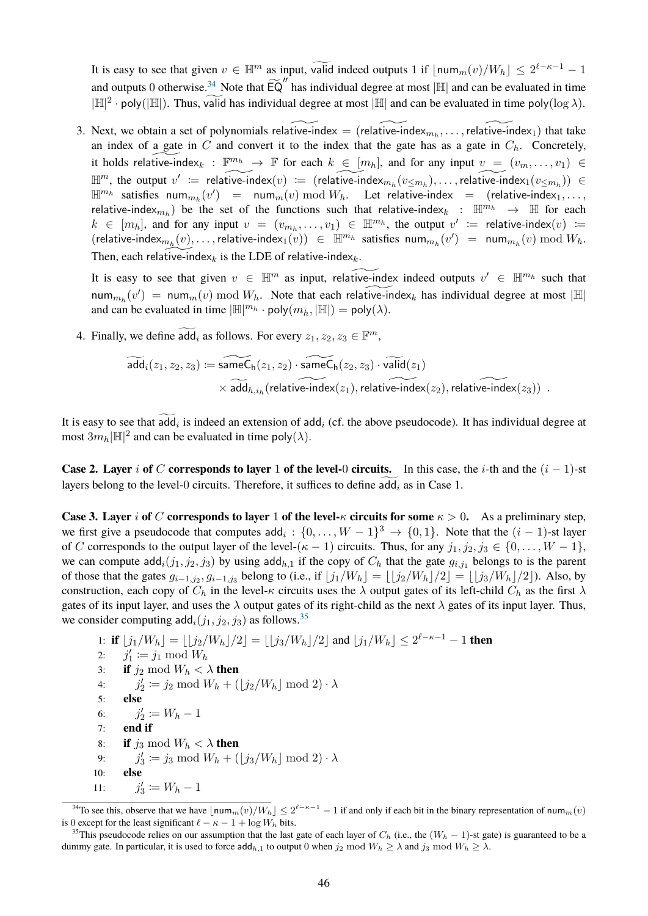It is easy to see that given $v \in \mathbb{H}^m$ as input, $\widetilde{\mathsf{valid}}$ indeed outputs 1 if $\lfloor \mathsf{num}_m(v)/W_h \rfloor \leq 2^{\ell-\kappa-1} - 1$ and outputs 0 otherwise.[34] Note that $\widetilde{\mathsf{EQ}}''$ has individual degree at most $|\mathbb{H}|$ and can be evaluated in time $|\mathbb{H}|^2 \cdot \mathsf{poly}(|\mathbb{H}|)$. Thus, $\widetilde{\mathsf{valid}}$ has individual degree at most $|\mathbb{H}|$ and can be evaluated in time $\mathsf{poly}(\log \lambda)$.

3. Next, we obtain a set of polynomials $\widetilde{\mathsf{relative\text{-}index}} = (\widetilde{\mathsf{relative\text{-}index}}_{m_h}, \ldots, \widetilde{\mathsf{relative\text{-}index}}_1)$ that take an index of a gate in $C$ and convert it to the index that the gate has as a gate in $C_h$. Concretely, it holds $\widetilde{\mathsf{relative\text{-}index}}_k : \mathbb{F}^{m_h} \to \mathbb{F}$ for each $k \in [m_h]$, and for any input $v = (v_m, \ldots, v_1) \in \mathbb{H}^m$, the output $v' := \widetilde{\mathsf{relative\text{-}index}}(v) := (\widetilde{\mathsf{relative\text{-}index}}_{m_h}(v_{\leq m_h}), \ldots, \widetilde{\mathsf{relative\text{-}index}}_1(v_{\leq m_h})) \in \mathbb{H}^{m_h}$ satisfies $\mathsf{num}_{m_h}(v') = \mathsf{num}_m(v) \bmod W_h$. Let $\mathsf{relative\text{-}index} = (\mathsf{relative\text{-}index}_1, \ldots, \mathsf{relative\text{-}index}_{m_h})$ be the set of the functions such that $\mathsf{relative\text{-}index}_k : \mathbb{H}^{m_h} \to \mathbb{H}$ for each $k \in [m_h]$, and for any input $v = (v_{m_h}, \ldots, v_1) \in \mathbb{H}^{m_h}$, the output $v' := \mathsf{relative\text{-}index}(v) := (\mathsf{relative\text{-}index}_{m_h}(v), \ldots, \mathsf{relative\text{-}index}_1(v)) \in \mathbb{H}^{m_h}$ satisfies $\mathsf{num}_{m_h}(v') = \mathsf{num}_{m_h}(v) \bmod W_h$. Then, each $\widetilde{\mathsf{relative\text{-}index}}_k$ is the LDE of $\mathsf{relative\text{-}index}_k$.

   It is easy to see that given $v \in \mathbb{H}^m$ as input, $\widetilde{\mathsf{relative\text{-}index}}$ indeed outputs $v' \in \mathbb{H}^{m_h}$ such that $\mathsf{num}_{m_h}(v') = \mathsf{num}_m(v) \bmod W_h$. Note that each $\widetilde{\mathsf{relative\text{-}index}}_k$ has individual degree at most $|\mathbb{H}|$ and can be evaluated in time $|\mathbb{H}|^{m_h} \cdot \mathsf{poly}(m_h, |\mathbb{H}|) = \mathsf{poly}(\lambda)$.

4. Finally, we define $\widetilde{\mathsf{add}}_i$ as follows. For every $z_1, z_2, z_3 \in \mathbb{F}^m$,

$$
\begin{aligned}
\widetilde{\mathsf{add}}_i(z_1, z_2, z_3) := \;& \widetilde{\mathsf{sameC_h}}(z_1, z_2) \cdot \widetilde{\mathsf{sameC_h}}(z_2, z_3) \cdot \widetilde{\mathsf{valid}}(z_1) \\
& \times \widetilde{\mathsf{add}}_{h,i_h}(\widetilde{\mathsf{relative\text{-}index}}(z_1), \widetilde{\mathsf{relative\text{-}index}}(z_2), \widetilde{\mathsf{relative\text{-}index}}(z_3)) \enspace .
\end{aligned}
$$

It is easy to see that $\widetilde{\mathsf{add}}_i$ is indeed an extension of $\mathsf{add}_i$ (cf. the above pseudocode). It has individual degree at most $3m_h|\mathbb{H}|^2$ and can be evaluated in time $\mathsf{poly}(\lambda)$.

**Case 2. Layer $i$ of $C$ corresponds to layer 1 of the level-0 circuits.** In this case, the $i$-th and the $(i-1)$-st layers belong to the level-0 circuits. Therefore, it suffices to define $\widetilde{\mathsf{add}}_i$ as in Case 1.

**Case 3. Layer $i$ of $C$ corresponds to layer 1 of the level-$\kappa$ circuits for some $\kappa > 0$.** As a preliminary step, we first give a pseudocode that computes $\mathsf{add}_i : \{0, \ldots, W-1\}^3 \to \{0, 1\}$. Note that the $(i-1)$-st layer of $C$ corresponds to the output layer of the level-$(\kappa - 1)$ circuits. Thus, for any $j_1, j_2, j_3 \in \{0, \ldots, W-1\}$, we can compute $\mathsf{add}_i(j_1, j_2, j_3)$ by using $\mathsf{add}_{h,1}$ if the copy of $C_h$ that the gate $g_{i,j_1}$ belongs to is the parent of those that the gates $g_{i-1,j_2}, g_{i-1,j_3}$ belong to (i.e., if $\lfloor j_1/W_h \rfloor = \lfloor \lfloor j_2/W_h \rfloor / 2 \rfloor = \lfloor \lfloor j_3/W_h \rfloor / 2 \rfloor$). Also, by construction, each copy of $C_h$ in the level-$\kappa$ circuits uses the $\lambda$ output gates of its left-child $C_h$ as the first $\lambda$ gates of its input layer, and uses the $\lambda$ output gates of its right-child as the next $\lambda$ gates of its input layer. Thus, we consider computing $\mathsf{add}_i(j_1, j_2, j_3)$ as follows.[35]

```
1: if ⌊j1/Wh⌋ = ⌊⌊j2/Wh⌋/2⌋ = ⌊⌊j3/Wh⌋/2⌋ and ⌊j1/Wh⌋ ≤ 2^(ℓ−κ−1) − 1 then
2:     j1' := j1 mod Wh
3:     if j2 mod Wh < λ then
4:         j2' := j2 mod Wh + (⌊j2/Wh⌋ mod 2) · λ
5:     else
6:         j2' := Wh − 1
7:     end if
8:     if j3 mod Wh < λ then
9:         j3' := j3 mod Wh + (⌊j3/Wh⌋ mod 2) · λ
10:    else
11:        j3' := Wh − 1
```

[34] To see this, observe that we have $\lfloor \mathsf{num}_m(v)/W_h \rfloor \leq 2^{\ell-\kappa-1} - 1$ if and only if each bit in the binary representation of $\mathsf{num}_m(v)$ is 0 except for the least significant $\ell - \kappa - 1 + \log W_h$ bits.

[35] This pseudocode relies on our assumption that the last gate of each layer of $C_h$ (i.e., the $(W_h - 1)$-st gate) is guaranteed to be a dummy gate. In particular, it is used to force $\mathsf{add}_{h,1}$ to output 0 when $j_2 \bmod W_h \geq \lambda$ and $j_3 \bmod W_h \geq \lambda$.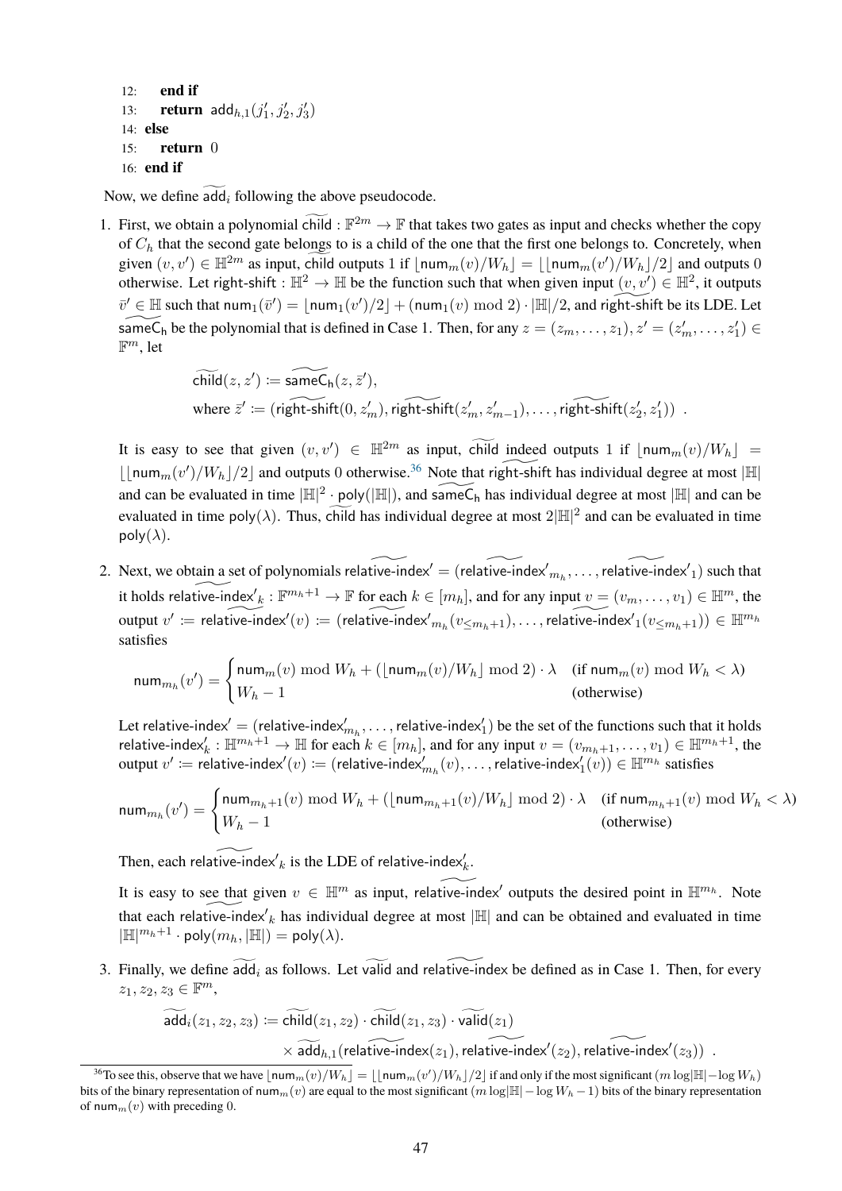```
12:     end if
13:     return add_{h,1}(j'_1, j'_2, j'_3)
14: else
15:     return 0
16: end if
```

Now, we define $\widetilde{\mathsf{add}}_i$ following the above pseudocode.

1. First, we obtain a polynomial $\widetilde{\mathsf{child}} : \mathbb{F}^{2m} \to \mathbb{F}$ that takes two gates as input and checks whether the copy of $C_h$ that the second gate belongs to is a child of the one that the first one belongs to. Concretely, when given $(v, v') \in \mathbb{H}^{2m}$ as input, $\widetilde{\mathsf{child}}$ outputs 1 if $\lfloor \mathsf{num}_m(v)/W_h \rfloor = \lfloor \lfloor \mathsf{num}_m(v')/W_h \rfloor /2 \rfloor$ and outputs 0 otherwise. Let $\mathsf{right\text{-}shift} : \mathbb{H}^2 \to \mathbb{H}$ be the function such that when given input $(v, v') \in \mathbb{H}^2$, it outputs $\bar{v}' \in \mathbb{H}$ such that $\mathsf{num}_1(\bar{v}') = \lfloor \mathsf{num}_1(v')/2 \rfloor + (\mathsf{num}_1(v) \bmod 2) \cdot |\mathbb{H}|/2$, and $\widetilde{\mathsf{right\text{-}shift}}$ be its LDE. Let $\widetilde{\mathsf{sameC_h}}$ be the polynomial that is defined in Case 1. Then, for any $z = (z_m, \ldots, z_1), z' = (z'_m, \ldots, z'_1) \in \mathbb{F}^m$, let

$$
\begin{aligned}
&\widetilde{\mathsf{child}}(z, z') := \widetilde{\mathsf{sameC_h}}(z, \bar{z}'), \\
&\text{where } \bar{z}' := (\widetilde{\mathsf{right\text{-}shift}}(0, z'_m), \widetilde{\mathsf{right\text{-}shift}}(z'_m, z'_{m-1}), \ldots, \widetilde{\mathsf{right\text{-}shift}}(z'_2, z'_1)) \enspace .
\end{aligned}
$$

   It is easy to see that given $(v, v') \in \mathbb{H}^{2m}$ as input, $\widetilde{\mathsf{child}}$ indeed outputs 1 if $\lfloor \mathsf{num}_m(v)/W_h \rfloor = \lfloor \lfloor \mathsf{num}_m(v')/W_h \rfloor /2 \rfloor$ and outputs 0 otherwise.[36] Note that $\widetilde{\mathsf{right\text{-}shift}}$ has individual degree at most $|\mathbb{H}|$ and can be evaluated in time $|\mathbb{H}|^2 \cdot \mathsf{poly}(|\mathbb{H}|)$, and $\widetilde{\mathsf{sameC_h}}$ has individual degree at most $|\mathbb{H}|$ and can be evaluated in time $\mathsf{poly}(\lambda)$. Thus, $\widetilde{\mathsf{child}}$ has individual degree at most $2|\mathbb{H}|^2$ and can be evaluated in time $\mathsf{poly}(\lambda)$.

2. Next, we obtain a set of polynomials $\widetilde{\mathsf{relative\text{-}index}'} = (\widetilde{\mathsf{relative\text{-}index}'}_{m_h}, \ldots, \widetilde{\mathsf{relative\text{-}index}'}_1)$ such that it holds $\widetilde{\mathsf{relative\text{-}index}'}_k : \mathbb{F}^{m_h+1} \to \mathbb{F}$ for each $k \in [m_h]$, and for any input $v = (v_m, \ldots, v_1) \in \mathbb{H}^m$, the output $v' := \widetilde{\mathsf{relative\text{-}index}'}(v) := (\widetilde{\mathsf{relative\text{-}index}'}_{m_h}(v_{\le m_h+1}), \ldots, \widetilde{\mathsf{relative\text{-}index}'}_1(v_{\le m_h+1})) \in \mathbb{H}^{m_h}$ satisfies

$$
\mathsf{num}_{m_h}(v') = \begin{cases} \mathsf{num}_m(v) \bmod W_h + (\lfloor \mathsf{num}_m(v)/W_h \rfloor \bmod 2) \cdot \lambda & \text{(if } \mathsf{num}_m(v) \bmod W_h < \lambda\text{)} \\ W_h - 1 & \text{(otherwise)} \end{cases}
$$

   Let $\mathsf{relative\text{-}index}' = (\mathsf{relative\text{-}index}'_{m_h}, \ldots, \mathsf{relative\text{-}index}'_1)$ be the set of the functions such that it holds $\mathsf{relative\text{-}index}'_k : \mathbb{H}^{m_h+1} \to \mathbb{H}$ for each $k \in [m_h]$, and for any input $v = (v_{m_h+1}, \ldots, v_1) \in \mathbb{H}^{m_h+1}$, the output $v' := \mathsf{relative\text{-}index}'(v) := (\mathsf{relative\text{-}index}'_{m_h}(v), \ldots, \mathsf{relative\text{-}index}'_1(v)) \in \mathbb{H}^{m_h}$ satisfies

$$
\mathsf{num}_{m_h}(v') = \begin{cases} \mathsf{num}_{m_h+1}(v) \bmod W_h + (\lfloor \mathsf{num}_{m_h+1}(v)/W_h \rfloor \bmod 2) \cdot \lambda & \text{(if } \mathsf{num}_{m_h+1}(v) \bmod W_h < \lambda\text{)} \\ W_h - 1 & \text{(otherwise)} \end{cases}
$$

   Then, each $\widetilde{\mathsf{relative\text{-}index}'}_k$ is the LDE of $\mathsf{relative\text{-}index}'_k$.

   It is easy to see that given $v \in \mathbb{H}^m$ as input, $\widetilde{\mathsf{relative\text{-}index}'}$ outputs the desired point in $\mathbb{H}^{m_h}$. Note that each $\widetilde{\mathsf{relative\text{-}index}'}_k$ has individual degree at most $|\mathbb{H}|$ and can be obtained and evaluated in time $|\mathbb{H}|^{m_h+1} \cdot \mathsf{poly}(m_h, |\mathbb{H}|) = \mathsf{poly}(\lambda)$.

3. Finally, we define $\widetilde{\mathsf{add}}_i$ as follows. Let $\widetilde{\mathsf{valid}}$ and $\widetilde{\mathsf{relative\text{-}index}}$ be defined as in Case 1. Then, for every $z_1, z_2, z_3 \in \mathbb{F}^m$,

$$
\begin{aligned}
\widetilde{\mathsf{add}}_i(z_1, z_2, z_3) := &\ \widetilde{\mathsf{child}}(z_1, z_2) \cdot \widetilde{\mathsf{child}}(z_1, z_3) \cdot \widetilde{\mathsf{valid}}(z_1) \\
&\times \widetilde{\mathsf{add}}_{h,1}(\widetilde{\mathsf{relative\text{-}index}}(z_1), \widetilde{\mathsf{relative\text{-}index}'}(z_2), \widetilde{\mathsf{relative\text{-}index}'}(z_3)) \enspace .
\end{aligned}
$$

[36] To see this, observe that we have $\lfloor \mathsf{num}_m(v)/W_h \rfloor = \lfloor \lfloor \mathsf{num}_m(v')/W_h \rfloor /2 \rfloor$ if and only if the most significant $(m \log|\mathbb{H}| - \log W_h)$ bits of the binary representation of $\mathsf{num}_m(v)$ are equal to the most significant $(m \log|\mathbb{H}| - \log W_h - 1)$ bits of the binary representation of $\mathsf{num}_m(v)$ with preceding 0.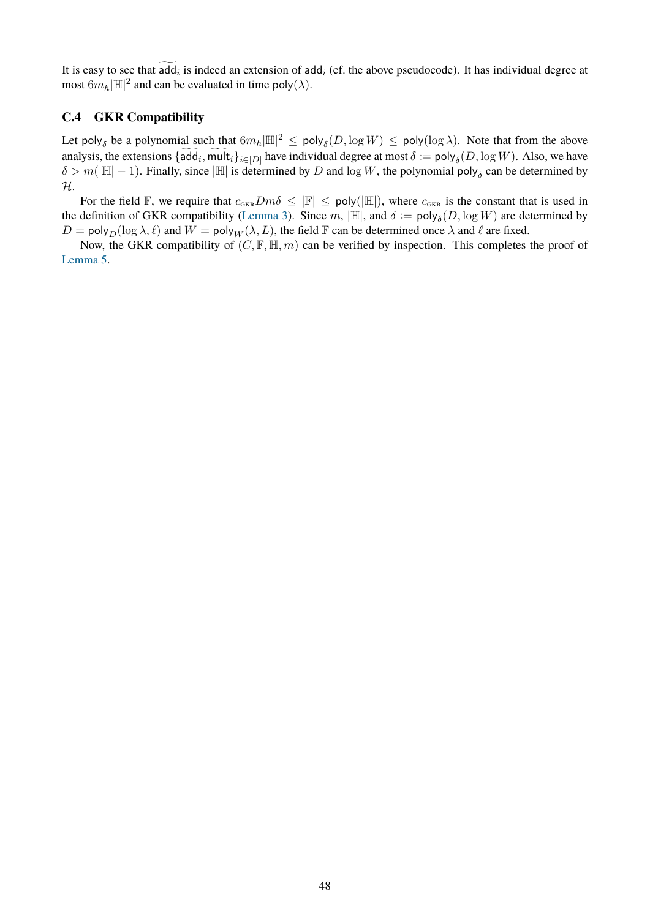It is easy to see that $\widetilde{\mathsf{add}}_i$ is indeed an extension of $\mathsf{add}_i$ (cf. the above pseudocode). It has individual degree at most $6m_h|\mathbb{H}|^2$ and can be evaluated in time $\mathsf{poly}(\lambda)$.

### C.4 GKR Compatibility

Let $\mathsf{poly}_\delta$ be a polynomial such that $6m_h|\mathbb{H}|^2 \leq \mathsf{poly}_\delta(D, \log W) \leq \mathsf{poly}(\log \lambda)$. Note that from the above analysis, the extensions $\{\widetilde{\mathsf{add}}_i, \widetilde{\mathsf{mult}}_i\}_{i \in [D]}$ have individual degree at most $\delta := \mathsf{poly}_\delta(D, \log W)$. Also, we have $\delta > m(|\mathbb{H}| - 1)$. Finally, since $|\mathbb{H}|$ is determined by $D$ and $\log W$, the polynomial $\mathsf{poly}_\delta$ can be determined by $\mathcal{H}$.

For the field $\mathbb{F}$, we require that $c_{\text{GKR}} D m \delta \leq |\mathbb{F}| \leq \mathsf{poly}(|\mathbb{H}|)$, where $c_{\text{GKR}}$ is the constant that is used in the definition of GKR compatibility (Lemma 3). Since $m$, $|\mathbb{H}|$, and $\delta := \mathsf{poly}_\delta(D, \log W)$ are determined by $D = \mathsf{poly}_D(\log \lambda, \ell)$ and $W = \mathsf{poly}_W(\lambda, L)$, the field $\mathbb{F}$ can be determined once $\lambda$ and $\ell$ are fixed.

Now, the GKR compatibility of $(C, \mathbb{F}, \mathbb{H}, m)$ can be verified by inspection. This completes the proof of Lemma 5.